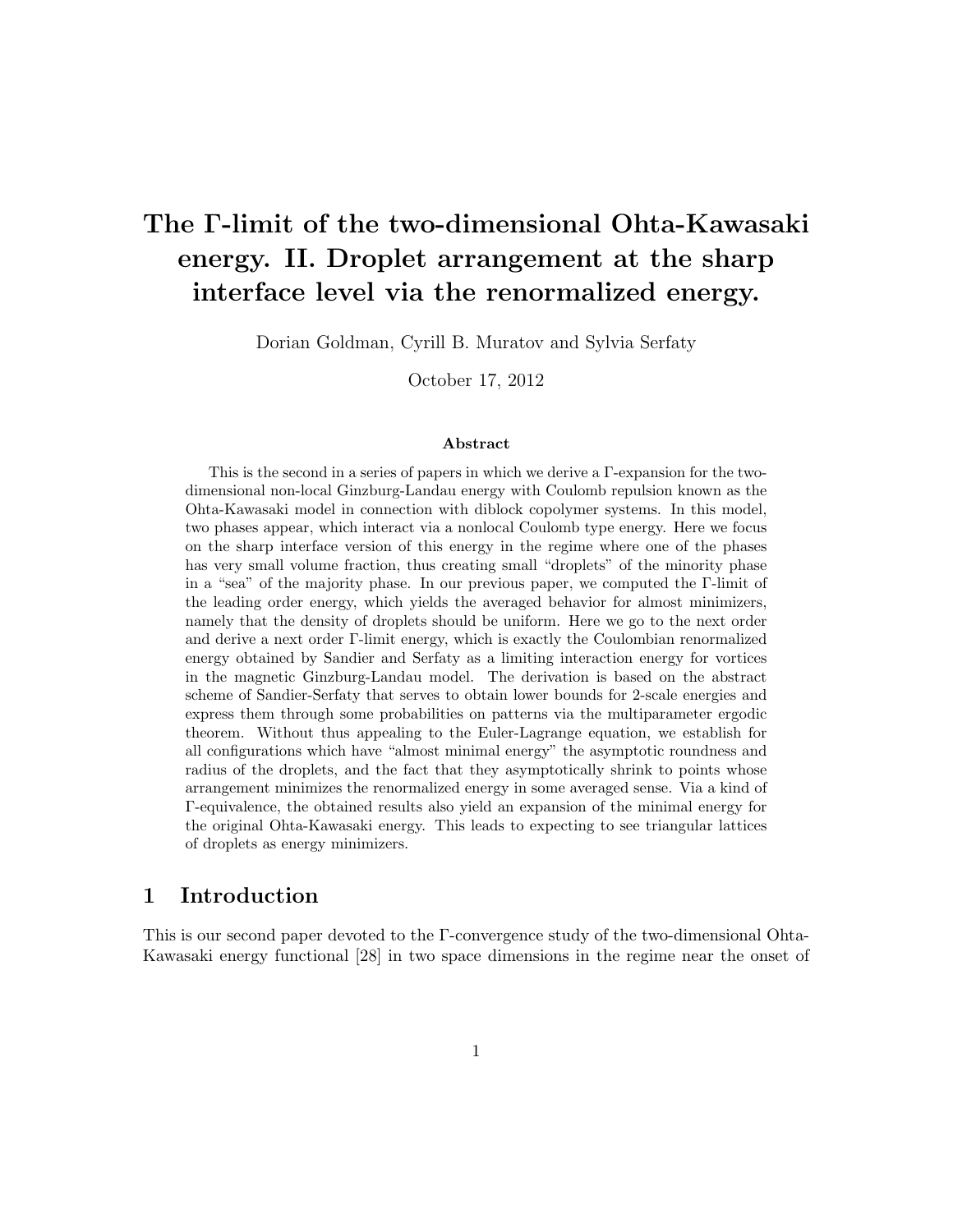# The Γ-limit of the two-dimensional Ohta-Kawasaki energy. II. Droplet arrangement at the sharp interface level via the renormalized energy.

Dorian Goldman, Cyrill B. Muratov and Sylvia Serfaty

October 17, 2012

### Abstract

This is the second in a series of papers in which we derive a Γ-expansion for the two-dimensional non-local Ginzburg-Landau energy with Coulomb repulsion known as the Ohta-Kawasaki model in connection with diblock copolymer systems. In this model, two phases appear, which interact via a nonlocal Coulomb type energy. Here we focus on the sharp interface version of this energy in the regime where one of the phases has very small volume fraction, thus creating small "droplets" of the minority phase in a "sea" of the majority phase. In our previous paper, we computed the Γ-limit of the leading order energy, which yields the averaged behavior for almost minimizers, namely that the density of droplets should be uniform. Here we go to the next order and derive a next order Γ-limit energy, which is exactly the Coulombian renormalized energy obtained by Sandier and Serfaty as a limiting interaction energy for vortices in the magnetic Ginzburg-Landau model. The derivation is based on the abstract scheme of Sandier-Serfaty that serves to obtain lower bounds for 2-scale energies and express them through some probabilities on patterns via the multiparameter ergodic theorem. Without thus appealing to the Euler-Lagrange equation, we establish for all configurations which have "almost minimal energy" the asymptotic roundness and radius of the droplets, and the fact that they asymptotically shrink to points whose arrangement minimizes the renormalized energy in some averaged sense. Via a kind of Γ-equivalence, the obtained results also yield an expansion of the minimal energy for the original Ohta-Kawasaki energy. This leads to expecting to see triangular lattices of droplets as energy minimizers.

## 1 Introduction

This is our second paper devoted to the Γ-convergence study of the two-dimensional Ohta-Kawasaki energy functional [28] in two space dimensions in the regime near the onset of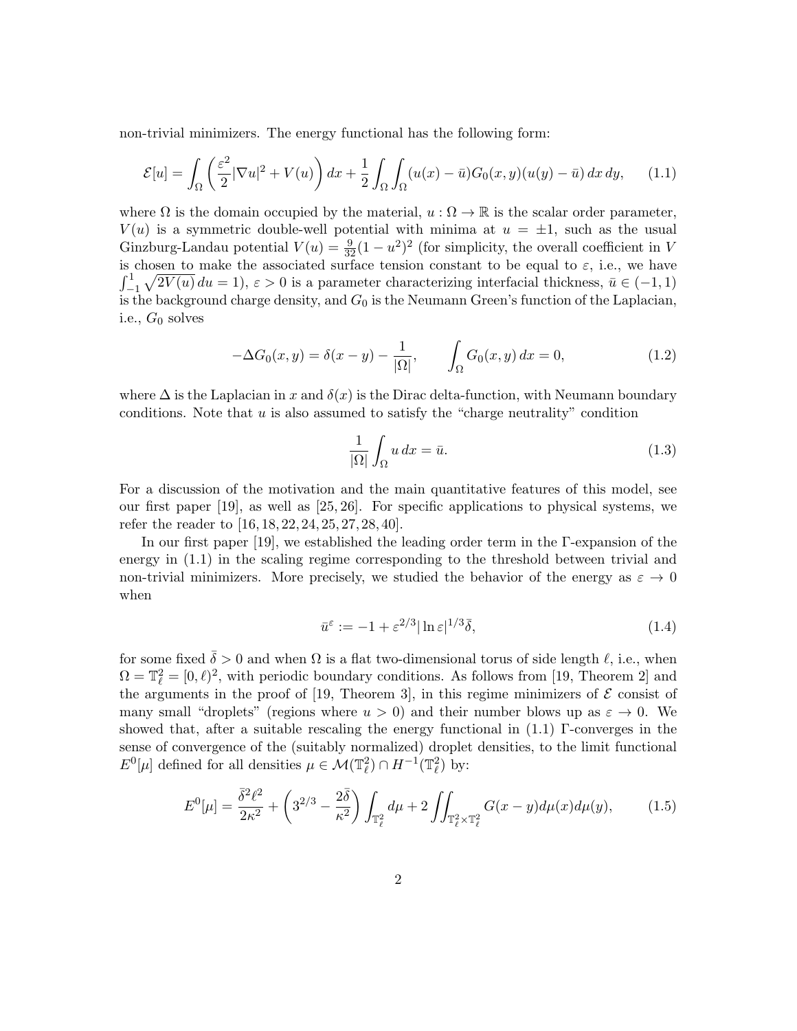non-trivial minimizers. The energy functional has the following form:

$$\mathcal{E}[u] = \int_\Omega \left( \frac{\varepsilon^2}{2} |\nabla u|^2 + V(u) \right) dx + \frac{1}{2} \int_\Omega \int_\Omega (u(x) - \bar{u}) G_0(x,y)(u(y) - \bar{u})\, dx\, dy, \qquad (1.1)$$

where $\Omega$ is the domain occupied by the material, $u : \Omega \to \mathbb{R}$ is the scalar order parameter, $V(u)$ is a symmetric double-well potential with minima at $u = \pm 1$, such as the usual Ginzburg-Landau potential $V(u) = \frac{9}{32}(1-u^2)^2$ (for simplicity, the overall coefficient in $V$ is chosen to make the associated surface tension constant to be equal to $\varepsilon$, i.e., we have $\int_{-1}^{1} \sqrt{2V(u)}\, du = 1$), $\varepsilon > 0$ is a parameter characterizing interfacial thickness, $\bar{u} \in (-1,1)$ is the background charge density, and $G_0$ is the Neumann Green's function of the Laplacian, i.e., $G_0$ solves

$$-\Delta G_0(x,y) = \delta(x-y) - \frac{1}{|\Omega|}, \qquad \int_\Omega G_0(x,y)\, dx = 0, \qquad (1.2)$$

where $\Delta$ is the Laplacian in $x$ and $\delta(x)$ is the Dirac delta-function, with Neumann boundary conditions. Note that $u$ is also assumed to satisfy the "charge neutrality" condition

$$\frac{1}{|\Omega|} \int_\Omega u\, dx = \bar{u}. \qquad (1.3)$$

For a discussion of the motivation and the main quantitative features of this model, see our first paper [19], as well as [25, 26]. For specific applications to physical systems, we refer the reader to [16, 18, 22, 24, 25, 27, 28, 40].

In our first paper [19], we established the leading order term in the $\Gamma$-expansion of the energy in (1.1) in the scaling regime corresponding to the threshold between trivial and non-trivial minimizers. More precisely, we studied the behavior of the energy as $\varepsilon \to 0$ when

$$\bar{u}^\varepsilon := -1 + \varepsilon^{2/3} |\ln \varepsilon|^{1/3} \bar{\delta}, \qquad (1.4)$$

for some fixed $\bar{\delta} > 0$ and when $\Omega$ is a flat two-dimensional torus of side length $\ell$, i.e., when $\Omega = \mathbb{T}_\ell^2 = [0,\ell)^2$, with periodic boundary conditions. As follows from [19, Theorem 2] and the arguments in the proof of [19, Theorem 3], in this regime minimizers of $\mathcal{E}$ consist of many small "droplets" (regions where $u > 0$) and their number blows up as $\varepsilon \to 0$. We showed that, after a suitable rescaling the energy functional in (1.1) $\Gamma$-converges in the sense of convergence of the (suitably normalized) droplet densities, to the limit functional $E^0[\mu]$ defined for all densities $\mu \in \mathcal{M}(\mathbb{T}_\ell^2) \cap H^{-1}(\mathbb{T}_\ell^2)$ by:

$$E^0[\mu] = \frac{\bar{\delta}^2 \ell^2}{2\kappa^2} + \left( 3^{2/3} - \frac{2\bar{\delta}}{\kappa^2} \right) \int_{\mathbb{T}_\ell^2} d\mu + 2 \iint_{\mathbb{T}_\ell^2 \times \mathbb{T}_\ell^2} G(x-y) d\mu(x) d\mu(y), \qquad (1.5)$$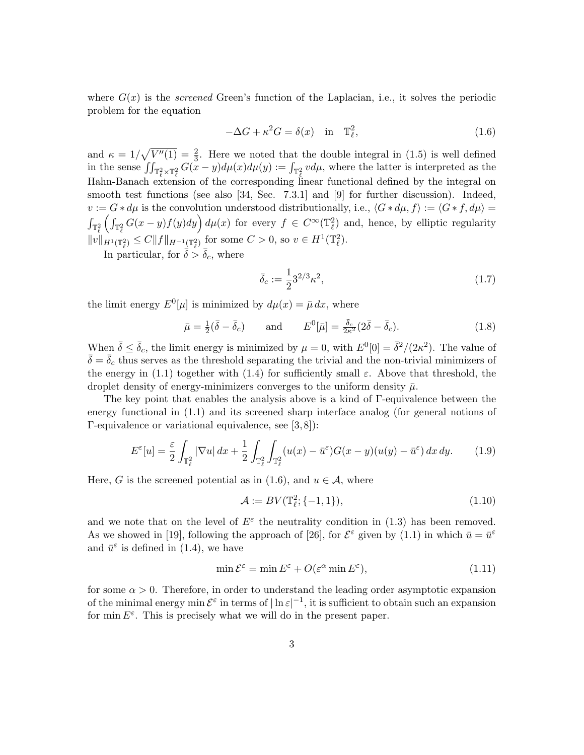where $G(x)$ is the *screened* Green's function of the Laplacian, i.e., it solves the periodic problem for the equation

$$-\Delta G + \kappa^2 G = \delta(x) \quad \text{in} \quad \mathbb{T}_\ell^2, \tag{1.6}$$

and $\kappa = 1/\sqrt{V''(1)} = \frac{2}{3}$. Here we noted that the double integral in (1.5) is well defined in the sense $\iint_{\mathbb{T}_\ell^2 \times \mathbb{T}_\ell^2} G(x-y) d\mu(x) d\mu(y) := \int_{\mathbb{T}_\ell^2} v d\mu$, where the latter is interpreted as the Hahn-Banach extension of the corresponding linear functional defined by the integral on smooth test functions (see also [34, Sec. 7.3.1] and [9] for further discussion). Indeed, $v := G * d\mu$ is the convolution understood distributionally, i.e., $\langle G * d\mu, f \rangle := \langle G * f, d\mu \rangle = \int_{\mathbb{T}_\ell^2} \left( \int_{\mathbb{T}_\ell^2} G(x-y) f(y) dy \right) d\mu(x)$ for every $f \in C^\infty(\mathbb{T}_\ell^2)$ and, hence, by elliptic regularity $\|v\|_{H^1(\mathbb{T}_\ell^2)} \leq C \|f\|_{H^{-1}(\mathbb{T}_\ell^2)}$ for some $C > 0$, so $v \in H^1(\mathbb{T}_\ell^2)$.

In particular, for $\bar{\delta} > \bar{\delta}_c$, where

$$\bar{\delta}_c := \frac{1}{2} 3^{2/3} \kappa^2, \tag{1.7}$$

the limit energy $E^0[\mu]$ is minimized by $d\mu(x) = \bar{\mu}\, dx$, where

$$\bar{\mu} = \tfrac{1}{2}(\bar{\delta} - \bar{\delta}_c) \qquad \text{and} \qquad E^0[\bar{\mu}] = \tfrac{\bar{\delta}_c}{2\kappa^2}(2\bar{\delta} - \bar{\delta}_c). \tag{1.8}$$

When $\bar{\delta} \leq \bar{\delta}_c$, the limit energy is minimized by $\mu = 0$, with $E^0[0] = \bar{\delta}^2/(2\kappa^2)$. The value of $\bar{\delta} = \bar{\delta}_c$ thus serves as the threshold separating the trivial and the non-trivial minimizers of the energy in (1.1) together with (1.4) for sufficiently small $\varepsilon$. Above that threshold, the droplet density of energy-minimizers converges to the uniform density $\bar{\mu}$.

The key point that enables the analysis above is a kind of $\Gamma$-equivalence between the energy functional in (1.1) and its screened sharp interface analog (for general notions of $\Gamma$-equivalence or variational equivalence, see [3,8]):

$$E^\varepsilon[u] = \frac{\varepsilon}{2} \int_{\mathbb{T}_\ell^2} |\nabla u|\, dx + \frac{1}{2} \int_{\mathbb{T}_\ell^2} \int_{\mathbb{T}_\ell^2} (u(x) - \bar{u}^\varepsilon) G(x-y) (u(y) - \bar{u}^\varepsilon)\, dx\, dy. \tag{1.9}$$

Here, $G$ is the screened potential as in (1.6), and $u \in \mathcal{A}$, where

$$\mathcal{A} := BV(\mathbb{T}_\ell^2; \{-1, 1\}), \tag{1.10}$$

and we note that on the level of $E^\varepsilon$ the neutrality condition in (1.3) has been removed. As we showed in [19], following the approach of [26], for $\mathcal{E}^\varepsilon$ given by (1.1) in which $\bar{u} = \bar{u}^\varepsilon$ and $\bar{u}^\varepsilon$ is defined in (1.4), we have

$$\min \mathcal{E}^\varepsilon = \min E^\varepsilon + O(\varepsilon^\alpha \min E^\varepsilon), \tag{1.11}$$

for some $\alpha > 0$. Therefore, in order to understand the leading order asymptotic expansion of the minimal energy $\min \mathcal{E}^\varepsilon$ in terms of $|\ln \varepsilon|^{-1}$, it is sufficient to obtain such an expansion for $\min E^\varepsilon$. This is precisely what we will do in the present paper.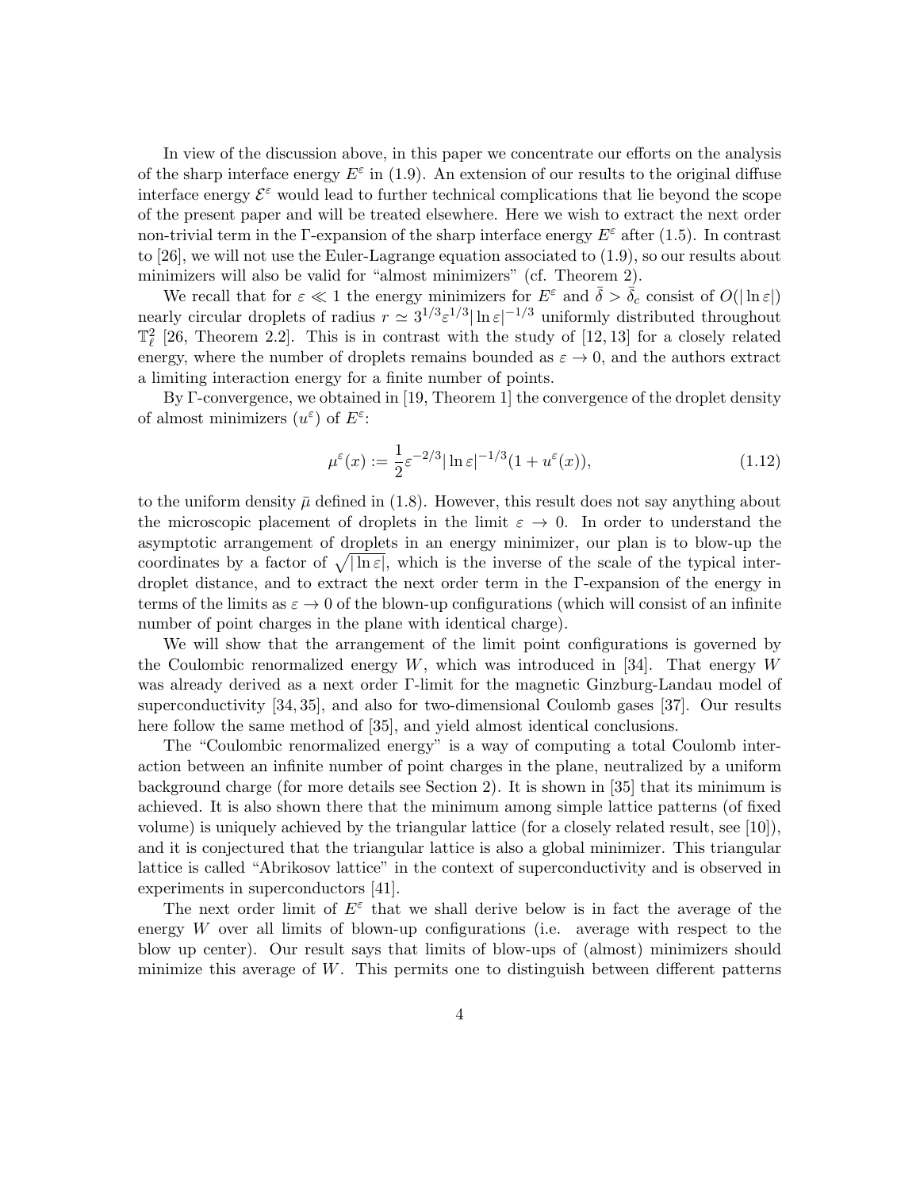In view of the discussion above, in this paper we concentrate our efforts on the analysis of the sharp interface energy $E^\varepsilon$ in (1.9). An extension of our results to the original diffuse interface energy $\mathcal{E}^\varepsilon$ would lead to further technical complications that lie beyond the scope of the present paper and will be treated elsewhere. Here we wish to extract the next order non-trivial term in the Γ-expansion of the sharp interface energy $E^\varepsilon$ after (1.5). In contrast to [26], we will not use the Euler-Lagrange equation associated to (1.9), so our results about minimizers will also be valid for "almost minimizers" (cf. Theorem 2).

We recall that for $\varepsilon \ll 1$ the energy minimizers for $E^\varepsilon$ and $\bar{\delta} > \bar{\delta}_c$ consist of $O(|\ln \varepsilon|)$ nearly circular droplets of radius $r \simeq 3^{1/3}\varepsilon^{1/3}|\ln \varepsilon|^{-1/3}$ uniformly distributed throughout $\mathbb{T}^2_\ell$ [26, Theorem 2.2]. This is in contrast with the study of [12, 13] for a closely related energy, where the number of droplets remains bounded as $\varepsilon \to 0$, and the authors extract a limiting interaction energy for a finite number of points.

By Γ-convergence, we obtained in [19, Theorem 1] the convergence of the droplet density of almost minimizers $(u^\varepsilon)$ of $E^\varepsilon$:

$$\mu^\varepsilon(x) := \frac{1}{2}\varepsilon^{-2/3}|\ln \varepsilon|^{-1/3}(1 + u^\varepsilon(x)), \tag{1.12}$$

to the uniform density $\bar{\mu}$ defined in (1.8). However, this result does not say anything about the microscopic placement of droplets in the limit $\varepsilon \to 0$. In order to understand the asymptotic arrangement of droplets in an energy minimizer, our plan is to blow-up the coordinates by a factor of $\sqrt{|\ln \varepsilon|}$, which is the inverse of the scale of the typical inter-droplet distance, and to extract the next order term in the Γ-expansion of the energy in terms of the limits as $\varepsilon \to 0$ of the blown-up configurations (which will consist of an infinite number of point charges in the plane with identical charge).

We will show that the arrangement of the limit point configurations is governed by the Coulombic renormalized energy $W$, which was introduced in [34]. That energy $W$ was already derived as a next order Γ-limit for the magnetic Ginzburg-Landau model of superconductivity [34, 35], and also for two-dimensional Coulomb gases [37]. Our results here follow the same method of [35], and yield almost identical conclusions.

The "Coulombic renormalized energy" is a way of computing a total Coulomb interaction between an infinite number of point charges in the plane, neutralized by a uniform background charge (for more details see Section 2). It is shown in [35] that its minimum is achieved. It is also shown there that the minimum among simple lattice patterns (of fixed volume) is uniquely achieved by the triangular lattice (for a closely related result, see [10]), and it is conjectured that the triangular lattice is also a global minimizer. This triangular lattice is called "Abrikosov lattice" in the context of superconductivity and is observed in experiments in superconductors [41].

The next order limit of $E^\varepsilon$ that we shall derive below is in fact the average of the energy $W$ over all limits of blown-up configurations (i.e. average with respect to the blow up center). Our result says that limits of blow-ups of (almost) minimizers should minimize this average of $W$. This permits one to distinguish between different patterns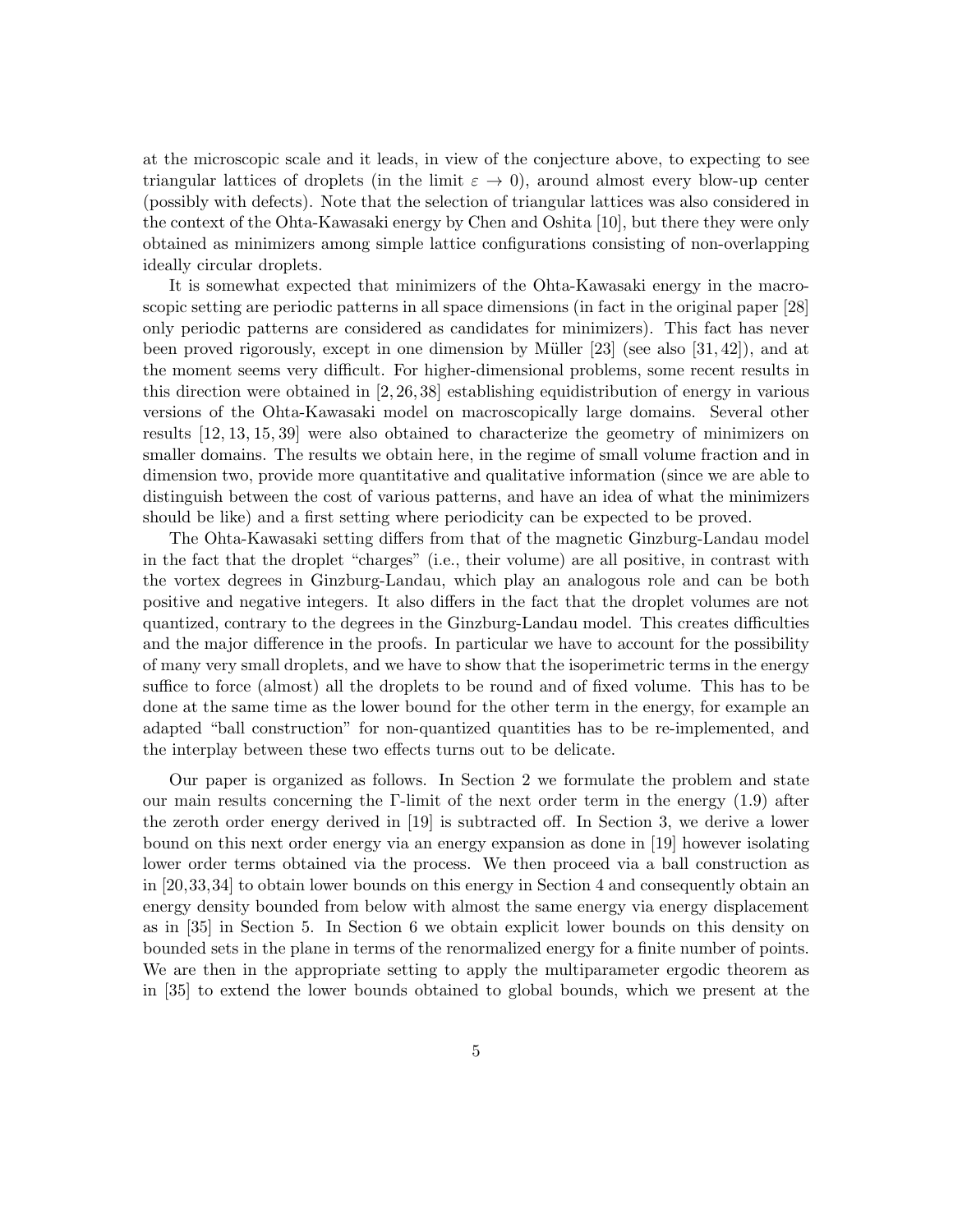at the microscopic scale and it leads, in view of the conjecture above, to expecting to see triangular lattices of droplets (in the limit $\varepsilon \to 0$), around almost every blow-up center (possibly with defects). Note that the selection of triangular lattices was also considered in the context of the Ohta-Kawasaki energy by Chen and Oshita [10], but there they were only obtained as minimizers among simple lattice configurations consisting of non-overlapping ideally circular droplets.

It is somewhat expected that minimizers of the Ohta-Kawasaki energy in the macroscopic setting are periodic patterns in all space dimensions (in fact in the original paper [28] only periodic patterns are considered as candidates for minimizers). This fact has never been proved rigorously, except in one dimension by Müller [23] (see also [31, 42]), and at the moment seems very difficult. For higher-dimensional problems, some recent results in this direction were obtained in [2, 26, 38] establishing equidistribution of energy in various versions of the Ohta-Kawasaki model on macroscopically large domains. Several other results [12, 13, 15, 39] were also obtained to characterize the geometry of minimizers on smaller domains. The results we obtain here, in the regime of small volume fraction and in dimension two, provide more quantitative and qualitative information (since we are able to distinguish between the cost of various patterns, and have an idea of what the minimizers should be like) and a first setting where periodicity can be expected to be proved.

The Ohta-Kawasaki setting differs from that of the magnetic Ginzburg-Landau model in the fact that the droplet "charges" (i.e., their volume) are all positive, in contrast with the vortex degrees in Ginzburg-Landau, which play an analogous role and can be both positive and negative integers. It also differs in the fact that the droplet volumes are not quantized, contrary to the degrees in the Ginzburg-Landau model. This creates difficulties and the major difference in the proofs. In particular we have to account for the possibility of many very small droplets, and we have to show that the isoperimetric terms in the energy suffice to force (almost) all the droplets to be round and of fixed volume. This has to be done at the same time as the lower bound for the other term in the energy, for example an adapted "ball construction" for non-quantized quantities has to be re-implemented, and the interplay between these two effects turns out to be delicate.

Our paper is organized as follows. In Section 2 we formulate the problem and state our main results concerning the Γ-limit of the next order term in the energy (1.9) after the zeroth order energy derived in [19] is subtracted off. In Section 3, we derive a lower bound on this next order energy via an energy expansion as done in [19] however isolating lower order terms obtained via the process. We then proceed via a ball construction as in [20,33,34] to obtain lower bounds on this energy in Section 4 and consequently obtain an energy density bounded from below with almost the same energy via energy displacement as in [35] in Section 5. In Section 6 we obtain explicit lower bounds on this density on bounded sets in the plane in terms of the renormalized energy for a finite number of points. We are then in the appropriate setting to apply the multiparameter ergodic theorem as in [35] to extend the lower bounds obtained to global bounds, which we present at the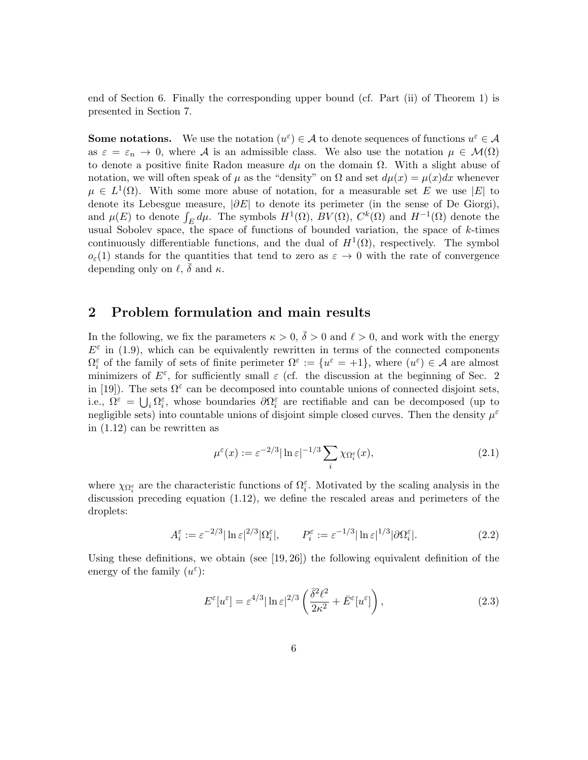end of Section 6. Finally the corresponding upper bound (cf. Part (ii) of Theorem 1) is presented in Section 7.

**Some notations.** We use the notation $(u^\varepsilon) \in \mathcal{A}$ to denote sequences of functions $u^\varepsilon \in \mathcal{A}$ as $\varepsilon = \varepsilon_n \to 0$, where $\mathcal{A}$ is an admissible class. We also use the notation $\mu \in \mathcal{M}(\Omega)$ to denote a positive finite Radon measure $d\mu$ on the domain $\Omega$. With a slight abuse of notation, we will often speak of $\mu$ as the "density" on $\Omega$ and set $d\mu(x) = \mu(x)dx$ whenever $\mu \in L^1(\Omega)$. With some more abuse of notation, for a measurable set $E$ we use $|E|$ to denote its Lebesgue measure, $|\partial E|$ to denote its perimeter (in the sense of De Giorgi), and $\mu(E)$ to denote $\int_E d\mu$. The symbols $H^1(\Omega)$, $BV(\Omega)$, $C^k(\Omega)$ and $H^{-1}(\Omega)$ denote the usual Sobolev space, the space of functions of bounded variation, the space of $k$-times continuously differentiable functions, and the dual of $H^1(\Omega)$, respectively. The symbol $o_\varepsilon(1)$ stands for the quantities that tend to zero as $\varepsilon \to 0$ with the rate of convergence depending only on $\ell$, $\bar{\delta}$ and $\kappa$.

## 2 Problem formulation and main results

In the following, we fix the parameters $\kappa > 0$, $\bar{\delta} > 0$ and $\ell > 0$, and work with the energy $E^\varepsilon$ in (1.9), which can be equivalently rewritten in terms of the connected components $\Omega_i^\varepsilon$ of the family of sets of finite perimeter $\Omega^\varepsilon := \{u^\varepsilon = +1\}$, where $(u^\varepsilon) \in \mathcal{A}$ are almost minimizers of $E^\varepsilon$, for sufficiently small $\varepsilon$ (cf. the discussion at the beginning of Sec. 2 in [19]). The sets $\Omega^\varepsilon$ can be decomposed into countable unions of connected disjoint sets, i.e., $\Omega^\varepsilon = \bigcup_i \Omega_i^\varepsilon$, whose boundaries $\partial\Omega_i^\varepsilon$ are rectifiable and can be decomposed (up to negligible sets) into countable unions of disjoint simple closed curves. Then the density $\mu^\varepsilon$ in (1.12) can be rewritten as

$$\mu^\varepsilon(x) := \varepsilon^{-2/3} |\ln \varepsilon|^{-1/3} \sum_i \chi_{\Omega_i^\varepsilon}(x), \tag{2.1}$$

where $\chi_{\Omega_i^\varepsilon}$ are the characteristic functions of $\Omega_i^\varepsilon$. Motivated by the scaling analysis in the discussion preceding equation (1.12), we define the rescaled areas and perimeters of the droplets:

$$A_i^\varepsilon := \varepsilon^{-2/3} |\ln \varepsilon|^{2/3} |\Omega_i^\varepsilon|, \qquad P_i^\varepsilon := \varepsilon^{-1/3} |\ln \varepsilon|^{1/3} |\partial\Omega_i^\varepsilon|. \tag{2.2}$$

Using these definitions, we obtain (see [19, 26]) the following equivalent definition of the energy of the family $(u^\varepsilon)$:

$$E^\varepsilon[u^\varepsilon] = \varepsilon^{4/3} |\ln \varepsilon|^{2/3} \left( \frac{\bar{\delta}^2 \ell^2}{2\kappa^2} + \bar{E}^\varepsilon[u^\varepsilon] \right), \tag{2.3}$$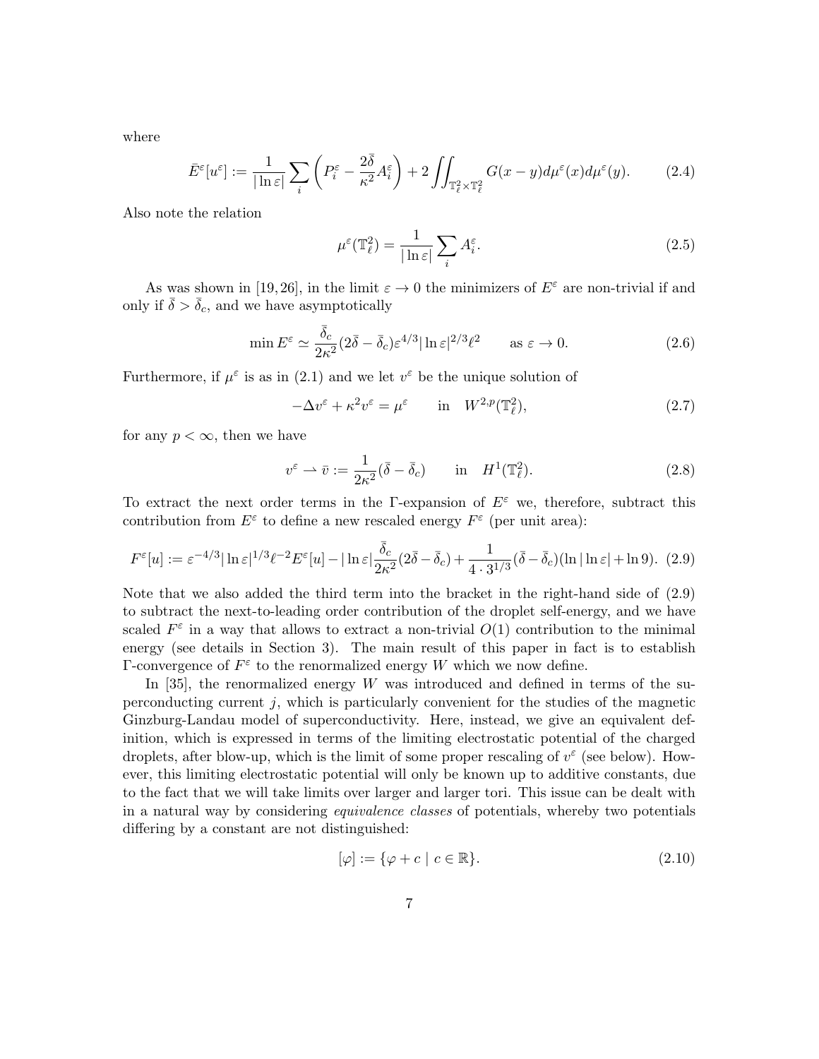where

$$\bar{E}^\varepsilon[u^\varepsilon] := \frac{1}{|\ln \varepsilon|} \sum_i \left( P_i^\varepsilon - \frac{2\bar{\delta}}{\kappa^2} A_i^\varepsilon \right) + 2 \iint_{\mathbb{T}_\ell^2 \times \mathbb{T}_\ell^2} G(x-y) d\mu^\varepsilon(x) d\mu^\varepsilon(y). \tag{2.4}$$

Also note the relation

$$\mu^\varepsilon(\mathbb{T}_\ell^2) = \frac{1}{|\ln \varepsilon|} \sum_i A_i^\varepsilon. \tag{2.5}$$

As was shown in [19, 26], in the limit $\varepsilon \to 0$ the minimizers of $E^\varepsilon$ are non-trivial if and only if $\bar{\delta} > \bar{\delta}_c$, and we have asymptotically

$$\min E^\varepsilon \simeq \frac{\bar{\delta}_c}{2\kappa^2}(2\bar{\delta} - \bar{\delta}_c)\varepsilon^{4/3} |\ln \varepsilon|^{2/3} \ell^2 \qquad \text{as } \varepsilon \to 0. \tag{2.6}$$

Furthermore, if $\mu^\varepsilon$ is as in (2.1) and we let $v^\varepsilon$ be the unique solution of

$$-\Delta v^\varepsilon + \kappa^2 v^\varepsilon = \mu^\varepsilon \qquad \text{in} \quad W^{2,p}(\mathbb{T}_\ell^2), \tag{2.7}$$

for any $p < \infty$, then we have

$$v^\varepsilon \rightharpoonup \bar{v} := \frac{1}{2\kappa^2}(\bar{\delta} - \bar{\delta}_c) \qquad \text{in} \quad H^1(\mathbb{T}_\ell^2). \tag{2.8}$$

To extract the next order terms in the $\Gamma$-expansion of $E^\varepsilon$ we, therefore, subtract this contribution from $E^\varepsilon$ to define a new rescaled energy $F^\varepsilon$ (per unit area):

$$F^\varepsilon[u] := \varepsilon^{-4/3} |\ln \varepsilon|^{1/3} \ell^{-2} E^\varepsilon[u] - |\ln \varepsilon| \frac{\bar{\delta}_c}{2\kappa^2}(2\bar{\delta} - \bar{\delta}_c) + \frac{1}{4 \cdot 3^{1/3}}(\bar{\delta} - \bar{\delta}_c)(\ln |\ln \varepsilon| + \ln 9). \tag{2.9}$$

Note that we also added the third term into the bracket in the right-hand side of (2.9) to subtract the next-to-leading order contribution of the droplet self-energy, and we have scaled $F^\varepsilon$ in a way that allows to extract a non-trivial $O(1)$ contribution to the minimal energy (see details in Section 3). The main result of this paper in fact is to establish $\Gamma$-convergence of $F^\varepsilon$ to the renormalized energy $W$ which we now define.

In [35], the renormalized energy $W$ was introduced and defined in terms of the superconducting current $j$, which is particularly convenient for the studies of the magnetic Ginzburg-Landau model of superconductivity. Here, instead, we give an equivalent definition, which is expressed in terms of the limiting electrostatic potential of the charged droplets, after blow-up, which is the limit of some proper rescaling of $v^\varepsilon$ (see below). However, this limiting electrostatic potential will only be known up to additive constants, due to the fact that we will take limits over larger and larger tori. This issue can be dealt with in a natural way by considering *equivalence classes* of potentials, whereby two potentials differing by a constant are not distinguished:

$$[\varphi] := \{\varphi + c \mid c \in \mathbb{R}\}. \tag{2.10}$$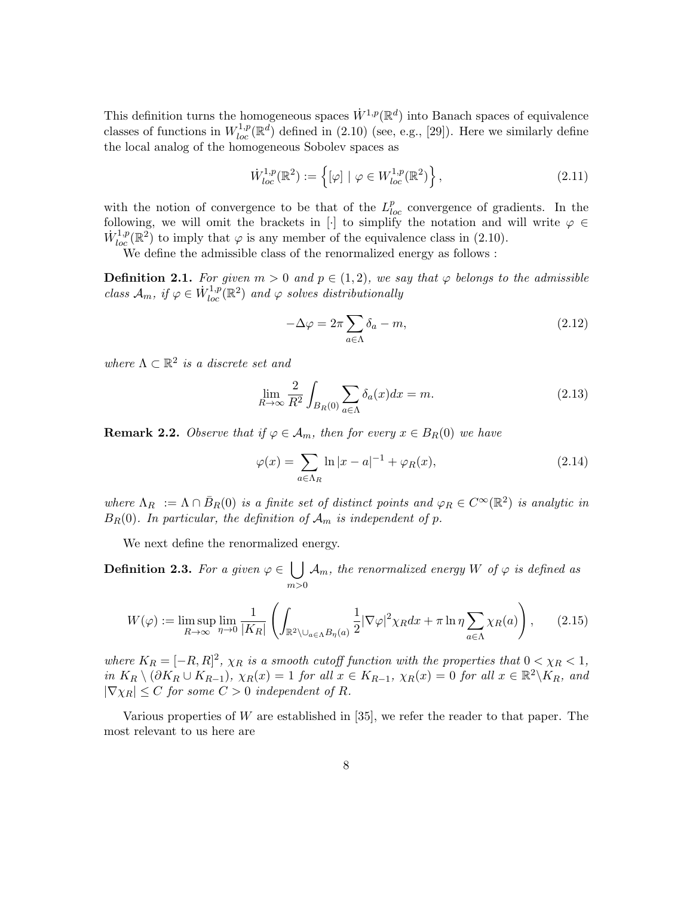This definition turns the homogeneous spaces $\dot{W}^{1,p}(\mathbb{R}^d)$ into Banach spaces of equivalence classes of functions in $W^{1,p}_{loc}(\mathbb{R}^d)$ defined in (2.10) (see, e.g., [29]). Here we similarly define the local analog of the homogeneous Sobolev spaces as

$$\dot{W}^{1,p}_{loc}(\mathbb{R}^2) := \left\{ [\varphi] \mid \varphi \in W^{1,p}_{loc}(\mathbb{R}^2) \right\}, \tag{2.11}$$

with the notion of convergence to be that of the $L^p_{loc}$ convergence of gradients. In the following, we will omit the brackets in $[\cdot]$ to simplify the notation and will write $\varphi \in \dot{W}^{1,p}_{loc}(\mathbb{R}^2)$ to imply that $\varphi$ is any member of the equivalence class in (2.10).

We define the admissible class of the renormalized energy as follows :

**Definition 2.1.** *For given $m > 0$ and $p \in (1, 2)$, we say that $\varphi$ belongs to the admissible class $\mathcal{A}_m$, if $\varphi \in \dot{W}^{1,p}_{loc}(\mathbb{R}^2)$ and $\varphi$ solves distributionally*

$$-\Delta\varphi = 2\pi \sum_{a\in\Lambda} \delta_a - m, \tag{2.12}$$

*where $\Lambda \subset \mathbb{R}^2$ is a discrete set and*

$$\lim_{R\to\infty} \frac{2}{R^2} \int_{B_R(0)} \sum_{a\in\Lambda} \delta_a(x)dx = m. \tag{2.13}$$

**Remark 2.2.** *Observe that if $\varphi \in \mathcal{A}_m$, then for every $x \in B_R(0)$ we have*

$$\varphi(x) = \sum_{a\in\Lambda_R} \ln|x-a|^{-1} + \varphi_R(x), \tag{2.14}$$

*where $\Lambda_R := \Lambda \cap \bar{B}_R(0)$ is a finite set of distinct points and $\varphi_R \in C^\infty(\mathbb{R}^2)$ is analytic in $B_R(0)$. In particular, the definition of $\mathcal{A}_m$ is independent of $p$.*

We next define the renormalized energy.

**Definition 2.3.** *For a given $\varphi \in \bigcup_{m>0} \mathcal{A}_m$, the renormalized energy $W$ of $\varphi$ is defined as*

$$W(\varphi) := \limsup_{R\to\infty} \lim_{\eta\to 0} \frac{1}{|K_R|} \left( \int_{\mathbb{R}^2 \setminus \cup_{a\in\Lambda} B_\eta(a)} \frac{1}{2}|\nabla\varphi|^2 \chi_R dx + \pi \ln\eta \sum_{a\in\Lambda} \chi_R(a) \right), \tag{2.15}$$

*where $K_R = [-R, R]^2$, $\chi_R$ is a smooth cutoff function with the properties that $0 < \chi_R < 1$, in $K_R \setminus (\partial K_R \cup K_{R-1})$, $\chi_R(x) = 1$ for all $x \in K_{R-1}$, $\chi_R(x) = 0$ for all $x \in \mathbb{R}^2 \setminus K_R$, and $|\nabla\chi_R| \leq C$ for some $C > 0$ independent of $R$.*

Various properties of $W$ are established in [35], we refer the reader to that paper. The most relevant to us here are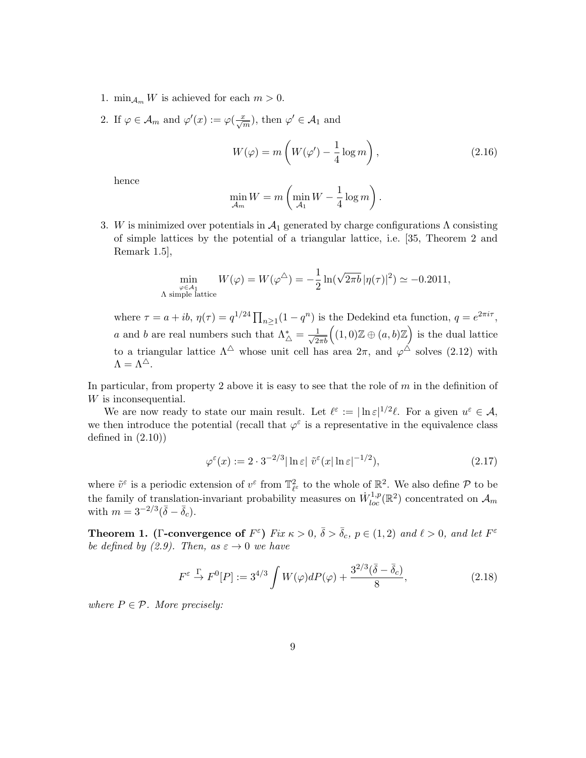1. $\min_{\mathcal{A}_m} W$ is achieved for each $m > 0$.
2. If $\varphi \in \mathcal{A}_m$ and $\varphi'(x) := \varphi(\frac{x}{\sqrt{m}})$, then $\varphi' \in \mathcal{A}_1$ and

$$W(\varphi) = m\left(W(\varphi') - \frac{1}{4}\log m\right), \tag{2.16}$$

   hence

$$\min_{\mathcal{A}_m} W = m\left(\min_{\mathcal{A}_1} W - \frac{1}{4}\log m\right).$$

3. $W$ is minimized over potentials in $\mathcal{A}_1$ generated by charge configurations $\Lambda$ consisting of simple lattices by the potential of a triangular lattice, i.e. [35, Theorem 2 and Remark 1.5],

$$\min_{\substack{\varphi \in \mathcal{A}_1 \\ \Lambda \text{ simple lattice}}} W(\varphi) = W(\varphi^{\triangle}) = -\frac{1}{2}\ln(\sqrt{2\pi b}\,|\eta(\tau)|^2) \simeq -0.2011,$$

   where $\tau = a + ib$, $\eta(\tau) = q^{1/24}\prod_{n\geq 1}(1-q^n)$ is the Dedekind eta function, $q = e^{2\pi i \tau}$, $a$ and $b$ are real numbers such that $\Lambda_{\triangle}^* = \frac{1}{\sqrt{2\pi b}}\Big((1,0)\mathbb{Z} \oplus (a,b)\mathbb{Z}\Big)$ is the dual lattice to a triangular lattice $\Lambda^{\triangle}$ whose unit cell has area $2\pi$, and $\varphi^{\triangle}$ solves (2.12) with $\Lambda = \Lambda^{\triangle}$.

In particular, from property 2 above it is easy to see that the role of $m$ in the definition of $W$ is inconsequential.

We are now ready to state our main result. Let $\ell^\varepsilon := |\ln\varepsilon|^{1/2}\ell$. For a given $u^\varepsilon \in \mathcal{A}$, we then introduce the potential (recall that $\varphi^\varepsilon$ is a representative in the equivalence class defined in (2.10))

$$\varphi^\varepsilon(x) := 2\cdot 3^{-2/3}|\ln\varepsilon|\ \tilde{v}^\varepsilon(x|\ln\varepsilon|^{-1/2}), \tag{2.17}$$

where $\tilde{v}^\varepsilon$ is a periodic extension of $v^\varepsilon$ from $\mathbb{T}^2_{\ell^\varepsilon}$ to the whole of $\mathbb{R}^2$. We also define $\mathcal{P}$ to be the family of translation-invariant probability measures on $\dot{W}^{1,p}_{loc}(\mathbb{R}^2)$ concentrated on $\mathcal{A}_m$ with $m = 3^{-2/3}(\bar{\delta} - \bar{\delta}_c)$.

**Theorem 1. ($\Gamma$-convergence of $F^\varepsilon$)** *Fix $\kappa > 0$, $\bar{\delta} > \bar{\delta}_c$, $p \in (1,2)$ and $\ell > 0$, and let $F^\varepsilon$ be defined by (2.9). Then, as $\varepsilon \to 0$ we have*

$$F^\varepsilon \overset{\Gamma}{\to} F^0[P] := 3^{4/3}\int W(\varphi)dP(\varphi) + \frac{3^{2/3}(\bar{\delta} - \bar{\delta}_c)}{8}, \tag{2.18}$$

*where $P \in \mathcal{P}$. More precisely:*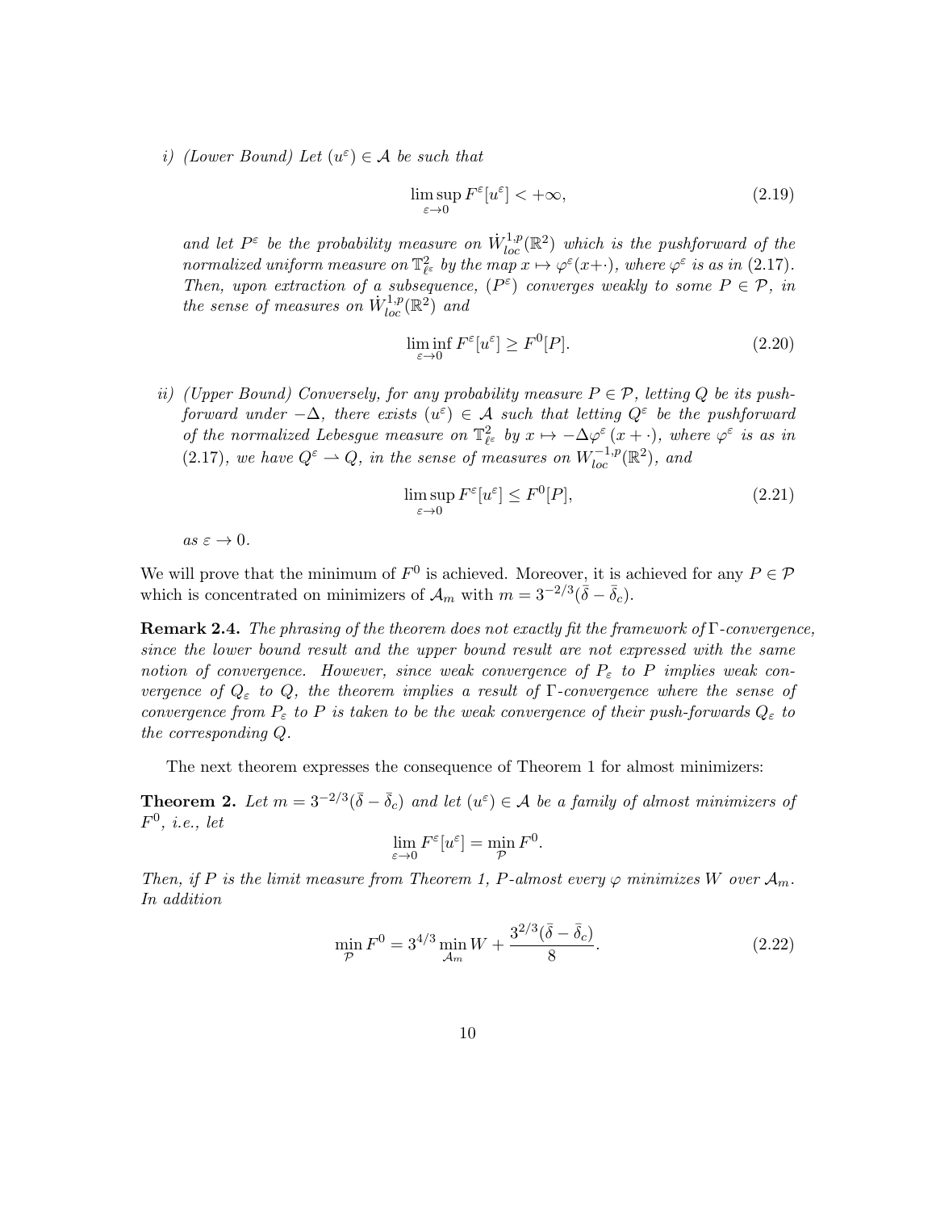*i) (Lower Bound) Let $(u^\varepsilon) \in \mathcal{A}$ be such that*

$$\limsup_{\varepsilon \to 0} F^\varepsilon[u^\varepsilon] < +\infty, \tag{2.19}$$

*and let $P^\varepsilon$ be the probability measure on $\dot{W}^{1,p}_{loc}(\mathbb{R}^2)$ which is the pushforward of the normalized uniform measure on $\mathbb{T}^2_{\ell^\varepsilon}$ by the map $x \mapsto \varphi^\varepsilon(x+\cdot)$, where $\varphi^\varepsilon$ is as in (2.17). Then, upon extraction of a subsequence, $(P^\varepsilon)$ converges weakly to some $P \in \mathcal{P}$, in the sense of measures on $\dot{W}^{1,p}_{loc}(\mathbb{R}^2)$ and*

$$\liminf_{\varepsilon \to 0} F^\varepsilon[u^\varepsilon] \geq F^0[P]. \tag{2.20}$$

*ii) (Upper Bound) Conversely, for any probability measure $P \in \mathcal{P}$, letting $Q$ be its pushforward under $-\Delta$, there exists $(u^\varepsilon) \in \mathcal{A}$ such that letting $Q^\varepsilon$ be the pushforward of the normalized Lebesgue measure on $\mathbb{T}^2_{\ell^\varepsilon}$ by $x \mapsto -\Delta\varphi^\varepsilon(x+\cdot)$, where $\varphi^\varepsilon$ is as in (2.17), we have $Q^\varepsilon \rightharpoonup Q$, in the sense of measures on $W^{-1,p}_{loc}(\mathbb{R}^2)$, and*

$$\limsup_{\varepsilon \to 0} F^\varepsilon[u^\varepsilon] \leq F^0[P], \tag{2.21}$$

*as $\varepsilon \to 0$.*

We will prove that the minimum of $F^0$ is achieved. Moreover, it is achieved for any $P \in \mathcal{P}$ which is concentrated on minimizers of $\mathcal{A}_m$ with $m = 3^{-2/3}(\bar{\delta} - \bar{\delta}_c)$.

**Remark 2.4.** *The phrasing of the theorem does not exactly fit the framework of $\Gamma$-convergence, since the lower bound result and the upper bound result are not expressed with the same notion of convergence. However, since weak convergence of $P_\varepsilon$ to $P$ implies weak convergence of $Q_\varepsilon$ to $Q$, the theorem implies a result of $\Gamma$-convergence where the sense of convergence from $P_\varepsilon$ to $P$ is taken to be the weak convergence of their push-forwards $Q_\varepsilon$ to the corresponding $Q$.*

The next theorem expresses the consequence of Theorem 1 for almost minimizers:

**Theorem 2.** *Let $m = 3^{-2/3}(\bar{\delta} - \bar{\delta}_c)$ and let $(u^\varepsilon) \in \mathcal{A}$ be a family of almost minimizers of $F^0$, i.e., let*

$$\lim_{\varepsilon \to 0} F^\varepsilon[u^\varepsilon] = \min_{\mathcal{P}} F^0.$$

*Then, if $P$ is the limit measure from Theorem 1, $P$-almost every $\varphi$ minimizes $W$ over $\mathcal{A}_m$. In addition*

$$\min_{\mathcal{P}} F^0 = 3^{4/3} \min_{\mathcal{A}_m} W + \frac{3^{2/3}(\bar{\delta} - \bar{\delta}_c)}{8}. \tag{2.22}$$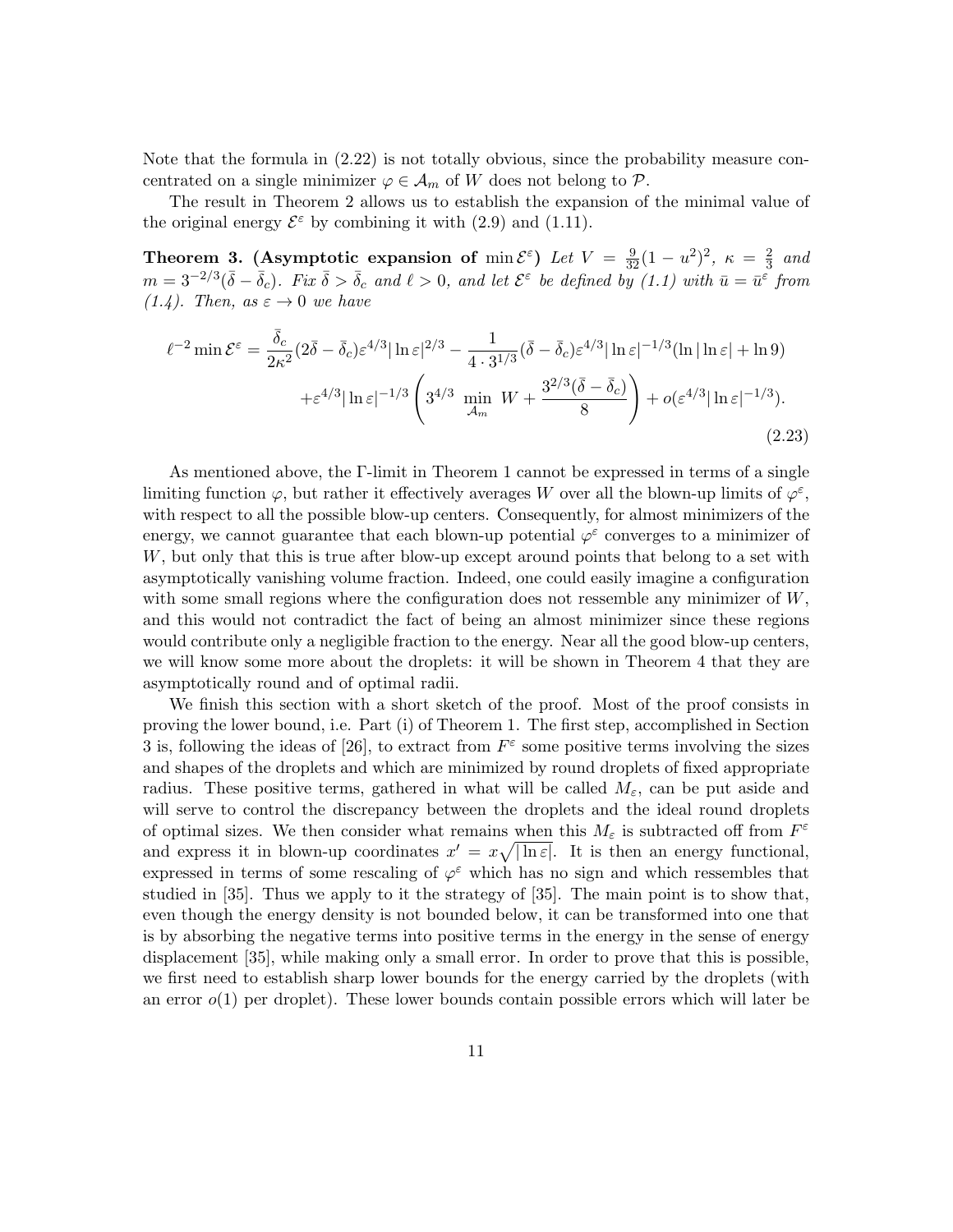Note that the formula in (2.22) is not totally obvious, since the probability measure concentrated on a single minimizer $\varphi \in \mathcal{A}_m$ of $W$ does not belong to $\mathcal{P}$.

The result in Theorem 2 allows us to establish the expansion of the minimal value of the original energy $\mathcal{E}^\varepsilon$ by combining it with (2.9) and (1.11).

**Theorem 3. (Asymptotic expansion of $\min \mathcal{E}^\varepsilon$)** *Let $V = \frac{9}{32}(1-u^2)^2$, $\kappa = \frac{2}{3}$ and $m = 3^{-2/3}(\bar\delta - \bar\delta_c)$. Fix $\bar\delta > \bar\delta_c$ and $\ell > 0$, and let $\mathcal{E}^\varepsilon$ be defined by (1.1) with $\bar u = \bar u^\varepsilon$ from (1.4). Then, as $\varepsilon \to 0$ we have*

$$\ell^{-2} \min \mathcal{E}^\varepsilon = \frac{\bar\delta_c}{2\kappa^2}(2\bar\delta - \bar\delta_c)\varepsilon^{4/3}|\ln\varepsilon|^{2/3} - \frac{1}{4\cdot 3^{1/3}}(\bar\delta - \bar\delta_c)\varepsilon^{4/3}|\ln\varepsilon|^{-1/3}(\ln|\ln\varepsilon| + \ln 9)$$
$$+\varepsilon^{4/3}|\ln\varepsilon|^{-1/3}\left(3^{4/3}\min_{\mathcal{A}_m} W + \frac{3^{2/3}(\bar\delta - \bar\delta_c)}{8}\right) + o(\varepsilon^{4/3}|\ln\varepsilon|^{-1/3}). \tag{2.23}$$

As mentioned above, the Γ-limit in Theorem 1 cannot be expressed in terms of a single limiting function $\varphi$, but rather it effectively averages $W$ over all the blown-up limits of $\varphi^\varepsilon$, with respect to all the possible blow-up centers. Consequently, for almost minimizers of the energy, we cannot guarantee that each blown-up potential $\varphi^\varepsilon$ converges to a minimizer of $W$, but only that this is true after blow-up except around points that belong to a set with asymptotically vanishing volume fraction. Indeed, one could easily imagine a configuration with some small regions where the configuration does not ressemble any minimizer of $W$, and this would not contradict the fact of being an almost minimizer since these regions would contribute only a negligible fraction to the energy. Near all the good blow-up centers, we will know some more about the droplets: it will be shown in Theorem 4 that they are asymptotically round and of optimal radii.

We finish this section with a short sketch of the proof. Most of the proof consists in proving the lower bound, i.e. Part (i) of Theorem 1. The first step, accomplished in Section 3 is, following the ideas of [26], to extract from $F^\varepsilon$ some positive terms involving the sizes and shapes of the droplets and which are minimized by round droplets of fixed appropriate radius. These positive terms, gathered in what will be called $M_\varepsilon$, can be put aside and will serve to control the discrepancy between the droplets and the ideal round droplets of optimal sizes. We then consider what remains when this $M_\varepsilon$ is subtracted off from $F^\varepsilon$ and express it in blown-up coordinates $x' = x\sqrt{|\ln\varepsilon|}$. It is then an energy functional, expressed in terms of some rescaling of $\varphi^\varepsilon$ which has no sign and which ressembles that studied in [35]. Thus we apply to it the strategy of [35]. The main point is to show that, even though the energy density is not bounded below, it can be transformed into one that is by absorbing the negative terms into positive terms in the energy in the sense of energy displacement [35], while making only a small error. In order to prove that this is possible, we first need to establish sharp lower bounds for the energy carried by the droplets (with an error $o(1)$ per droplet). These lower bounds contain possible errors which will later be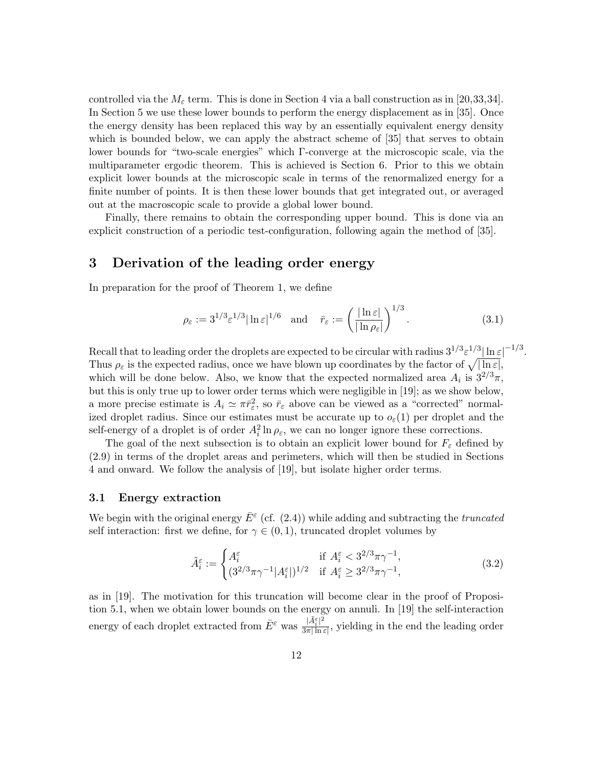controlled via the $M_\varepsilon$ term. This is done in Section 4 via a ball construction as in [20,33,34]. In Section 5 we use these lower bounds to perform the energy displacement as in [35]. Once the energy density has been replaced this way by an essentially equivalent energy density which is bounded below, we can apply the abstract scheme of [35] that serves to obtain lower bounds for "two-scale energies" which Γ-converge at the microscopic scale, via the multiparameter ergodic theorem. This is achieved is Section 6. Prior to this we obtain explicit lower bounds at the microscopic scale in terms of the renormalized energy for a finite number of points. It is then these lower bounds that get integrated out, or averaged out at the macroscopic scale to provide a global lower bound.

Finally, there remains to obtain the corresponding upper bound. This is done via an explicit construction of a periodic test-configuration, following again the method of [35].

# 3 Derivation of the leading order energy

In preparation for the proof of Theorem 1, we define

$$\rho_\varepsilon := 3^{1/3}\varepsilon^{1/3}|\ln\varepsilon|^{1/6} \quad \text{and} \quad \bar{r}_\varepsilon := \left(\frac{|\ln\varepsilon|}{|\ln\rho_\varepsilon|}\right)^{1/3}. \tag{3.1}$$

Recall that to leading order the droplets are expected to be circular with radius $3^{1/3}\varepsilon^{1/3}|\ln\varepsilon|^{-1/3}$. Thus $\rho_\varepsilon$ is the expected radius, once we have blown up coordinates by the factor of $\sqrt{|\ln\varepsilon|}$, which will be done below. Also, we know that the expected normalized area $A_i$ is $3^{2/3}\pi$, but this is only true up to lower order terms which were negligible in [19]; as we show below, a more precise estimate is $A_i \simeq \pi\bar{r}_\varepsilon^2$, so $\bar{r}_\varepsilon$ above can be viewed as a "corrected" normalized droplet radius. Since our estimates must be accurate up to $o_\varepsilon(1)$ per droplet and the self-energy of a droplet is of order $A_i^2 \ln\rho_\varepsilon$, we can no longer ignore these corrections.

The goal of the next subsection is to obtain an explicit lower bound for $F_\varepsilon$ defined by (2.9) in terms of the droplet areas and perimeters, which will then be studied in Sections 4 and onward. We follow the analysis of [19], but isolate higher order terms.

## 3.1 Energy extraction

We begin with the original energy $\bar{E}^\varepsilon$ (cf. (2.4)) while adding and subtracting the *truncated* self interaction: first we define, for $\gamma \in (0,1)$, truncated droplet volumes by

$$\tilde{A}_i^\varepsilon := \begin{cases} A_i^\varepsilon & \text{if } A_i^\varepsilon < 3^{2/3}\pi\gamma^{-1}, \\ (3^{2/3}\pi\gamma^{-1}|A_i^\varepsilon|)^{1/2} & \text{if } A_i^\varepsilon \geq 3^{2/3}\pi\gamma^{-1}, \end{cases} \tag{3.2}$$

as in [19]. The motivation for this truncation will become clear in the proof of Proposition 5.1, when we obtain lower bounds on the energy on annuli. In [19] the self-interaction energy of each droplet extracted from $\bar{E}^\varepsilon$ was $\frac{|\tilde{A}_i^\varepsilon|^2}{3\pi|\ln\varepsilon|}$, yielding in the end the leading order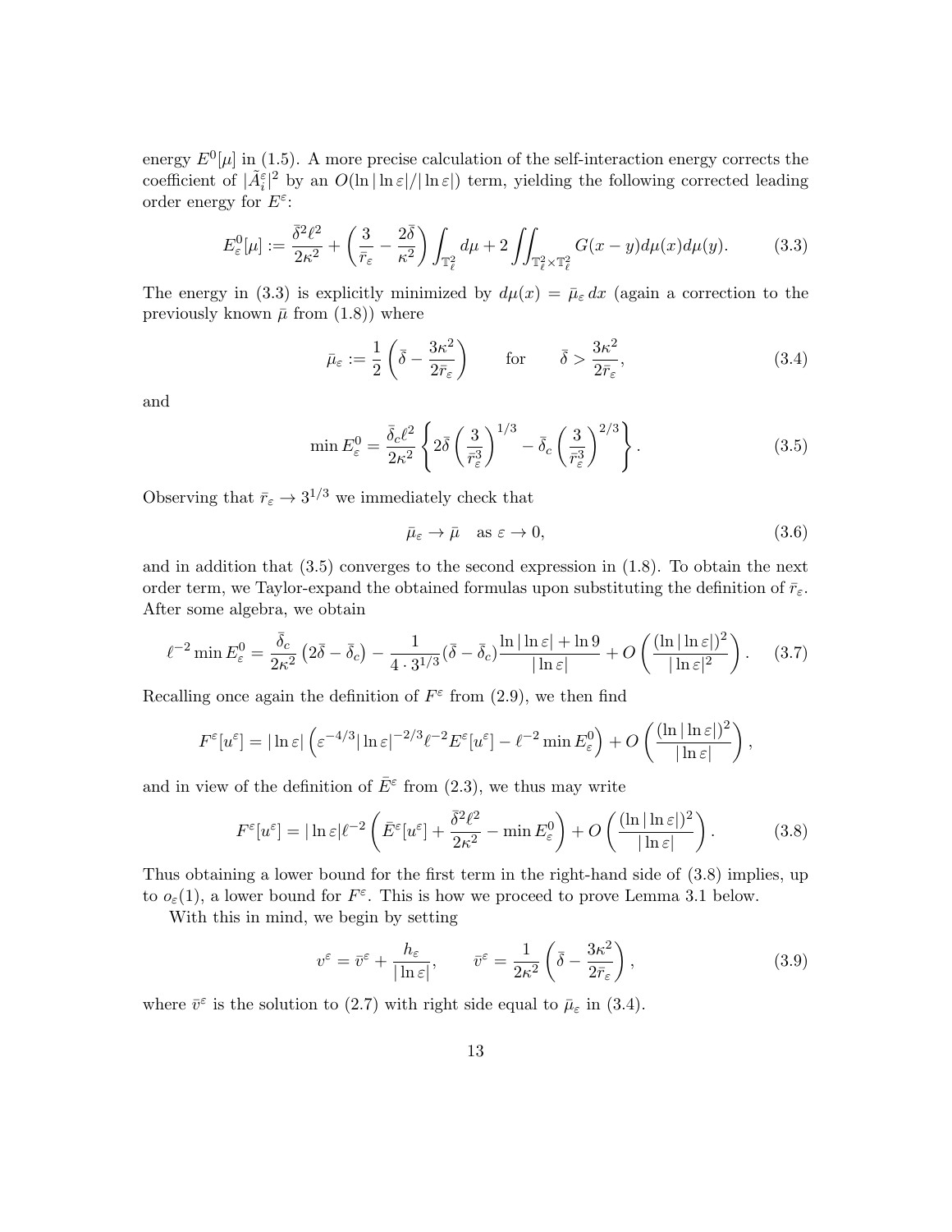energy $E^0[\mu]$ in (1.5). A more precise calculation of the self-interaction energy corrects the coefficient of $|\tilde{A}_i^\varepsilon|^2$ by an $O(\ln|\ln\varepsilon|/|\ln\varepsilon|)$ term, yielding the following corrected leading order energy for $E^\varepsilon$:

$$E_\varepsilon^0[\mu] := \frac{\bar{\delta}^2\ell^2}{2\kappa^2} + \left(\frac{3}{\bar{r}_\varepsilon} - \frac{2\bar{\delta}}{\kappa^2}\right)\int_{\mathbb{T}_\ell^2} d\mu + 2\iint_{\mathbb{T}_\ell^2\times\mathbb{T}_\ell^2} G(x-y)d\mu(x)d\mu(y). \tag{3.3}$$

The energy in (3.3) is explicitly minimized by $d\mu(x) = \bar{\mu}_\varepsilon\, dx$ (again a correction to the previously known $\bar{\mu}$ from (1.8)) where

$$\bar{\mu}_\varepsilon := \frac{1}{2}\left(\bar{\delta} - \frac{3\kappa^2}{2\bar{r}_\varepsilon}\right) \qquad \text{for} \qquad \bar{\delta} > \frac{3\kappa^2}{2\bar{r}_\varepsilon}, \tag{3.4}$$

and

$$\min E_\varepsilon^0 = \frac{\bar{\delta}_c\ell^2}{2\kappa^2}\left\{2\bar{\delta}\left(\frac{3}{\bar{r}_\varepsilon^3}\right)^{1/3} - \bar{\delta}_c\left(\frac{3}{\bar{r}_\varepsilon^3}\right)^{2/3}\right\}. \tag{3.5}$$

Observing that $\bar{r}_\varepsilon \to 3^{1/3}$ we immediately check that

$$\bar{\mu}_\varepsilon \to \bar{\mu} \quad \text{as } \varepsilon \to 0, \tag{3.6}$$

and in addition that (3.5) converges to the second expression in (1.8). To obtain the next order term, we Taylor-expand the obtained formulas upon substituting the definition of $\bar{r}_\varepsilon$. After some algebra, we obtain

$$\ell^{-2}\min E_\varepsilon^0 = \frac{\bar{\delta}_c}{2\kappa^2}\left(2\bar{\delta} - \bar{\delta}_c\right) - \frac{1}{4\cdot 3^{1/3}}(\bar{\delta} - \bar{\delta}_c)\frac{\ln|\ln\varepsilon| + \ln 9}{|\ln\varepsilon|} + O\left(\frac{(\ln|\ln\varepsilon|)^2}{|\ln\varepsilon|^2}\right). \tag{3.7}$$

Recalling once again the definition of $F^\varepsilon$ from (2.9), we then find

$$F^\varepsilon[u^\varepsilon] = |\ln\varepsilon|\left(\varepsilon^{-4/3}|\ln\varepsilon|^{-2/3}\ell^{-2}E^\varepsilon[u^\varepsilon] - \ell^{-2}\min E_\varepsilon^0\right) + O\left(\frac{(\ln|\ln\varepsilon|)^2}{|\ln\varepsilon|}\right),$$

and in view of the definition of $\bar{E}^\varepsilon$ from (2.3), we thus may write

$$F^\varepsilon[u^\varepsilon] = |\ln\varepsilon|\ell^{-2}\left(\bar{E}^\varepsilon[u^\varepsilon] + \frac{\bar{\delta}^2\ell^2}{2\kappa^2} - \min E_\varepsilon^0\right) + O\left(\frac{(\ln|\ln\varepsilon|)^2}{|\ln\varepsilon|}\right). \tag{3.8}$$

Thus obtaining a lower bound for the first term in the right-hand side of (3.8) implies, up to $o_\varepsilon(1)$, a lower bound for $F^\varepsilon$. This is how we proceed to prove Lemma 3.1 below.

With this in mind, we begin by setting

$$v^\varepsilon = \bar{v}^\varepsilon + \frac{h_\varepsilon}{|\ln\varepsilon|}, \qquad \bar{v}^\varepsilon = \frac{1}{2\kappa^2}\left(\bar{\delta} - \frac{3\kappa^2}{2\bar{r}_\varepsilon}\right), \tag{3.9}$$

where $\bar{v}^\varepsilon$ is the solution to (2.7) with right side equal to $\bar{\mu}_\varepsilon$ in (3.4).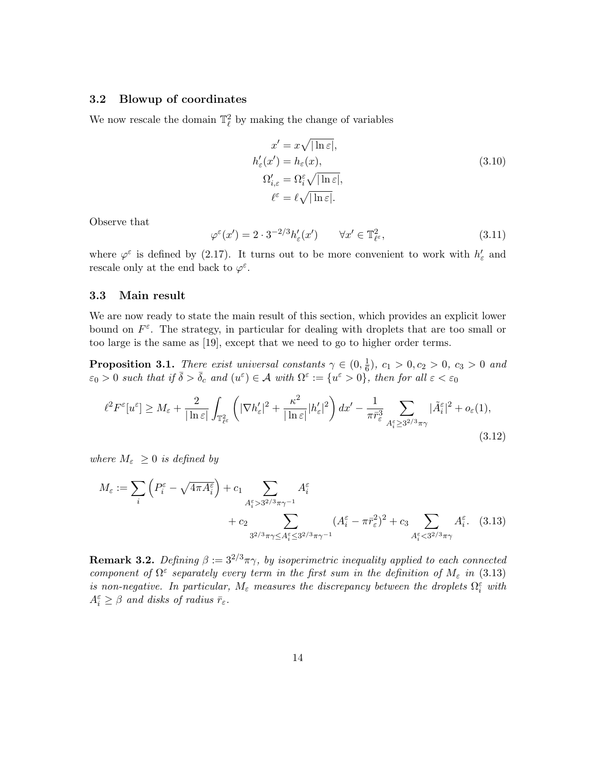### 3.2 Blowup of coordinates

We now rescale the domain $\mathbb{T}^2_\ell$ by making the change of variables

$$
\begin{aligned}
x' &= x\sqrt{|\ln \varepsilon|},\\
h'_\varepsilon(x') &= h_\varepsilon(x),\\
\Omega'_{i,\varepsilon} &= \Omega_i^\varepsilon \sqrt{|\ln \varepsilon|},\\
\ell^\varepsilon &= \ell\sqrt{|\ln \varepsilon|}.
\end{aligned}
\tag{3.10}
$$

Observe that

$$
\varphi^\varepsilon(x') = 2 \cdot 3^{-2/3} h'_\varepsilon(x') \qquad \forall x' \in \mathbb{T}^2_{\ell^\varepsilon}, \tag{3.11}
$$

where $\varphi^\varepsilon$ is defined by (2.17). It turns out to be more convenient to work with $h'_\varepsilon$ and rescale only at the end back to $\varphi^\varepsilon$.

### 3.3 Main result

We are now ready to state the main result of this section, which provides an explicit lower bound on $F^\varepsilon$. The strategy, in particular for dealing with droplets that are too small or too large is the same as [19], except that we need to go to higher order terms.

**Proposition 3.1.** *There exist universal constants $\gamma \in (0, \frac{1}{6})$, $c_1 > 0, c_2 > 0$, $c_3 > 0$ and $\varepsilon_0 > 0$ such that if $\bar\delta > \bar\delta_c$ and $(u^\varepsilon) \in \mathcal{A}$ with $\Omega^\varepsilon := \{u^\varepsilon > 0\}$, then for all $\varepsilon < \varepsilon_0$*

$$
\ell^2 F^\varepsilon[u^\varepsilon] \geq M_\varepsilon + \frac{2}{|\ln \varepsilon|}\int_{\mathbb{T}^2_{\ell^\varepsilon}} \left( |\nabla h'_\varepsilon|^2 + \frac{\kappa^2}{|\ln\varepsilon|}|h'_\varepsilon|^2 \right) dx' - \frac{1}{\pi \bar r_\varepsilon^3} \sum_{A_i^\varepsilon \geq 3^{2/3}\pi\gamma} |\tilde A_i^\varepsilon|^2 + o_\varepsilon(1), \tag{3.12}
$$

*where $M_\varepsilon \geq 0$ is defined by*

$$
\begin{aligned}
M_\varepsilon := \sum_i \left( P_i^\varepsilon - \sqrt{4\pi A_i^\varepsilon} \right) &+ c_1 \sum_{A_i^\varepsilon > 3^{2/3}\pi\gamma^{-1}} A_i^\varepsilon \\
&+ c_2 \sum_{3^{2/3}\pi\gamma \leq A_i^\varepsilon \leq 3^{2/3}\pi\gamma^{-1}} (A_i^\varepsilon - \pi \bar r_\varepsilon^2)^2 + c_3 \sum_{A_i^\varepsilon < 3^{2/3}\pi\gamma} A_i^\varepsilon.
\end{aligned}
\tag{3.13}
$$

**Remark 3.2.** *Defining $\beta := 3^{2/3}\pi\gamma$, by isoperimetric inequality applied to each connected component of $\Omega^\varepsilon$ separately every term in the first sum in the definition of $M_\varepsilon$ in (3.13) is non-negative. In particular, $M_\varepsilon$ measures the discrepancy between the droplets $\Omega_i^\varepsilon$ with $A_i^\varepsilon \geq \beta$ and disks of radius $\bar r_\varepsilon$.*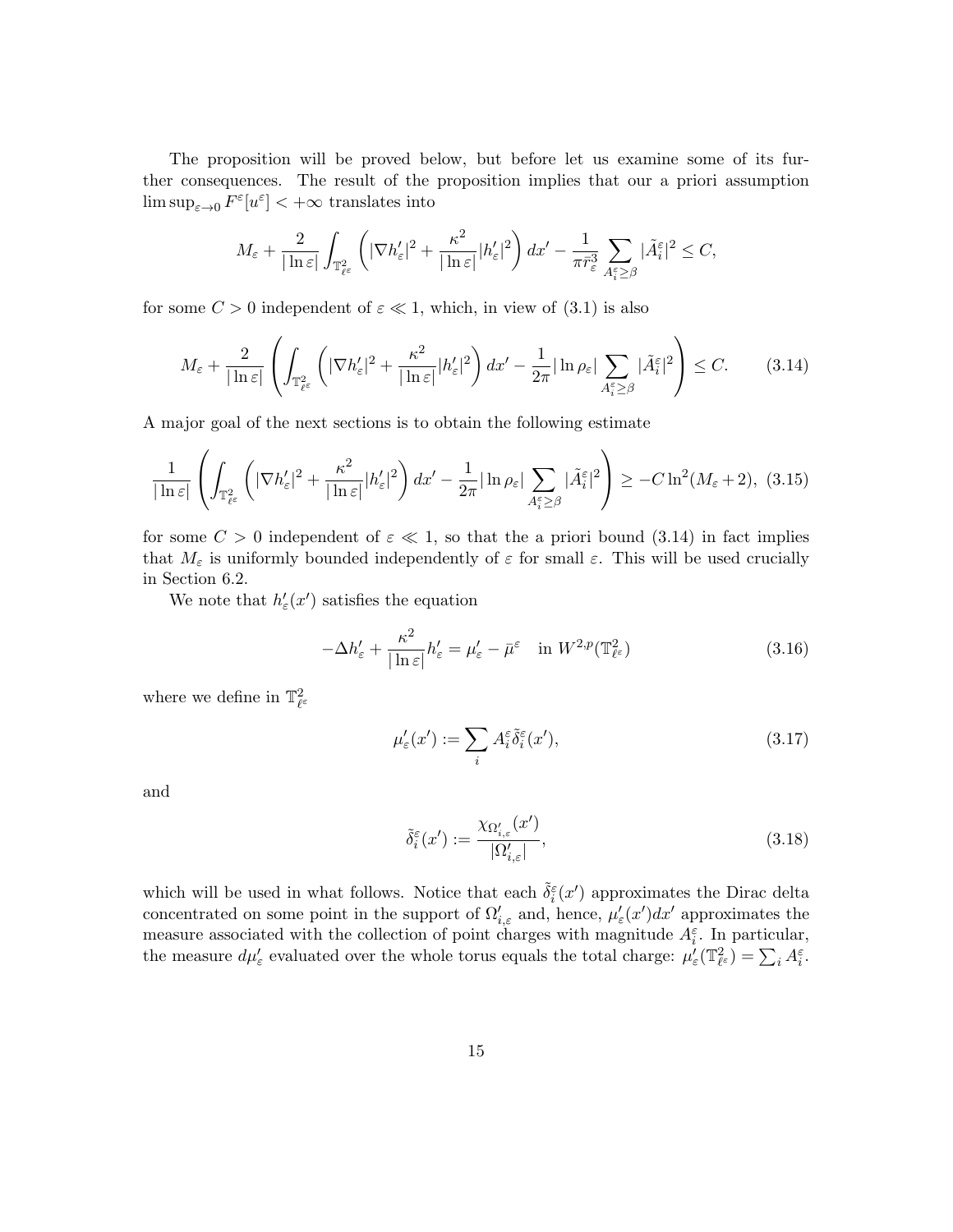The proposition will be proved below, but before let us examine some of its further consequences. The result of the proposition implies that our a priori assumption $\limsup_{\varepsilon\to 0} F^\varepsilon[u^\varepsilon] < +\infty$ translates into

$$M_\varepsilon + \frac{2}{|\ln\varepsilon|}\int_{\mathbb{T}^2_{\ell^\varepsilon}} \left( |\nabla h'_\varepsilon|^2 + \frac{\kappa^2}{|\ln\varepsilon|}|h'_\varepsilon|^2 \right) dx' - \frac{1}{\pi \bar{r}_\varepsilon^3} \sum_{A_i^\varepsilon \geq \beta} |\tilde{A}_i^\varepsilon|^2 \leq C,$$

for some $C > 0$ independent of $\varepsilon \ll 1$, which, in view of (3.1) is also

$$M_\varepsilon + \frac{2}{|\ln\varepsilon|}\left( \int_{\mathbb{T}^2_{\ell^\varepsilon}} \left( |\nabla h'_\varepsilon|^2 + \frac{\kappa^2}{|\ln\varepsilon|}|h'_\varepsilon|^2 \right) dx' - \frac{1}{2\pi}|\ln\rho_\varepsilon| \sum_{A_i^\varepsilon \geq \beta} |\tilde{A}_i^\varepsilon|^2 \right) \leq C. \tag{3.14}$$

A major goal of the next sections is to obtain the following estimate

$$\frac{1}{|\ln\varepsilon|}\left( \int_{\mathbb{T}^2_{\ell^\varepsilon}} \left( |\nabla h'_\varepsilon|^2 + \frac{\kappa^2}{|\ln\varepsilon|}|h'_\varepsilon|^2 \right) dx' - \frac{1}{2\pi}|\ln\rho_\varepsilon| \sum_{A_i^\varepsilon \geq \beta} |\tilde{A}_i^\varepsilon|^2 \right) \geq -C\ln^2(M_\varepsilon + 2), \tag{3.15}$$

for some $C > 0$ independent of $\varepsilon \ll 1$, so that the a priori bound (3.14) in fact implies that $M_\varepsilon$ is uniformly bounded independently of $\varepsilon$ for small $\varepsilon$. This will be used crucially in Section 6.2.

We note that $h'_\varepsilon(x')$ satisfies the equation

$$-\Delta h'_\varepsilon + \frac{\kappa^2}{|\ln\varepsilon|}h'_\varepsilon = \mu'_\varepsilon - \bar{\mu}^\varepsilon \quad \text{in } W^{2,p}(\mathbb{T}^2_{\ell^\varepsilon}) \tag{3.16}$$

where we define in $\mathbb{T}^2_{\ell^\varepsilon}$

$$\mu'_\varepsilon(x') := \sum_i A_i^\varepsilon \tilde{\delta}_i^\varepsilon(x'), \tag{3.17}$$

and

$$\tilde{\delta}_i^\varepsilon(x') := \frac{\chi_{\Omega'_{i,\varepsilon}}(x')}{|\Omega'_{i,\varepsilon}|}, \tag{3.18}$$

which will be used in what follows. Notice that each $\tilde{\delta}_i^\varepsilon(x')$ approximates the Dirac delta concentrated on some point in the support of $\Omega'_{i,\varepsilon}$ and, hence, $\mu'_\varepsilon(x')dx'$ approximates the measure associated with the collection of point charges with magnitude $A_i^\varepsilon$. In particular, the measure $d\mu'_\varepsilon$ evaluated over the whole torus equals the total charge: $\mu'_\varepsilon(\mathbb{T}^2_{\ell^\varepsilon}) = \sum_i A_i^\varepsilon$.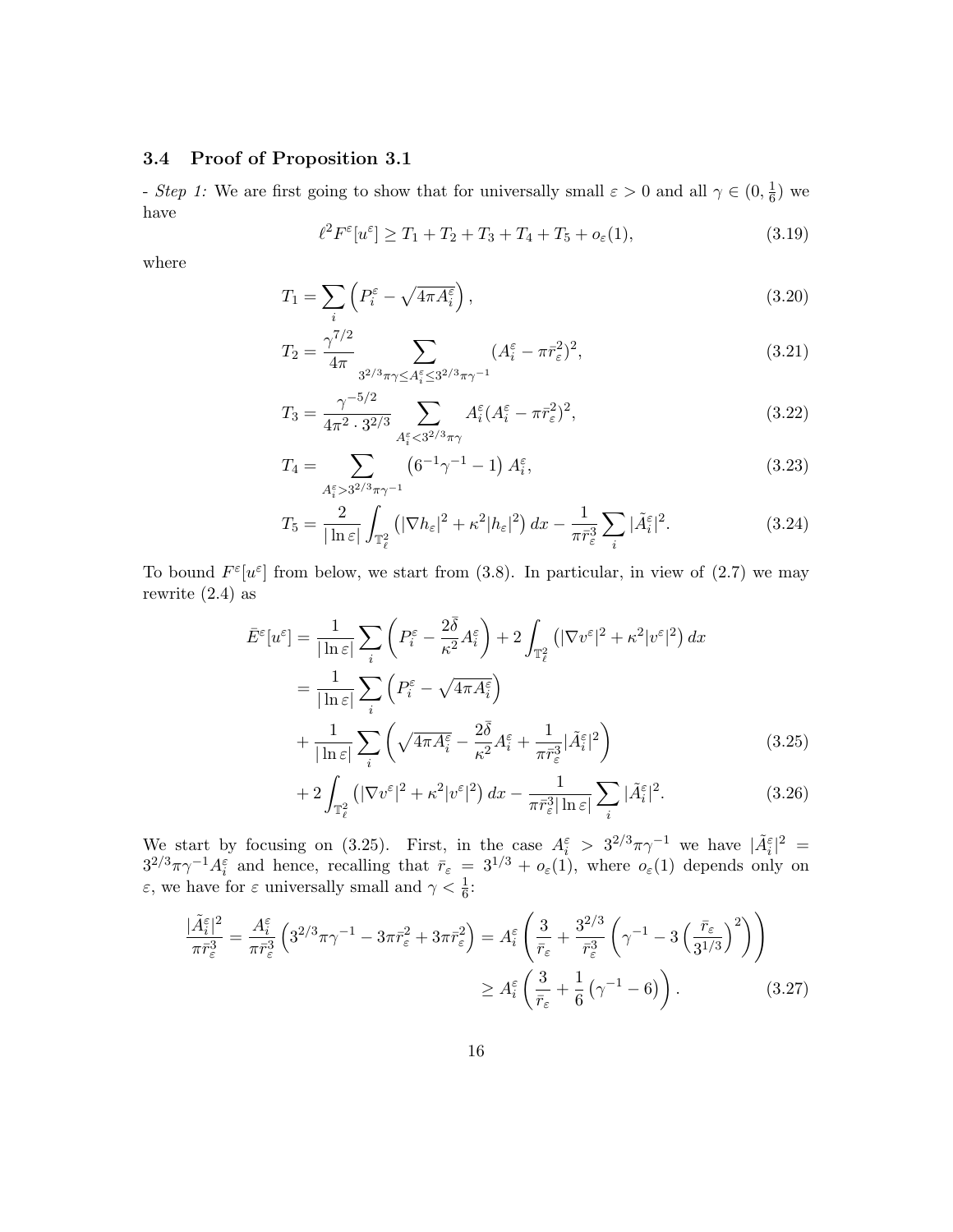### 3.4 Proof of Proposition 3.1

- *Step 1:* We are first going to show that for universally small $\varepsilon > 0$ and all $\gamma \in (0, \frac{1}{6})$ we have

$$\ell^2 F^\varepsilon[u^\varepsilon] \geq T_1 + T_2 + T_3 + T_4 + T_5 + o_\varepsilon(1), \tag{3.19}$$

where

$$T_1 = \sum_i \left( P_i^\varepsilon - \sqrt{4\pi A_i^\varepsilon} \right), \tag{3.20}$$

$$T_2 = \frac{\gamma^{7/2}}{4\pi} \sum_{3^{2/3}\pi\gamma \leq A_i^\varepsilon \leq 3^{2/3}\pi\gamma^{-1}} (A_i^\varepsilon - \pi \bar{r}_\varepsilon^2)^2, \tag{3.21}$$

$$T_3 = \frac{\gamma^{-5/2}}{4\pi^2 \cdot 3^{2/3}} \sum_{A_i^\varepsilon < 3^{2/3}\pi\gamma} A_i^\varepsilon (A_i^\varepsilon - \pi \bar{r}_\varepsilon^2)^2, \tag{3.22}$$

$$T_4 = \sum_{A_i^\varepsilon > 3^{2/3}\pi\gamma^{-1}} \left(6^{-1}\gamma^{-1} - 1\right) A_i^\varepsilon, \tag{3.23}$$

$$T_5 = \frac{2}{|\ln \varepsilon|} \int_{\mathbb{T}_\ell^2} \left( |\nabla h_\varepsilon|^2 + \kappa^2 |h_\varepsilon|^2 \right) dx - \frac{1}{\pi \bar{r}_\varepsilon^3} \sum_i |\tilde{A}_i^\varepsilon|^2. \tag{3.24}$$

To bound $F^\varepsilon[u^\varepsilon]$ from below, we start from (3.8). In particular, in view of (2.7) we may rewrite (2.4) as

$$\begin{aligned}
\bar{E}^\varepsilon[u^\varepsilon] &= \frac{1}{|\ln \varepsilon|} \sum_i \left( P_i^\varepsilon - \frac{2\bar{\delta}}{\kappa^2} A_i^\varepsilon \right) + 2 \int_{\mathbb{T}_\ell^2} \left( |\nabla v^\varepsilon|^2 + \kappa^2 |v^\varepsilon|^2 \right) dx \\
&= \frac{1}{|\ln \varepsilon|} \sum_i \left( P_i^\varepsilon - \sqrt{4\pi A_i^\varepsilon} \right) \\
&\quad + \frac{1}{|\ln \varepsilon|} \sum_i \left( \sqrt{4\pi A_i^\varepsilon} - \frac{2\bar{\delta}}{\kappa^2} A_i^\varepsilon + \frac{1}{\pi \bar{r}_\varepsilon^3} |\tilde{A}_i^\varepsilon|^2 \right) \qquad (3.25) \\
&\quad + 2 \int_{\mathbb{T}_\ell^2} \left( |\nabla v^\varepsilon|^2 + \kappa^2 |v^\varepsilon|^2 \right) dx - \frac{1}{\pi \bar{r}_\varepsilon^3 |\ln \varepsilon|} \sum_i |\tilde{A}_i^\varepsilon|^2. \qquad (3.26)
\end{aligned}$$

We start by focusing on (3.25). First, in the case $A_i^\varepsilon > 3^{2/3}\pi\gamma^{-1}$ we have $|\tilde{A}_i^\varepsilon|^2 = 3^{2/3}\pi\gamma^{-1} A_i^\varepsilon$ and hence, recalling that $\bar{r}_\varepsilon = 3^{1/3} + o_\varepsilon(1)$, where $o_\varepsilon(1)$ depends only on $\varepsilon$, we have for $\varepsilon$ universally small and $\gamma < \frac{1}{6}$:

$$\begin{aligned}
\frac{|\tilde{A}_i^\varepsilon|^2}{\pi \bar{r}_\varepsilon^3} = \frac{A_i^\varepsilon}{\pi \bar{r}_\varepsilon^3} \left( 3^{2/3}\pi\gamma^{-1} - 3\pi \bar{r}_\varepsilon^2 + 3\pi \bar{r}_\varepsilon^2 \right) &= A_i^\varepsilon \left( \frac{3}{\bar{r}_\varepsilon} + \frac{3^{2/3}}{\bar{r}_\varepsilon^3} \left( \gamma^{-1} - 3 \left( \frac{\bar{r}_\varepsilon}{3^{1/3}} \right)^2 \right) \right) \\
&\geq A_i^\varepsilon \left( \frac{3}{\bar{r}_\varepsilon} + \frac{1}{6} \left( \gamma^{-1} - 6 \right) \right). \qquad (3.27)
\end{aligned}$$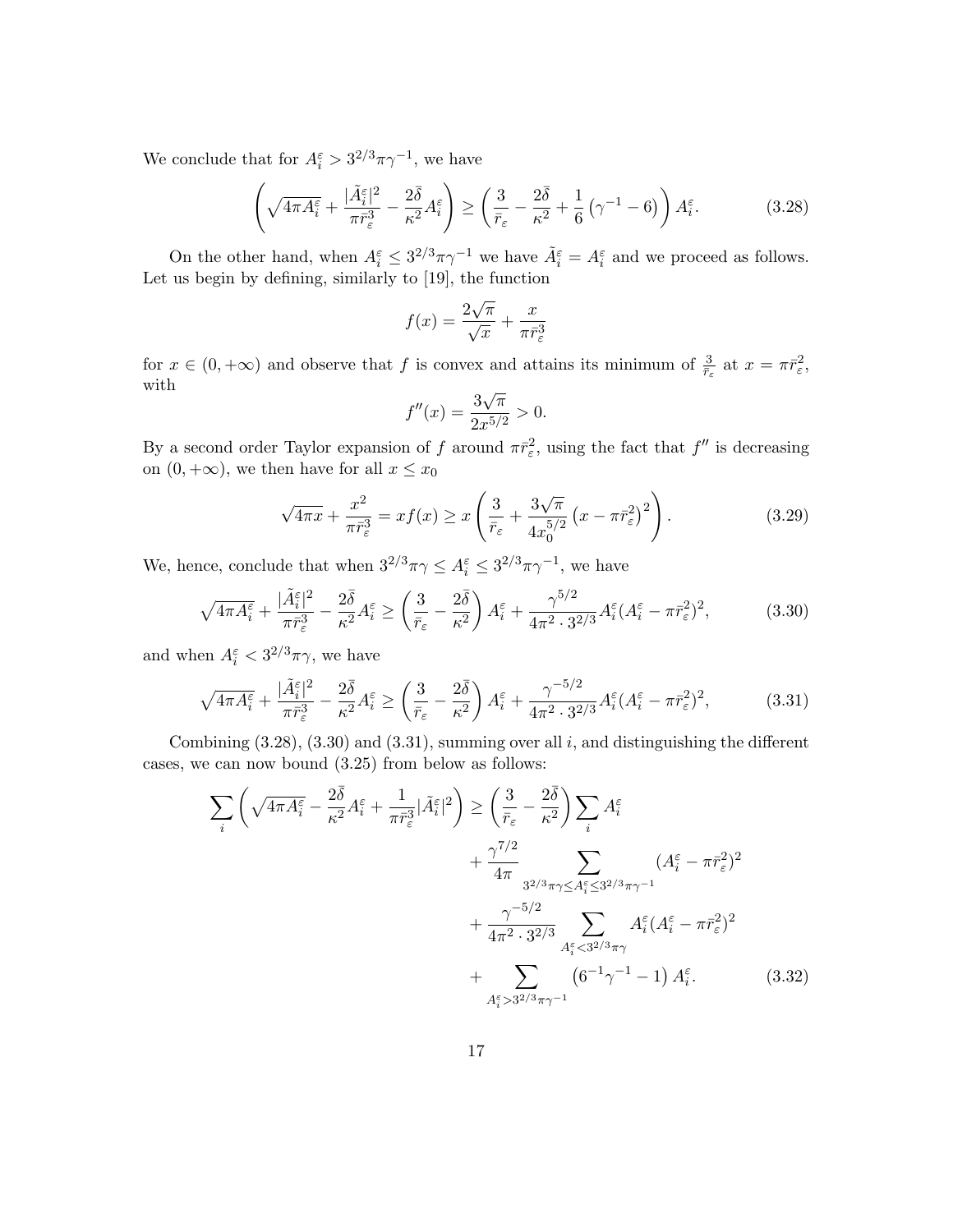We conclude that for $A_i^\varepsilon > 3^{2/3}\pi\gamma^{-1}$, we have

$$\left(\sqrt{4\pi A_i^\varepsilon} + \frac{|\tilde{A}_i^\varepsilon|^2}{\pi\bar{r}_\varepsilon^3} - \frac{2\bar{\delta}}{\kappa^2}A_i^\varepsilon\right) \geq \left(\frac{3}{\bar{r}_\varepsilon} - \frac{2\bar{\delta}}{\kappa^2} + \frac{1}{6}\left(\gamma^{-1} - 6\right)\right)A_i^\varepsilon. \tag{3.28}$$

On the other hand, when $A_i^\varepsilon \leq 3^{2/3}\pi\gamma^{-1}$ we have $\tilde{A}_i^\varepsilon = A_i^\varepsilon$ and we proceed as follows. Let us begin by defining, similarly to [19], the function

$$f(x) = \frac{2\sqrt{\pi}}{\sqrt{x}} + \frac{x}{\pi\bar{r}_\varepsilon^3}$$

for $x \in (0, +\infty)$ and observe that $f$ is convex and attains its minimum of $\frac{3}{\bar{r}_\varepsilon}$ at $x = \pi\bar{r}_\varepsilon^2$, with

$$f''(x) = \frac{3\sqrt{\pi}}{2x^{5/2}} > 0.$$

By a second order Taylor expansion of $f$ around $\pi\bar{r}_\varepsilon^2$, using the fact that $f''$ is decreasing on $(0, +\infty)$, we then have for all $x \leq x_0$

$$\sqrt{4\pi x} + \frac{x^2}{\pi\bar{r}_\varepsilon^3} = xf(x) \geq x\left(\frac{3}{\bar{r}_\varepsilon} + \frac{3\sqrt{\pi}}{4x_0^{5/2}}\left(x - \pi\bar{r}_\varepsilon^2\right)^2\right). \tag{3.29}$$

We, hence, conclude that when $3^{2/3}\pi\gamma \leq A_i^\varepsilon \leq 3^{2/3}\pi\gamma^{-1}$, we have

$$\sqrt{4\pi A_i^\varepsilon} + \frac{|\tilde{A}_i^\varepsilon|^2}{\pi\bar{r}_\varepsilon^3} - \frac{2\bar{\delta}}{\kappa^2}A_i^\varepsilon \geq \left(\frac{3}{\bar{r}_\varepsilon} - \frac{2\bar{\delta}}{\kappa^2}\right)A_i^\varepsilon + \frac{\gamma^{5/2}}{4\pi^2 \cdot 3^{2/3}}A_i^\varepsilon(A_i^\varepsilon - \pi\bar{r}_\varepsilon^2)^2, \tag{3.30}$$

and when $A_i^\varepsilon < 3^{2/3}\pi\gamma$, we have

$$\sqrt{4\pi A_i^\varepsilon} + \frac{|\tilde{A}_i^\varepsilon|^2}{\pi\bar{r}_\varepsilon^3} - \frac{2\bar{\delta}}{\kappa^2}A_i^\varepsilon \geq \left(\frac{3}{\bar{r}_\varepsilon} - \frac{2\bar{\delta}}{\kappa^2}\right)A_i^\varepsilon + \frac{\gamma^{-5/2}}{4\pi^2 \cdot 3^{2/3}}A_i^\varepsilon(A_i^\varepsilon - \pi\bar{r}_\varepsilon^2)^2, \tag{3.31}$$

Combining (3.28), (3.30) and (3.31), summing over all $i$, and distinguishing the different cases, we can now bound (3.25) from below as follows:

$$\begin{aligned}
\sum_i \left(\sqrt{4\pi A_i^\varepsilon} - \frac{2\bar{\delta}}{\kappa^2}A_i^\varepsilon + \frac{1}{\pi\bar{r}_\varepsilon^3}|\tilde{A}_i^\varepsilon|^2\right) \geq{}& \left(\frac{3}{\bar{r}_\varepsilon} - \frac{2\bar{\delta}}{\kappa^2}\right)\sum_i A_i^\varepsilon \\
&+ \frac{\gamma^{7/2}}{4\pi}\sum_{3^{2/3}\pi\gamma \leq A_i^\varepsilon \leq 3^{2/3}\pi\gamma^{-1}} (A_i^\varepsilon - \pi\bar{r}_\varepsilon^2)^2 \\
&+ \frac{\gamma^{-5/2}}{4\pi^2 \cdot 3^{2/3}}\sum_{A_i^\varepsilon < 3^{2/3}\pi\gamma} A_i^\varepsilon(A_i^\varepsilon - \pi\bar{r}_\varepsilon^2)^2 \\
&+ \sum_{A_i^\varepsilon > 3^{2/3}\pi\gamma^{-1}} \left(6^{-1}\gamma^{-1} - 1\right)A_i^\varepsilon.
\end{aligned} \tag{3.32}$$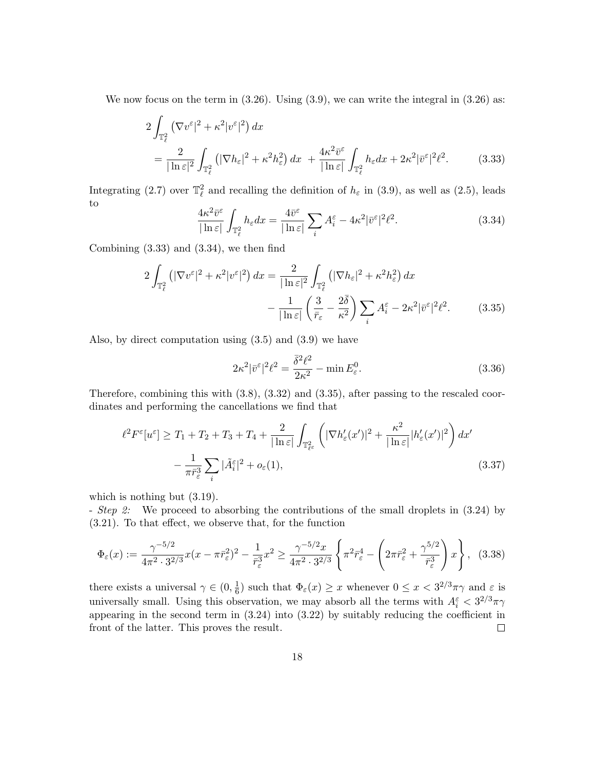We now focus on the term in (3.26). Using (3.9), we can write the integral in (3.26) as:

$$
\begin{aligned}
&2 \int_{\mathbb{T}_\ell^2} \left( |\nabla v^\varepsilon|^2 + \kappa^2 |v^\varepsilon|^2 \right) dx \\
&\quad = \frac{2}{|\ln \varepsilon|^2} \int_{\mathbb{T}_\ell^2} \left( |\nabla h_\varepsilon|^2 + \kappa^2 h_\varepsilon^2 \right) dx \ + \frac{4\kappa^2 \bar{v}^\varepsilon}{|\ln \varepsilon|} \int_{\mathbb{T}_\ell^2} h_\varepsilon dx + 2\kappa^2 |\bar{v}^\varepsilon|^2 \ell^2. \qquad (3.33)
\end{aligned}
$$

Integrating (2.7) over $\mathbb{T}_\ell^2$ and recalling the definition of $h_\varepsilon$ in (3.9), as well as (2.5), leads to

$$
\frac{4\kappa^2 \bar{v}^\varepsilon}{|\ln \varepsilon|} \int_{\mathbb{T}_\ell^2} h_\varepsilon dx = \frac{4\bar{v}^\varepsilon}{|\ln \varepsilon|} \sum_i A_i^\varepsilon - 4\kappa^2 |\bar{v}^\varepsilon|^2 \ell^2. \qquad (3.34)
$$

Combining (3.33) and (3.34), we then find

$$
\begin{aligned}
2 \int_{\mathbb{T}_\ell^2} \left( |\nabla v^\varepsilon|^2 + \kappa^2 |v^\varepsilon|^2 \right) dx &= \frac{2}{|\ln \varepsilon|^2} \int_{\mathbb{T}_\ell^2} \left( |\nabla h_\varepsilon|^2 + \kappa^2 h_\varepsilon^2 \right) dx \\
&\quad - \frac{1}{|\ln \varepsilon|} \left( \frac{3}{\bar{r}_\varepsilon} - \frac{2\bar{\delta}}{\kappa^2} \right) \sum_i A_i^\varepsilon - 2\kappa^2 |\bar{v}^\varepsilon|^2 \ell^2. \qquad (3.35)
\end{aligned}
$$

Also, by direct computation using (3.5) and (3.9) we have

$$
2\kappa^2 |\bar{v}^\varepsilon|^2 \ell^2 = \frac{\bar{\delta}^2 \ell^2}{2\kappa^2} - \min E_\varepsilon^0. \qquad (3.36)
$$

Therefore, combining this with (3.8), (3.32) and (3.35), after passing to the rescaled coordinates and performing the cancellations we find that

$$
\begin{aligned}
\ell^2 F^\varepsilon[u^\varepsilon] \geq T_1 + T_2 + T_3 + T_4 &+ \frac{2}{|\ln \varepsilon|} \int_{\mathbb{T}_{\ell \varepsilon}^2} \left( |\nabla h'_\varepsilon(x')|^2 + \frac{\kappa^2}{|\ln \varepsilon|} |h'_\varepsilon(x')|^2 \right) dx' \\
&- \frac{1}{\pi \bar{r}_\varepsilon^3} \sum_i |\tilde{A}_i^\varepsilon|^2 + o_\varepsilon(1), \qquad (3.37)
\end{aligned}
$$

which is nothing but (3.19).

- *Step 2:* We proceed to absorbing the contributions of the small droplets in (3.24) by (3.21). To that effect, we observe that, for the function

$$
\Phi_\varepsilon(x) := \frac{\gamma^{-5/2}}{4\pi^2 \cdot 3^{2/3}} x (x - \pi \bar{r}_\varepsilon^2)^2 - \frac{1}{\bar{r}_\varepsilon^3} x^2 \geq \frac{\gamma^{-5/2} x}{4\pi^2 \cdot 3^{2/3}} \left\{ \pi^2 \bar{r}_\varepsilon^4 - \left( 2\pi \bar{r}_\varepsilon^2 + \frac{\gamma^{5/2}}{\bar{r}_\varepsilon^3} \right) x \right\}, \quad (3.38)
$$

there exists a universal $\gamma \in (0, \frac{1}{6})$ such that $\Phi_\varepsilon(x) \geq x$ whenever $0 \leq x < 3^{2/3}\pi\gamma$ and $\varepsilon$ is universally small. Using this observation, we may absorb all the terms with $A_i^\varepsilon < 3^{2/3}\pi\gamma$ appearing in the second term in (3.24) into (3.22) by suitably reducing the coefficient in front of the latter. This proves the result. $\square$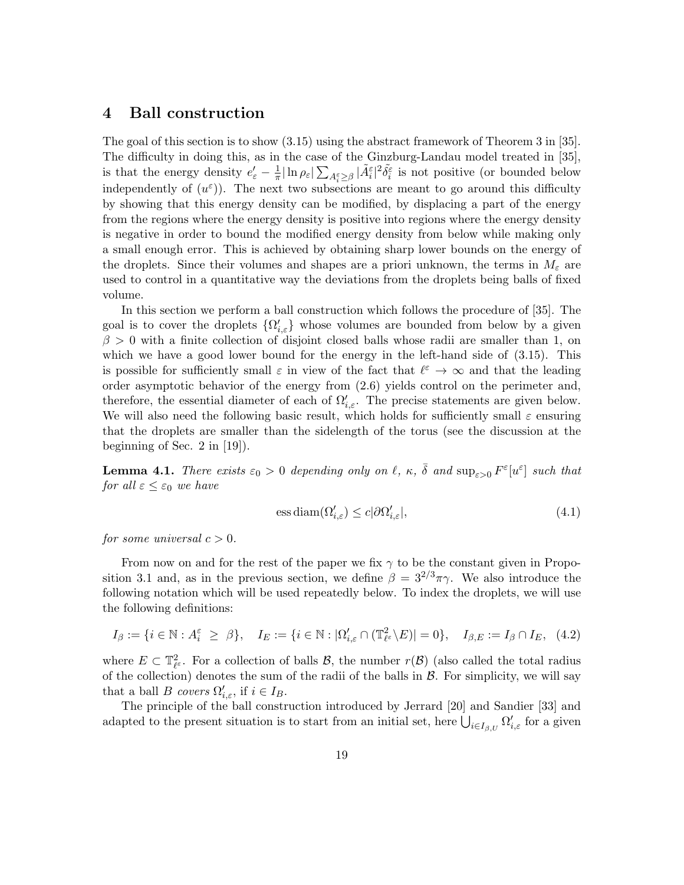# 4 Ball construction

The goal of this section is to show (3.15) using the abstract framework of Theorem 3 in [35]. The difficulty in doing this, as in the case of the Ginzburg-Landau model treated in [35], is that the energy density $e'_\varepsilon - \frac{1}{\pi}|\ln \rho_\varepsilon| \sum_{A_i^\varepsilon \geq \beta} |\tilde{A}_i^\varepsilon|^2 \tilde{\delta}_i^\varepsilon$ is not positive (or bounded below independently of $(u^\varepsilon)$). The next two subsections are meant to go around this difficulty by showing that this energy density can be modified, by displacing a part of the energy from the regions where the energy density is positive into regions where the energy density is negative in order to bound the modified energy density from below while making only a small enough error. This is achieved by obtaining sharp lower bounds on the energy of the droplets. Since their volumes and shapes are a priori unknown, the terms in $M_\varepsilon$ are used to control in a quantitative way the deviations from the droplets being balls of fixed volume.

In this section we perform a ball construction which follows the procedure of [35]. The goal is to cover the droplets $\{\Omega'_{i,\varepsilon}\}$ whose volumes are bounded from below by a given $\beta > 0$ with a finite collection of disjoint closed balls whose radii are smaller than 1, on which we have a good lower bound for the energy in the left-hand side of (3.15). This is possible for sufficiently small $\varepsilon$ in view of the fact that $\ell^\varepsilon \to \infty$ and that the leading order asymptotic behavior of the energy from (2.6) yields control on the perimeter and, therefore, the essential diameter of each of $\Omega'_{i,\varepsilon}$. The precise statements are given below. We will also need the following basic result, which holds for sufficiently small $\varepsilon$ ensuring that the droplets are smaller than the sidelength of the torus (see the discussion at the beginning of Sec. 2 in [19]).

**Lemma 4.1.** *There exists $\varepsilon_0 > 0$ depending only on $\ell$, $\kappa$, $\bar{\delta}$ and $\sup_{\varepsilon>0} F^\varepsilon[u^\varepsilon]$ such that for all $\varepsilon \leq \varepsilon_0$ we have*

$$\operatorname{ess\,diam}(\Omega'_{i,\varepsilon}) \leq c|\partial\Omega'_{i,\varepsilon}|, \tag{4.1}$$

*for some universal $c > 0$.*

From now on and for the rest of the paper we fix $\gamma$ to be the constant given in Proposition 3.1 and, as in the previous section, we define $\beta = 3^{2/3}\pi\gamma$. We also introduce the following notation which will be used repeatedly below. To index the droplets, we will use the following definitions:

$$I_\beta := \{i \in \mathbb{N} : A_i^\varepsilon \ \geq \ \beta\}, \quad I_E := \{i \in \mathbb{N} : |\Omega'_{i,\varepsilon} \cap (\mathbb{T}^2_{\ell^\varepsilon} \backslash E)| = 0\}, \quad I_{\beta,E} := I_\beta \cap I_E, \tag{4.2}$$

where $E \subset \mathbb{T}^2_{\ell^\varepsilon}$. For a collection of balls $\mathcal{B}$, the number $r(\mathcal{B})$ (also called the total radius of the collection) denotes the sum of the radii of the balls in $\mathcal{B}$. For simplicity, we will say that a ball $B$ *covers* $\Omega'_{i,\varepsilon}$, if $i \in I_B$.

The principle of the ball construction introduced by Jerrard [20] and Sandier [33] and adapted to the present situation is to start from an initial set, here $\bigcup_{i\in I_{\beta,U}} \Omega'_{i,\varepsilon}$ for a given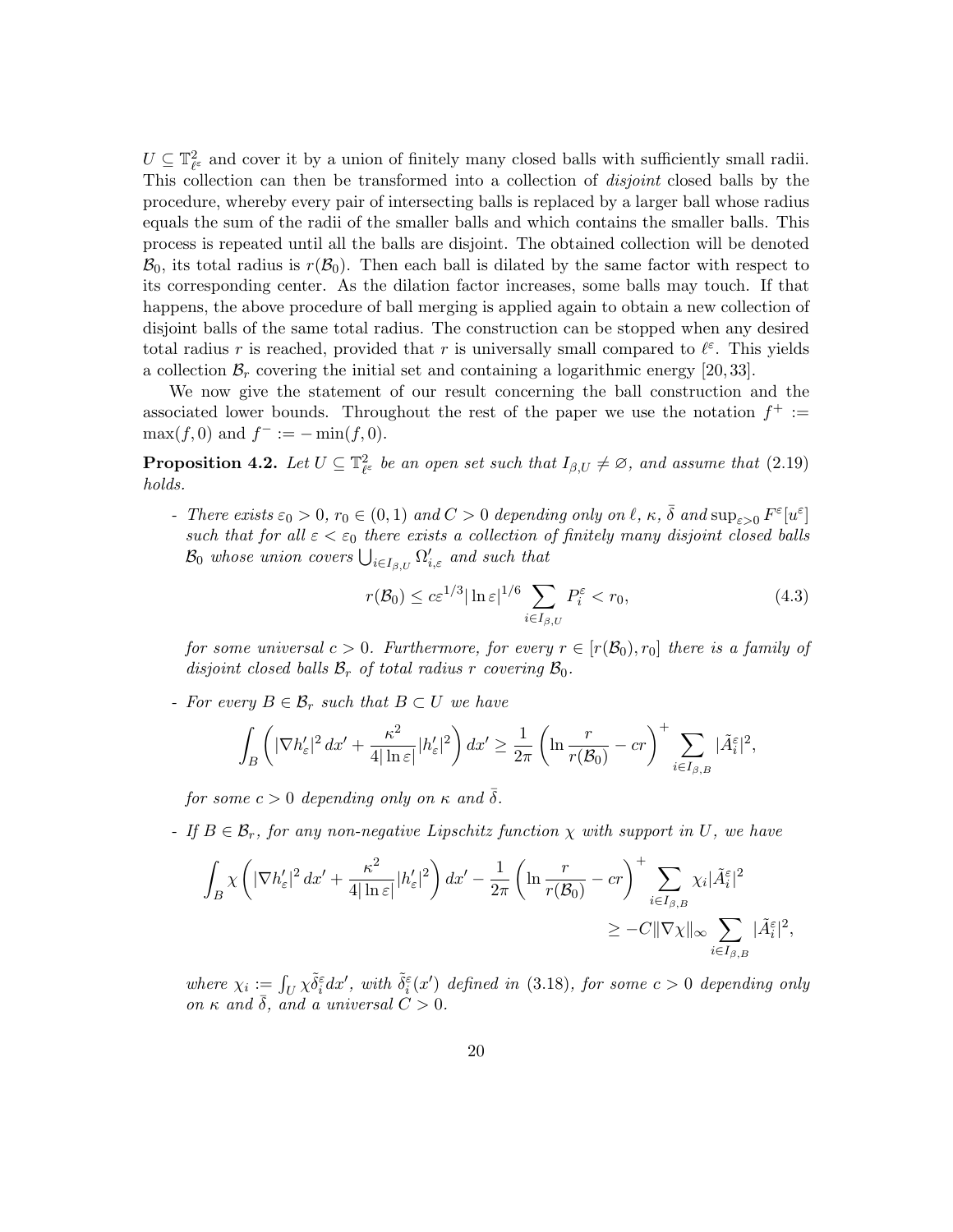$U \subseteq \mathbb{T}^2_{\ell^\varepsilon}$ and cover it by a union of finitely many closed balls with sufficiently small radii. This collection can then be transformed into a collection of *disjoint* closed balls by the procedure, whereby every pair of intersecting balls is replaced by a larger ball whose radius equals the sum of the radii of the smaller balls and which contains the smaller balls. This process is repeated until all the balls are disjoint. The obtained collection will be denoted $\mathcal{B}_0$, its total radius is $r(\mathcal{B}_0)$. Then each ball is dilated by the same factor with respect to its corresponding center. As the dilation factor increases, some balls may touch. If that happens, the above procedure of ball merging is applied again to obtain a new collection of disjoint balls of the same total radius. The construction can be stopped when any desired total radius $r$ is reached, provided that $r$ is universally small compared to $\ell^\varepsilon$. This yields a collection $\mathcal{B}_r$ covering the initial set and containing a logarithmic energy [20, 33].

We now give the statement of our result concerning the ball construction and the associated lower bounds. Throughout the rest of the paper we use the notation $f^+ := \max(f, 0)$ and $f^- := -\min(f, 0)$.

**Proposition 4.2.** *Let $U \subseteq \mathbb{T}^2_{\ell^\varepsilon}$ be an open set such that $I_{\beta,U} \neq \varnothing$, and assume that (2.19) holds.*

- *There exists $\varepsilon_0 > 0$, $r_0 \in (0, 1)$ and $C > 0$ depending only on $\ell$, $\kappa$, $\bar{\delta}$ and $\sup_{\varepsilon>0} F^\varepsilon[u^\varepsilon]$ such that for all $\varepsilon < \varepsilon_0$ there exists a collection of finitely many disjoint closed balls $\mathcal{B}_0$ whose union covers $\bigcup_{i \in I_{\beta,U}} \Omega'_{i,\varepsilon}$ and such that*

$$
r(\mathcal{B}_0) \leq c\varepsilon^{1/3} |\ln \varepsilon|^{1/6} \sum_{i \in I_{\beta,U}} P_i^\varepsilon < r_0, \tag{4.3}
$$

  *for some universal $c > 0$. Furthermore, for every $r \in [r(\mathcal{B}_0), r_0]$ there is a family of disjoint closed balls $\mathcal{B}_r$ of total radius $r$ covering $\mathcal{B}_0$.*

- *For every $B \in \mathcal{B}_r$ such that $B \subset U$ we have*

$$
\int_B \left( |\nabla h'_\varepsilon|^2 \, dx' + \frac{\kappa^2}{4|\ln \varepsilon|} |h'_\varepsilon|^2 \right) dx' \geq \frac{1}{2\pi} \left( \ln \frac{r}{r(\mathcal{B}_0)} - cr \right)^+ \sum_{i \in I_{\beta,B}} |\tilde{A}_i^\varepsilon|^2,
$$

  *for some $c > 0$ depending only on $\kappa$ and $\bar{\delta}$.*

- *If $B \in \mathcal{B}_r$, for any non-negative Lipschitz function $\chi$ with support in $U$, we have*

$$
\int_B \chi \left( |\nabla h'_\varepsilon|^2 \, dx' + \frac{\kappa^2}{4|\ln \varepsilon|} |h'_\varepsilon|^2 \right) dx' - \frac{1}{2\pi} \left( \ln \frac{r}{r(\mathcal{B}_0)} - cr \right)^+ \sum_{i \in I_{\beta,B}} \chi_i |\tilde{A}_i^\varepsilon|^2
$$
$$
\geq -C \|\nabla \chi\|_\infty \sum_{i \in I_{\beta,B}} |\tilde{A}_i^\varepsilon|^2,
$$

  *where $\chi_i := \int_U \chi \tilde{\delta}_i^\varepsilon dx'$, with $\tilde{\delta}_i^\varepsilon(x')$ defined in (3.18), for some $c > 0$ depending only on $\kappa$ and $\bar{\delta}$, and a universal $C > 0$.*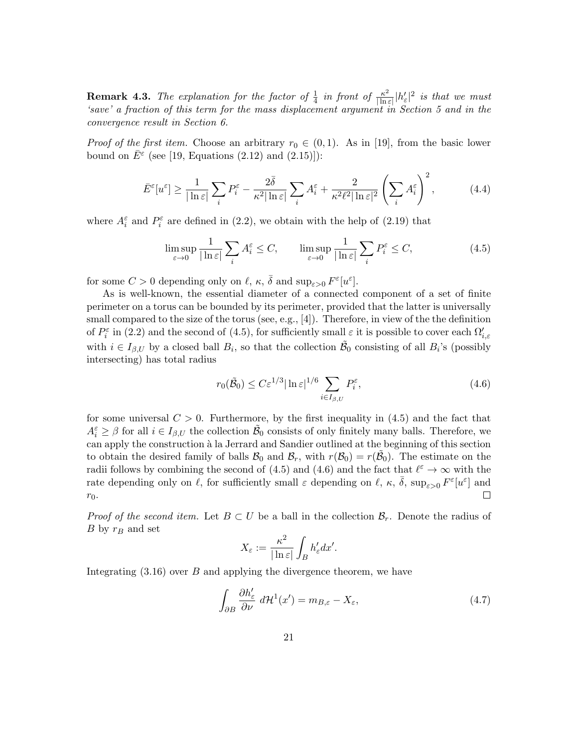**Remark 4.3.** *The explanation for the factor of $\frac{1}{4}$ in front of $\frac{\kappa^2}{|\ln\varepsilon|}|h'_\varepsilon|^2$ is that we must 'save' a fraction of this term for the mass displacement argument in Section 5 and in the convergence result in Section 6.*

*Proof of the first item.* Choose an arbitrary $r_0 \in (0,1)$. As in [19], from the basic lower bound on $\bar{E}^\varepsilon$ (see [19, Equations (2.12) and (2.15)]):

$$\bar{E}^\varepsilon[u^\varepsilon] \geq \frac{1}{|\ln\varepsilon|}\sum_i P_i^\varepsilon - \frac{2\bar{\delta}}{\kappa^2|\ln\varepsilon|}\sum_i A_i^\varepsilon + \frac{2}{\kappa^2\ell^2|\ln\varepsilon|^2}\left(\sum_i A_i^\varepsilon\right)^2, \tag{4.4}$$

where $A_i^\varepsilon$ and $P_i^\varepsilon$ are defined in (2.2), we obtain with the help of (2.19) that

$$\limsup_{\varepsilon\to 0}\frac{1}{|\ln\varepsilon|}\sum_i A_i^\varepsilon \leq C, \qquad \limsup_{\varepsilon\to 0}\frac{1}{|\ln\varepsilon|}\sum_i P_i^\varepsilon \leq C, \tag{4.5}$$

for some $C > 0$ depending only on $\ell$, $\kappa$, $\bar{\delta}$ and $\sup_{\varepsilon>0} F^\varepsilon[u^\varepsilon]$.

As is well-known, the essential diameter of a connected component of a set of finite perimeter on a torus can be bounded by its perimeter, provided that the latter is universally small compared to the size of the torus (see, e.g., [4]). Therefore, in view of the the definition of $P_i^\varepsilon$ in (2.2) and the second of (4.5), for sufficiently small $\varepsilon$ it is possible to cover each $\Omega'_{i,\varepsilon}$ with $i \in I_{\beta,U}$ by a closed ball $B_i$, so that the collection $\tilde{\mathcal{B}}_0$ consisting of all $B_i$'s (possibly intersecting) has total radius

$$r_0(\tilde{\mathcal{B}}_0) \leq C\varepsilon^{1/3}|\ln\varepsilon|^{1/6}\sum_{i\in I_{\beta,U}} P_i^\varepsilon, \tag{4.6}$$

for some universal $C > 0$. Furthermore, by the first inequality in (4.5) and the fact that $A_i^\varepsilon \geq \beta$ for all $i \in I_{\beta,U}$ the collection $\tilde{\mathcal{B}}_0$ consists of only finitely many balls. Therefore, we can apply the construction à la Jerrard and Sandier outlined at the beginning of this section to obtain the desired family of balls $\mathcal{B}_0$ and $\mathcal{B}_r$, with $r(\mathcal{B}_0) = r(\tilde{\mathcal{B}}_0)$. The estimate on the radii follows by combining the second of (4.5) and (4.6) and the fact that $\ell^\varepsilon \to \infty$ with the rate depending only on $\ell$, for sufficiently small $\varepsilon$ depending on $\ell$, $\kappa$, $\bar{\delta}$, $\sup_{\varepsilon>0} F^\varepsilon[u^\varepsilon]$ and $r_0$. $\square$

*Proof of the second item.* Let $B \subset U$ be a ball in the collection $\mathcal{B}_r$. Denote the radius of $B$ by $r_B$ and set

$$X_\varepsilon := \frac{\kappa^2}{|\ln\varepsilon|}\int_B h'_\varepsilon dx'.$$

Integrating (3.16) over $B$ and applying the divergence theorem, we have

$$\int_{\partial B}\frac{\partial h'_\varepsilon}{\partial\nu}\, d\mathcal{H}^1(x') = m_{B,\varepsilon} - X_\varepsilon, \tag{4.7}$$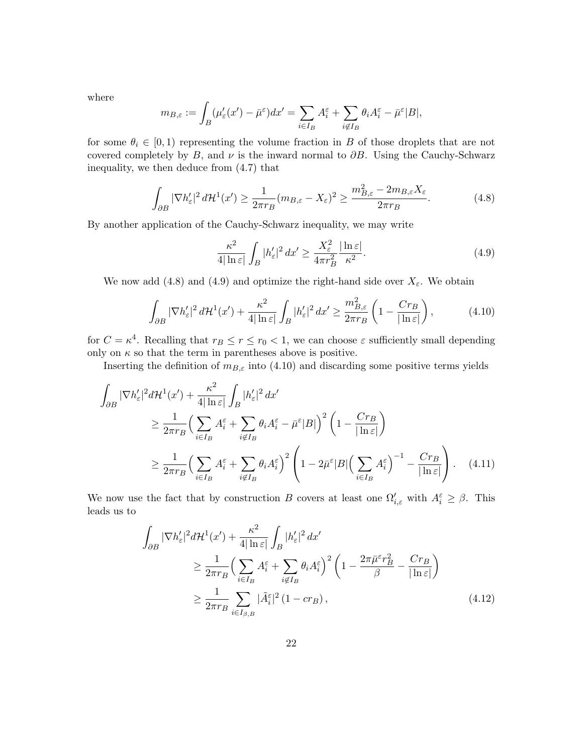where

$$m_{B,\varepsilon} := \int_B (\mu'_\varepsilon(x') - \bar{\mu}^\varepsilon) dx' = \sum_{i \in I_B} A_i^\varepsilon + \sum_{i \notin I_B} \theta_i A_i^\varepsilon - \bar{\mu}^\varepsilon |B|,$$

for some $\theta_i \in [0, 1)$ representing the volume fraction in $B$ of those droplets that are not covered completely by $B$, and $\nu$ is the inward normal to $\partial B$. Using the Cauchy-Schwarz inequality, we then deduce from (4.7) that

$$\int_{\partial B} |\nabla h'_\varepsilon|^2 \, d\mathcal{H}^1(x') \geq \frac{1}{2\pi r_B} (m_{B,\varepsilon} - X_\varepsilon)^2 \geq \frac{m_{B,\varepsilon}^2 - 2 m_{B,\varepsilon} X_\varepsilon}{2\pi r_B}. \tag{4.8}$$

By another application of the Cauchy-Schwarz inequality, we may write

$$\frac{\kappa^2}{4|\ln \varepsilon|} \int_B |h'_\varepsilon|^2 \, dx' \geq \frac{X_\varepsilon^2}{4\pi r_B^2} \frac{|\ln \varepsilon|}{\kappa^2}. \tag{4.9}$$

We now add (4.8) and (4.9) and optimize the right-hand side over $X_\varepsilon$. We obtain

$$\int_{\partial B} |\nabla h'_\varepsilon|^2 \, d\mathcal{H}^1(x') + \frac{\kappa^2}{4|\ln \varepsilon|} \int_B |h'_\varepsilon|^2 \, dx' \geq \frac{m_{B,\varepsilon}^2}{2\pi r_B} \left( 1 - \frac{C r_B}{|\ln \varepsilon|} \right), \tag{4.10}$$

for $C = \kappa^4$. Recalling that $r_B \leq r \leq r_0 < 1$, we can choose $\varepsilon$ sufficiently small depending only on $\kappa$ so that the term in parentheses above is positive.

Inserting the definition of $m_{B,\varepsilon}$ into (4.10) and discarding some positive terms yields

$$\begin{aligned}
\int_{\partial B} & |\nabla h'_\varepsilon|^2 d\mathcal{H}^1(x') + \frac{\kappa^2}{4|\ln \varepsilon|} \int_B |h'_\varepsilon|^2 \, dx' \\
& \geq \frac{1}{2\pi r_B} \Big( \sum_{i \in I_B} A_i^\varepsilon + \sum_{i \notin I_B} \theta_i A_i^\varepsilon - \bar{\mu}^\varepsilon |B| \Big)^2 \left( 1 - \frac{C r_B}{|\ln \varepsilon|} \right) \\
& \geq \frac{1}{2\pi r_B} \Big( \sum_{i \in I_B} A_i^\varepsilon + \sum_{i \notin I_B} \theta_i A_i^\varepsilon \Big)^2 \left( 1 - 2\bar{\mu}^\varepsilon |B| \Big( \sum_{i \in I_B} A_i^\varepsilon \Big)^{-1} - \frac{C r_B}{|\ln \varepsilon|} \right).
\end{aligned} \tag{4.11}$$

We now use the fact that by construction $B$ covers at least one $\Omega'_{i,\varepsilon}$ with $A_i^\varepsilon \geq \beta$. This leads us to

$$\begin{aligned}
\int_{\partial B} & |\nabla h'_\varepsilon|^2 d\mathcal{H}^1(x') + \frac{\kappa^2}{4|\ln \varepsilon|} \int_B |h'_\varepsilon|^2 \, dx' \\
& \geq \frac{1}{2\pi r_B} \Big( \sum_{i \in I_B} A_i^\varepsilon + \sum_{i \notin I_B} \theta_i A_i^\varepsilon \Big)^2 \left( 1 - \frac{2\pi \bar{\mu}^\varepsilon r_B^2}{\beta} - \frac{C r_B}{|\ln \varepsilon|} \right) \\
& \geq \frac{1}{2\pi r_B} \sum_{i \in I_{\beta,B}} |\tilde{A}_i^\varepsilon|^2 \left( 1 - c r_B \right),
\end{aligned} \tag{4.12}$$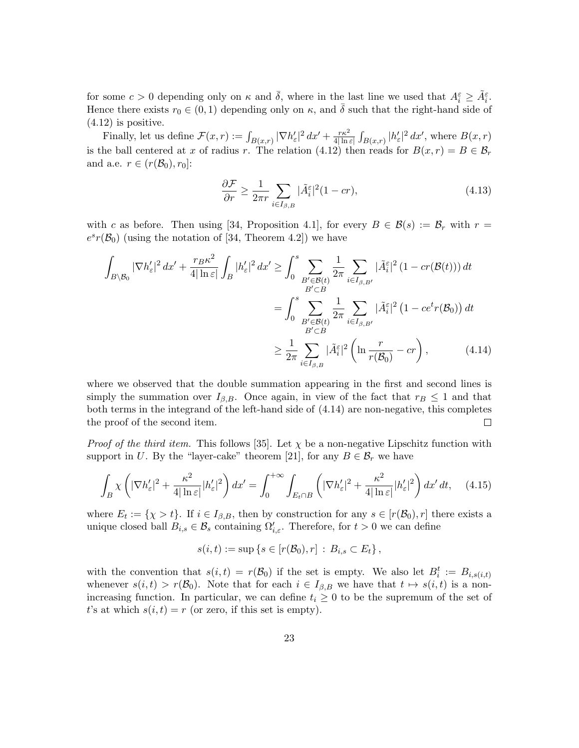for some $c > 0$ depending only on $\kappa$ and $\bar{\delta}$, where in the last line we used that $A_i^\varepsilon \geq \tilde{A}_i^\varepsilon$. Hence there exists $r_0 \in (0, 1)$ depending only on $\kappa$, and $\bar{\delta}$ such that the right-hand side of (4.12) is positive.

Finally, let us define $\mathcal{F}(x, r) := \int_{B(x,r)} |\nabla h_\varepsilon'|^2 \, dx' + \frac{r\kappa^2}{4|\ln \varepsilon|} \int_{B(x,r)} |h_\varepsilon'|^2 \, dx'$, where $B(x, r)$ is the ball centered at $x$ of radius $r$. The relation (4.12) then reads for $B(x, r) = B \in \mathcal{B}_r$ and a.e. $r \in (r(\mathcal{B}_0), r_0]$:

$$
\frac{\partial \mathcal{F}}{\partial r} \geq \frac{1}{2\pi r} \sum_{i \in I_{\beta,B}} |\tilde{A}_i^\varepsilon|^2 (1 - cr), \tag{4.13}
$$

with $c$ as before. Then using [34, Proposition 4.1], for every $B \in \mathcal{B}(s) := \mathcal{B}_r$ with $r = e^s r(\mathcal{B}_0)$ (using the notation of [34, Theorem 4.2]) we have

$$
\begin{aligned}
\int_{B \setminus \mathcal{B}_0} |\nabla h_\varepsilon'|^2 \, dx' + \frac{r_B \kappa^2}{4|\ln \varepsilon|} \int_B |h_\varepsilon'|^2 \, dx' &\geq \int_0^s \sum_{\substack{B' \in \mathcal{B}(t) \\ B' \subset B}} \frac{1}{2\pi} \sum_{i \in I_{\beta,B'}} |\tilde{A}_i^\varepsilon|^2 \left(1 - cr(\mathcal{B}(t))\right) dt \\
&= \int_0^s \sum_{\substack{B' \in \mathcal{B}(t) \\ B' \subset B}} \frac{1}{2\pi} \sum_{i \in I_{\beta,B'}} |\tilde{A}_i^\varepsilon|^2 \left(1 - ce^t r(\mathcal{B}_0)\right) dt \\
&\geq \frac{1}{2\pi} \sum_{i \in I_{\beta,B}} |\tilde{A}_i^\varepsilon|^2 \left( \ln \frac{r}{r(\mathcal{B}_0)} - cr \right),
\end{aligned} \tag{4.14}
$$

where we observed that the double summation appearing in the first and second lines is simply the summation over $I_{\beta,B}$. Once again, in view of the fact that $r_B \leq 1$ and that both terms in the integrand of the left-hand side of (4.14) are non-negative, this completes the proof of the second item. $\square$

*Proof of the third item.* This follows [35]. Let $\chi$ be a non-negative Lipschitz function with support in $U$. By the "layer-cake" theorem [21], for any $B \in \mathcal{B}_r$ we have

$$
\int_B \chi \left( |\nabla h_\varepsilon'|^2 + \frac{\kappa^2}{4|\ln \varepsilon|} |h_\varepsilon'|^2 \right) dx' = \int_0^{+\infty} \int_{E_t \cap B} \left( |\nabla h_\varepsilon'|^2 + \frac{\kappa^2}{4|\ln \varepsilon|} |h_\varepsilon'|^2 \right) dx' \, dt, \tag{4.15}
$$

where $E_t := \{\chi > t\}$. If $i \in I_{\beta,B}$, then by construction for any $s \in [r(\mathcal{B}_0), r]$ there exists a unique closed ball $B_{i,s} \in \mathcal{B}_s$ containing $\Omega_{i,\varepsilon}'$. Therefore, for $t > 0$ we can define

$$
s(i, t) := \sup \{ s \in [r(\mathcal{B}_0), r] \, : \, B_{i,s} \subset E_t \},
$$

with the convention that $s(i, t) = r(\mathcal{B}_0)$ if the set is empty. We also let $B_i^t := B_{i,s(i,t)}$ whenever $s(i, t) > r(\mathcal{B}_0)$. Note that for each $i \in I_{\beta,B}$ we have that $t \mapsto s(i, t)$ is a non-increasing function. In particular, we can define $t_i \geq 0$ to be the supremum of the set of $t$'s at which $s(i, t) = r$ (or zero, if this set is empty).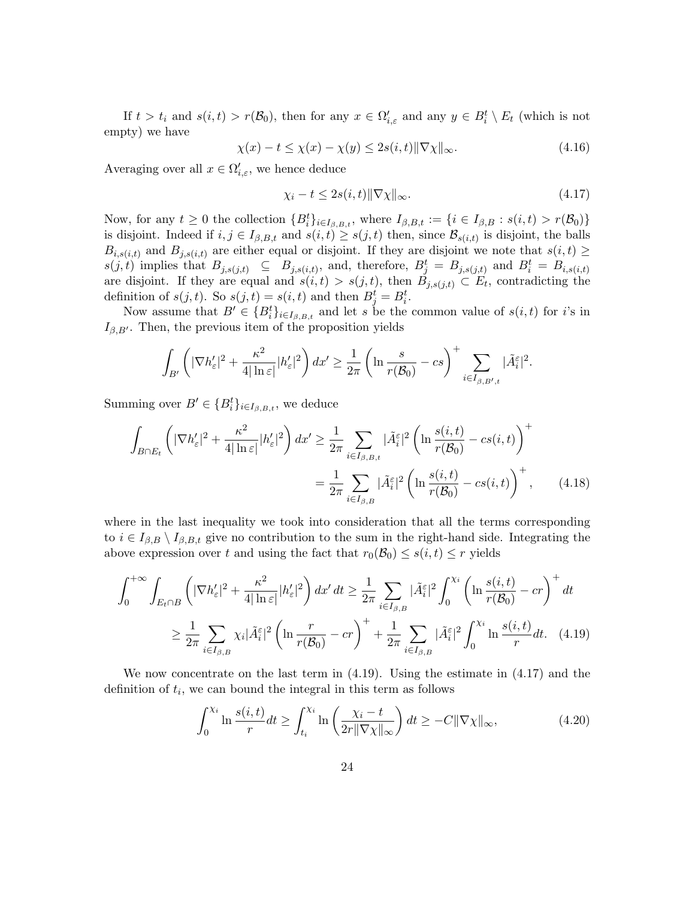If $t > t_i$ and $s(i,t) > r(\mathcal{B}_0)$, then for any $x \in \Omega'_{i,\varepsilon}$ and any $y \in B_i^t \setminus E_t$ (which is not empty) we have

$$\chi(x) - t \le \chi(x) - \chi(y) \le 2s(i,t)\|\nabla\chi\|_\infty. \tag{4.16}$$

Averaging over all $x \in \Omega'_{i,\varepsilon}$, we hence deduce

$$\chi_i - t \le 2s(i,t)\|\nabla\chi\|_\infty. \tag{4.17}$$

Now, for any $t \ge 0$ the collection $\{B_i^t\}_{i\in I_{\beta,B,t}}$, where $I_{\beta,B,t} := \{i \in I_{\beta,B} : s(i,t) > r(\mathcal{B}_0)\}$ is disjoint. Indeed if $i, j \in I_{\beta,B,t}$ and $s(i,t) \ge s(j,t)$ then, since $\mathcal{B}_{s(i,t)}$ is disjoint, the balls $B_{i,s(i,t)}$ and $B_{j,s(i,t)}$ are either equal or disjoint. If they are disjoint we note that $s(i,t) \ge s(j,t)$ implies that $B_{j,s(j,t)} \subseteq B_{j,s(i,t)}$, and, therefore, $B_j^t = B_{j,s(j,t)}$ and $B_i^t = B_{i,s(i,t)}$ are disjoint. If they are equal and $s(i,t) > s(j,t)$, then $B_{j,s(j,t)} \subset E_t$, contradicting the definition of $s(j,t)$. So $s(j,t) = s(i,t)$ and then $B_j^t = B_i^t$.

Now assume that $B' \in \{B_i^t\}_{i\in I_{\beta,B,t}}$ and let $s$ be the common value of $s(i,t)$ for $i$'s in $I_{\beta,B'}$. Then, the previous item of the proposition yields

$$\int_{B'} \left(|\nabla h'_\varepsilon|^2 + \frac{\kappa^2}{4|\ln\varepsilon|}|h'_\varepsilon|^2\right) dx' \ge \frac{1}{2\pi}\left(\ln\frac{s}{r(\mathcal{B}_0)} - cs\right)^+ \sum_{i\in I_{\beta,B',t}} |\tilde{A}_i^\varepsilon|^2.$$

Summing over $B' \in \{B_i^t\}_{i\in I_{\beta,B,t}}$, we deduce

$$\begin{aligned}
\int_{B\cap E_t} \left(|\nabla h'_\varepsilon|^2 + \frac{\kappa^2}{4|\ln\varepsilon|}|h'_\varepsilon|^2\right) dx' &\ge \frac{1}{2\pi}\sum_{i\in I_{\beta,B,t}} |\tilde{A}_i^\varepsilon|^2 \left(\ln\frac{s(i,t)}{r(\mathcal{B}_0)} - cs(i,t)\right)^+ \\
&= \frac{1}{2\pi}\sum_{i\in I_{\beta,B}} |\tilde{A}_i^\varepsilon|^2 \left(\ln\frac{s(i,t)}{r(\mathcal{B}_0)} - cs(i,t)\right)^+, 
\end{aligned} \tag{4.18}$$

where in the last inequality we took into consideration that all the terms corresponding to $i \in I_{\beta,B} \setminus I_{\beta,B,t}$ give no contribution to the sum in the right-hand side. Integrating the above expression over $t$ and using the fact that $r_0(\mathcal{B}_0) \le s(i,t) \le r$ yields

$$\begin{aligned}
\int_0^{+\infty}\int_{E_t\cap B} \left(|\nabla h'_\varepsilon|^2 + \frac{\kappa^2}{4|\ln\varepsilon|}|h'_\varepsilon|^2\right) dx'\,dt &\ge \frac{1}{2\pi}\sum_{i\in I_{\beta,B}} |\tilde{A}_i^\varepsilon|^2 \int_0^{\chi_i}\left(\ln\frac{s(i,t)}{r(\mathcal{B}_0)} - cr\right)^+ dt \\
&\ge \frac{1}{2\pi}\sum_{i\in I_{\beta,B}} \chi_i|\tilde{A}_i^\varepsilon|^2 \left(\ln\frac{r}{r(\mathcal{B}_0)} - cr\right)^+ + \frac{1}{2\pi}\sum_{i\in I_{\beta,B}} |\tilde{A}_i^\varepsilon|^2 \int_0^{\chi_i} \ln\frac{s(i,t)}{r}dt.
\end{aligned} \tag{4.19}$$

We now concentrate on the last term in (4.19). Using the estimate in (4.17) and the definition of $t_i$, we can bound the integral in this term as follows

$$\int_0^{\chi_i} \ln\frac{s(i,t)}{r}dt \ge \int_{t_i}^{\chi_i} \ln\left(\frac{\chi_i - t}{2r\|\nabla\chi\|_\infty}\right) dt \ge -C\|\nabla\chi\|_\infty, \tag{4.20}$$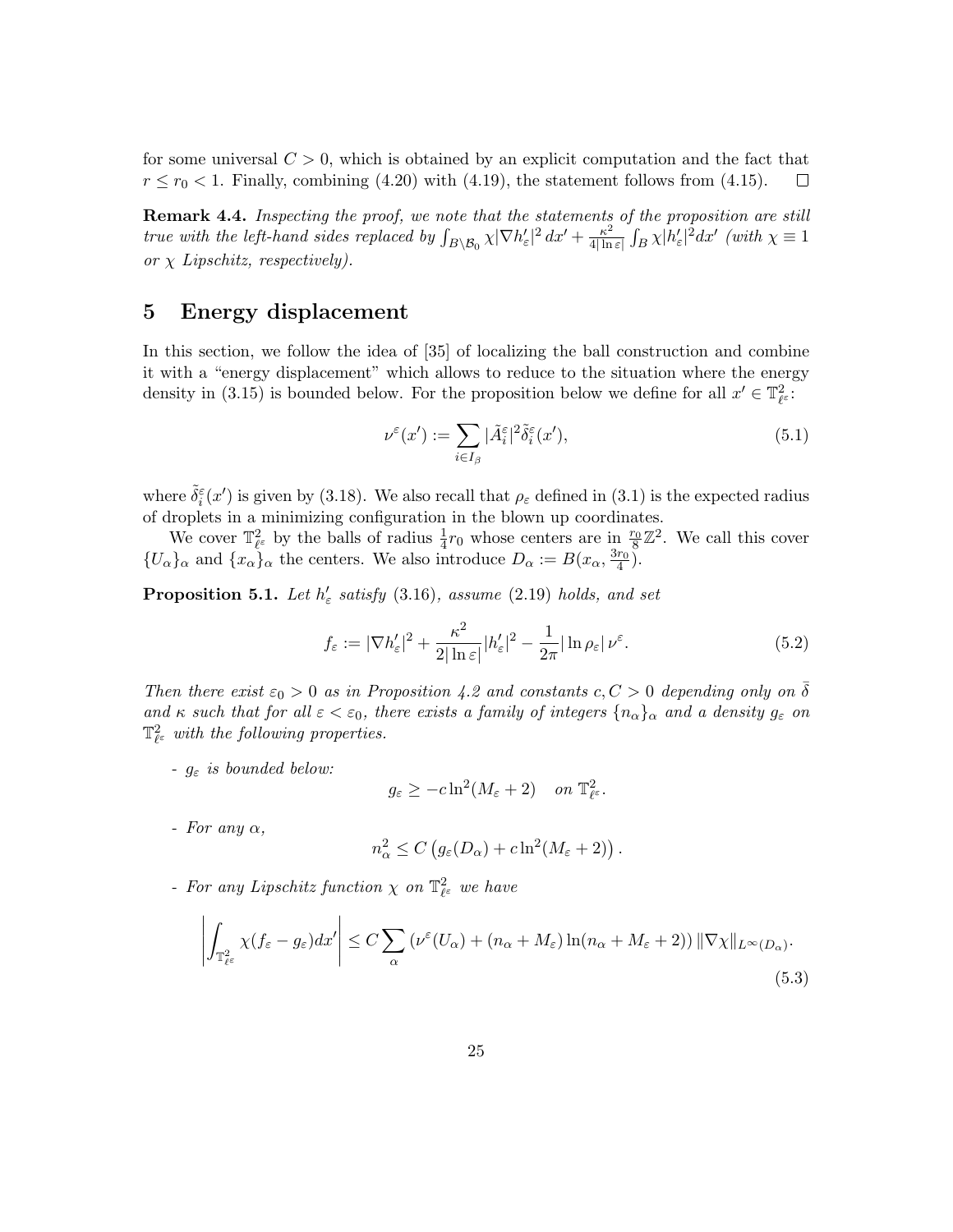for some universal $C > 0$, which is obtained by an explicit computation and the fact that $r \le r_0 < 1$. Finally, combining (4.20) with (4.19), the statement follows from (4.15). $\square$

**Remark 4.4.** *Inspecting the proof, we note that the statements of the proposition are still true with the left-hand sides replaced by* $\int_{B\setminus\mathcal{B}_0} \chi |\nabla h'_\varepsilon|^2 \, dx' + \frac{\kappa^2}{4|\ln\varepsilon|}\int_B \chi |h'_\varepsilon|^2 dx'$ *(with* $\chi \equiv 1$ *or* $\chi$ *Lipschitz, respectively).*

# 5 Energy displacement

In this section, we follow the idea of [35] of localizing the ball construction and combine it with a "energy displacement" which allows to reduce to the situation where the energy density in (3.15) is bounded below. For the proposition below we define for all $x' \in \mathbb{T}^2_{\ell^\varepsilon}$:

$$\nu^\varepsilon(x') := \sum_{i\in I_\beta} |\tilde{A}^\varepsilon_i|^2 \tilde{\delta}^\varepsilon_i(x'), \tag{5.1}$$

where $\tilde{\delta}^\varepsilon_i(x')$ is given by (3.18). We also recall that $\rho_\varepsilon$ defined in (3.1) is the expected radius of droplets in a minimizing configuration in the blown up coordinates.

We cover $\mathbb{T}^2_{\ell^\varepsilon}$ by the balls of radius $\frac{1}{4}r_0$ whose centers are in $\frac{r_0}{8}\mathbb{Z}^2$. We call this cover $\{U_\alpha\}_\alpha$ and $\{x_\alpha\}_\alpha$ the centers. We also introduce $D_\alpha := B(x_\alpha, \frac{3r_0}{4})$.

**Proposition 5.1.** *Let* $h'_\varepsilon$ *satisfy* (3.16)*, assume* (2.19) *holds, and set*

$$f_\varepsilon := |\nabla h'_\varepsilon|^2 + \frac{\kappa^2}{2|\ln\varepsilon|}|h'_\varepsilon|^2 - \frac{1}{2\pi}|\ln\rho_\varepsilon|\,\nu^\varepsilon. \tag{5.2}$$

*Then there exist* $\varepsilon_0 > 0$ *as in Proposition 4.2 and constants* $c, C > 0$ *depending only on* $\bar{\delta}$ *and* $\kappa$ *such that for all* $\varepsilon < \varepsilon_0$*, there exists a family of integers* $\{n_\alpha\}_\alpha$ *and a density* $g_\varepsilon$ *on* $\mathbb{T}^2_{\ell^\varepsilon}$ *with the following properties.*

- *$g_\varepsilon$ is bounded below:*
$$g_\varepsilon \ge -c\ln^2(M_\varepsilon + 2) \quad \text{on } \mathbb{T}^2_{\ell^\varepsilon}.$$

- *For any* $\alpha$*,*
$$n_\alpha^2 \le C\left(g_\varepsilon(D_\alpha) + c\ln^2(M_\varepsilon + 2)\right).$$

- *For any Lipschitz function* $\chi$ *on* $\mathbb{T}^2_{\ell^\varepsilon}$ *we have*

$$\left|\int_{\mathbb{T}^2_{\ell^\varepsilon}} \chi(f_\varepsilon - g_\varepsilon)dx'\right| \le C\sum_\alpha \left(\nu^\varepsilon(U_\alpha) + (n_\alpha + M_\varepsilon)\ln(n_\alpha + M_\varepsilon + 2)\right)\|\nabla\chi\|_{L^\infty(D_\alpha)}. \tag{5.3}$$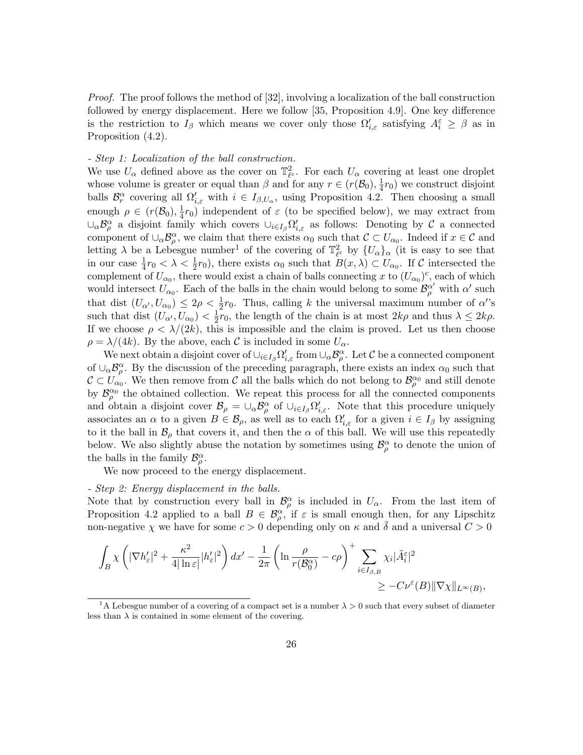*Proof.* The proof follows the method of [32], involving a localization of the ball construction followed by energy displacement. Here we follow [35, Proposition 4.9]. One key difference is the restriction to $I_\beta$ which means we cover only those $\Omega'_{i,\varepsilon}$ satisfying $A_i^\varepsilon \geq \beta$ as in Proposition (4.2).

*- Step 1: Localization of the ball construction.*
We use $U_\alpha$ defined above as the cover on $\mathbb{T}^2_{\ell^\varepsilon}$. For each $U_\alpha$ covering at least one droplet whose volume is greater or equal than $\beta$ and for any $r \in (r(\mathcal{B}_0), \frac{1}{4}r_0)$ we construct disjoint balls $\mathcal{B}_r^\alpha$ covering all $\Omega'_{i,\varepsilon}$ with $i \in I_{\beta,U_\alpha}$, using Proposition 4.2. Then choosing a small enough $\rho \in (r(\mathcal{B}_0), \frac{1}{4}r_0)$ independent of $\varepsilon$ (to be specified below), we may extract from $\cup_\alpha \mathcal{B}_\rho^\alpha$ a disjoint family which covers $\cup_{i\in I_\beta}\Omega'_{i,\varepsilon}$ as follows: Denoting by $\mathcal{C}$ a connected component of $\cup_\alpha \mathcal{B}_\rho^\alpha$, we claim that there exists $\alpha_0$ such that $\mathcal{C} \subset U_{\alpha_0}$. Indeed if $x \in \mathcal{C}$ and letting $\lambda$ be a Lebesgue number[1] of the covering of $\mathbb{T}^2_{\ell^\varepsilon}$ by $\{U_\alpha\}_\alpha$ (it is easy to see that in our case $\frac{1}{4}r_0 < \lambda < \frac{1}{2}r_0$), there exists $\alpha_0$ such that $B(x,\lambda) \subset U_{\alpha_0}$. If $\mathcal{C}$ intersected the complement of $U_{\alpha_0}$, there would exist a chain of balls connecting $x$ to $(U_{\alpha_0})^c$, each of which would intersect $U_{\alpha_0}$. Each of the balls in the chain would belong to some $\mathcal{B}_\rho^{\alpha'}$ with $\alpha'$ such that dist $(U_{\alpha'}, U_{\alpha_0}) \leq 2\rho < \frac{1}{2}r_0$. Thus, calling $k$ the universal maximum number of $\alpha'$'s such that dist $(U_{\alpha'}, U_{\alpha_0}) < \frac{1}{2}r_0$, the length of the chain is at most $2k\rho$ and thus $\lambda \leq 2k\rho$. If we choose $\rho < \lambda/(2k)$, this is impossible and the claim is proved. Let us then choose $\rho = \lambda/(4k)$. By the above, each $\mathcal{C}$ is included in some $U_\alpha$.

We next obtain a disjoint cover of $\cup_{i\in I_\beta}\Omega'_{i,\varepsilon}$ from $\cup_\alpha \mathcal{B}_\rho^\alpha$. Let $\mathcal{C}$ be a connected component of $\cup_\alpha \mathcal{B}_\rho^\alpha$. By the discussion of the preceding paragraph, there exists an index $\alpha_0$ such that $\mathcal{C} \subset U_{\alpha_0}$. We then remove from $\mathcal{C}$ all the balls which do not belong to $\mathcal{B}_\rho^{\alpha_0}$ and still denote by $\mathcal{B}_\rho^{\alpha_0}$ the obtained collection. We repeat this process for all the connected components and obtain a disjoint cover $\mathcal{B}_\rho = \cup_\alpha \mathcal{B}_\rho^\alpha$ of $\cup_{i\in I_\beta}\Omega'_{i,\varepsilon}$. Note that this procedure uniquely associates an $\alpha$ to a given $B \in \mathcal{B}_\rho$, as well as to each $\Omega'_{i,\varepsilon}$ for a given $i \in I_\beta$ by assigning to it the ball in $\mathcal{B}_\rho$ that covers it, and then the $\alpha$ of this ball. We will use this repeatedly below. We also slightly abuse the notation by sometimes using $\mathcal{B}_\rho^\alpha$ to denote the union of the balls in the family $\mathcal{B}_\rho^\alpha$.

We now proceed to the energy displacement.

*- Step 2: Energy displacement in the balls.*
Note that by construction every ball in $\mathcal{B}_\rho^\alpha$ is included in $U_\alpha$. From the last item of Proposition 4.2 applied to a ball $B \in \mathcal{B}_\rho^\alpha$, if $\varepsilon$ is small enough then, for any Lipschitz non-negative $\chi$ we have for some $c > 0$ depending only on $\kappa$ and $\bar{\delta}$ and a universal $C > 0$

$$\int_B \chi\left(|\nabla h'_\varepsilon|^2 + \frac{\kappa^2}{4|\ln\varepsilon|}|h'_\varepsilon|^2\right)dx' - \frac{1}{2\pi}\left(\ln\frac{\rho}{r(\mathcal{B}_0^\alpha)} - c\rho\right)^+ \sum_{i\in I_{\beta,B}} \chi_i |\tilde{A}_i^\varepsilon|^2 \geq -C\nu^\varepsilon(B)\|\nabla\chi\|_{L^\infty(B)},$$

[1] A Lebesgue number of a covering of a compact set is a number $\lambda > 0$ such that every subset of diameter less than $\lambda$ is contained in some element of the covering.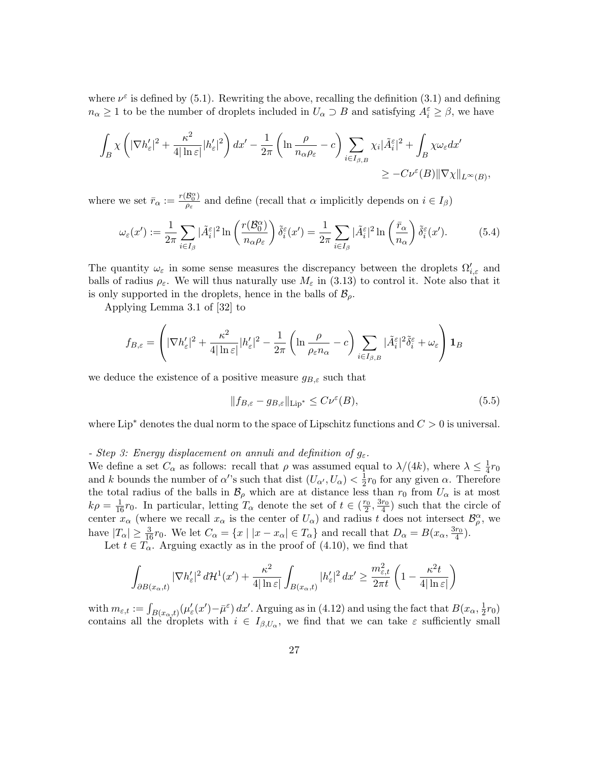where $\nu^\varepsilon$ is defined by (5.1). Rewriting the above, recalling the definition (3.1) and defining $n_\alpha \geq 1$ to be the number of droplets included in $U_\alpha \supset B$ and satisfying $A_i^\varepsilon \geq \beta$, we have

$$\int_B \chi \left( |\nabla h'_\varepsilon|^2 + \frac{\kappa^2}{4|\ln\varepsilon|}|h'_\varepsilon|^2 \right) dx' - \frac{1}{2\pi}\left( \ln \frac{\rho}{n_\alpha \rho_\varepsilon} - c \right) \sum_{i \in I_{\beta,B}} \chi_i |\tilde{A}_i^\varepsilon|^2 + \int_B \chi \omega_\varepsilon dx' \\ \geq -C\nu^\varepsilon(B) \|\nabla \chi\|_{L^\infty(B)},$$

where we set $\bar{r}_\alpha := \frac{r(\mathcal{B}_0^\alpha)}{\rho_\varepsilon}$ and define (recall that $\alpha$ implicitly depends on $i \in I_\beta$)

$$\omega_\varepsilon(x') := \frac{1}{2\pi} \sum_{i \in I_\beta} |\tilde{A}_i^\varepsilon|^2 \ln\left( \frac{r(\mathcal{B}_0^\alpha)}{n_\alpha \rho_\varepsilon} \right) \tilde{\delta}_i^\varepsilon(x') = \frac{1}{2\pi} \sum_{i \in I_\beta} |\tilde{A}_i^\varepsilon|^2 \ln\left( \frac{\bar{r}_\alpha}{n_\alpha} \right) \tilde{\delta}_i^\varepsilon(x'). \tag{5.4}$$

The quantity $\omega_\varepsilon$ in some sense measures the discrepancy between the droplets $\Omega'_{i,\varepsilon}$ and balls of radius $\rho_\varepsilon$. We will thus naturally use $M_\varepsilon$ in (3.13) to control it. Note also that it is only supported in the droplets, hence in the balls of $\mathcal{B}_\rho$.

Applying Lemma 3.1 of [32] to

$$f_{B,\varepsilon} = \left( |\nabla h'_\varepsilon|^2 + \frac{\kappa^2}{4|\ln\varepsilon|}|h'_\varepsilon|^2 - \frac{1}{2\pi}\left( \ln \frac{\rho}{\rho_\varepsilon n_\alpha} - c \right) \sum_{i \in I_{\beta,B}} |\tilde{A}_i^\varepsilon|^2 \tilde{\delta}_i^\varepsilon + \omega_\varepsilon \right) \mathbf{1}_B$$

we deduce the existence of a positive measure $g_{B,\varepsilon}$ such that

$$\|f_{B,\varepsilon} - g_{B,\varepsilon}\|_{\mathrm{Lip}^*} \leq C\nu^\varepsilon(B), \tag{5.5}$$

where $\mathrm{Lip}^*$ denotes the dual norm to the space of Lipschitz functions and $C > 0$ is universal.

*- Step 3: Energy displacement on annuli and definition of $g_\varepsilon$.*
We define a set $C_\alpha$ as follows: recall that $\rho$ was assumed equal to $\lambda/(4k)$, where $\lambda \leq \frac{1}{4}r_0$ and $k$ bounds the number of $\alpha'$'s such that $\mathrm{dist}\,(U_{\alpha'}, U_\alpha) < \frac{1}{2}r_0$ for any given $\alpha$. Therefore the total radius of the balls in $\mathcal{B}_\rho$ which are at distance less than $r_0$ from $U_\alpha$ is at most $k\rho = \frac{1}{16}r_0$. In particular, letting $T_\alpha$ denote the set of $t \in (\frac{r_0}{2}, \frac{3r_0}{4})$ such that the circle of center $x_\alpha$ (where we recall $x_\alpha$ is the center of $U_\alpha$) and radius $t$ does not intersect $\mathcal{B}_\rho^\alpha$, we have $|T_\alpha| \geq \frac{3}{16}r_0$. We let $C_\alpha = \{x \mid |x - x_\alpha| \in T_\alpha\}$ and recall that $D_\alpha = B(x_\alpha, \frac{3r_0}{4})$.

Let $t \in T_\alpha$. Arguing exactly as in the proof of (4.10), we find that

$$\int_{\partial B(x_\alpha,t)} |\nabla h'_\varepsilon|^2 \, d\mathcal{H}^1(x') + \frac{\kappa^2}{4|\ln\varepsilon|} \int_{B(x_\alpha,t)} |h'_\varepsilon|^2 \, dx' \geq \frac{m_{\varepsilon,t}^2}{2\pi t} \left( 1 - \frac{\kappa^2 t}{4|\ln\varepsilon|} \right)$$

with $m_{\varepsilon,t} := \int_{B(x_\alpha,t)} (\mu'_\varepsilon(x') - \bar{\mu}^\varepsilon) \, dx'$. Arguing as in (4.12) and using the fact that $B(x_\alpha, \frac{1}{2}r_0)$ contains all the droplets with $i \in I_{\beta,U_\alpha}$, we find that we can take $\varepsilon$ sufficiently small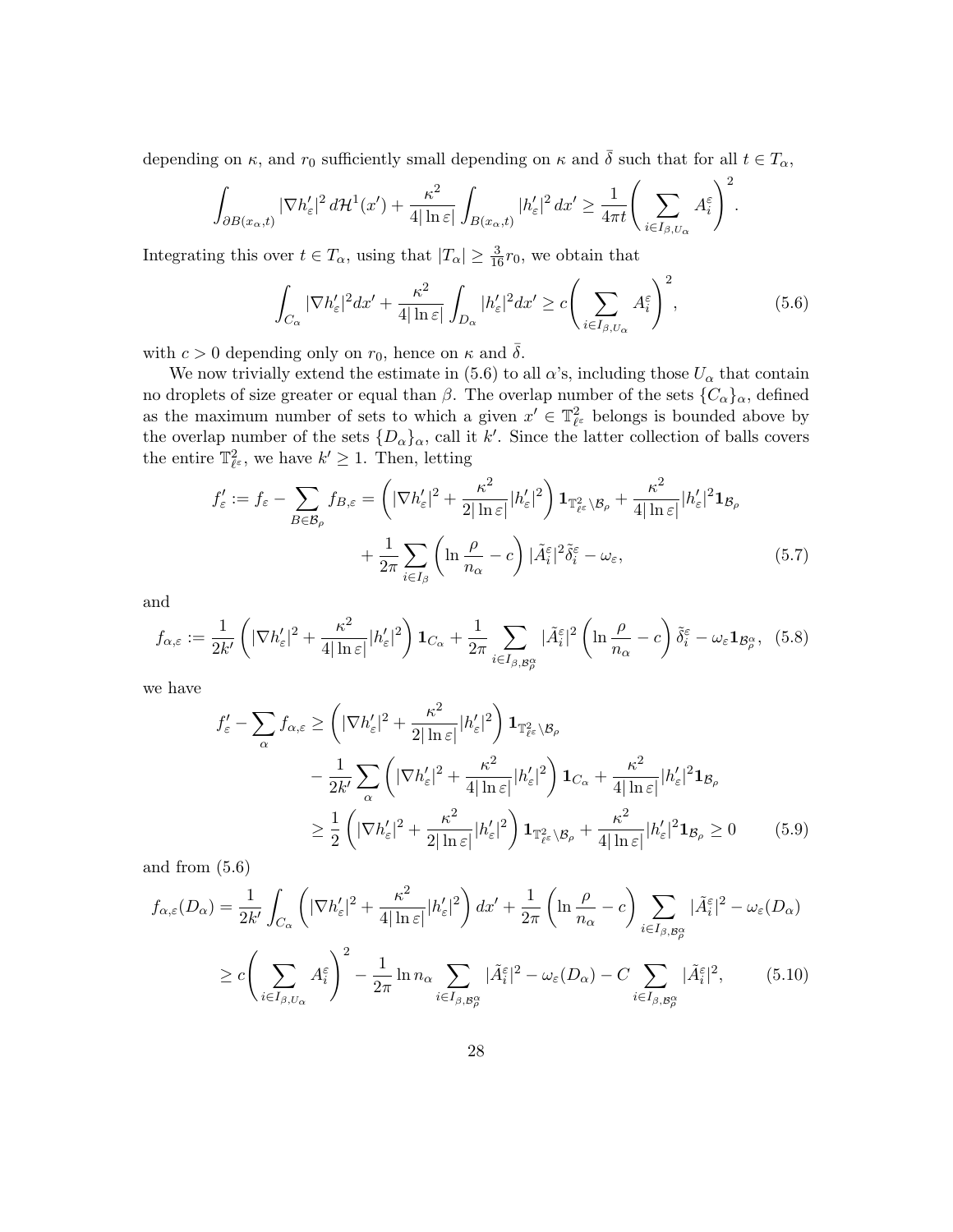depending on $\kappa$, and $r_0$ sufficiently small depending on $\kappa$ and $\bar{\delta}$ such that for all $t \in T_\alpha$,

$$\int_{\partial B(x_\alpha,t)} |\nabla h'_\varepsilon|^2 \, d\mathcal{H}^1(x') + \frac{\kappa^2}{4|\ln \varepsilon|} \int_{B(x_\alpha,t)} |h'_\varepsilon|^2 \, dx' \geq \frac{1}{4\pi t} \Bigg( \sum_{i \in I_{\beta, U_\alpha}} A_i^\varepsilon \Bigg)^2 .$$

Integrating this over $t \in T_\alpha$, using that $|T_\alpha| \geq \frac{3}{16} r_0$, we obtain that

$$\int_{C_\alpha} |\nabla h'_\varepsilon|^2 dx' + \frac{\kappa^2}{4|\ln \varepsilon|} \int_{D_\alpha} |h'_\varepsilon|^2 dx' \geq c \Bigg( \sum_{i \in I_{\beta, U_\alpha}} A_i^\varepsilon \Bigg)^2 , \tag{5.6}$$

with $c > 0$ depending only on $r_0$, hence on $\kappa$ and $\bar{\delta}$.

We now trivially extend the estimate in (5.6) to all $\alpha$'s, including those $U_\alpha$ that contain no droplets of size greater or equal than $\beta$. The overlap number of the sets $\{C_\alpha\}_\alpha$, defined as the maximum number of sets to which a given $x' \in \mathbb{T}^2_{\ell^\varepsilon}$ belongs is bounded above by the overlap number of the sets $\{D_\alpha\}_\alpha$, call it $k'$. Since the latter collection of balls covers the entire $\mathbb{T}^2_{\ell^\varepsilon}$, we have $k' \geq 1$. Then, letting

$$\begin{aligned} f'_\varepsilon := f_\varepsilon - \sum_{B \in \mathcal{B}_\rho} f_{B,\varepsilon} = \left( |\nabla h'_\varepsilon|^2 + \frac{\kappa^2}{2|\ln \varepsilon|} |h'_\varepsilon|^2 \right) \mathbf{1}_{\mathbb{T}^2_{\ell^\varepsilon} \setminus \mathcal{B}_\rho} + \frac{\kappa^2}{4|\ln \varepsilon|} |h'_\varepsilon|^2 \mathbf{1}_{\mathcal{B}_\rho} \\ + \frac{1}{2\pi} \sum_{i \in I_\beta} \left( \ln \frac{\rho}{n_\alpha} - c \right) |\tilde{A}_i^\varepsilon|^2 \tilde{\delta}_i^\varepsilon - \omega_\varepsilon, \end{aligned} \tag{5.7}$$

and

$$f_{\alpha,\varepsilon} := \frac{1}{2k'} \left( |\nabla h'_\varepsilon|^2 + \frac{\kappa^2}{4|\ln \varepsilon|} |h'_\varepsilon|^2 \right) \mathbf{1}_{C_\alpha} + \frac{1}{2\pi} \sum_{i \in I_{\beta, \mathcal{B}_\rho^\alpha}} |\tilde{A}_i^\varepsilon|^2 \left( \ln \frac{\rho}{n_\alpha} - c \right) \tilde{\delta}_i^\varepsilon - \omega_\varepsilon \mathbf{1}_{\mathcal{B}_\rho^\alpha}, \tag{5.8}$$

we have

$$\begin{aligned} f'_\varepsilon - \sum_\alpha f_{\alpha,\varepsilon} &\geq \left( |\nabla h'_\varepsilon|^2 + \frac{\kappa^2}{2|\ln \varepsilon|} |h'_\varepsilon|^2 \right) \mathbf{1}_{\mathbb{T}^2_{\ell^\varepsilon} \setminus \mathcal{B}_\rho} \\ &\quad - \frac{1}{2k'} \sum_\alpha \left( |\nabla h'_\varepsilon|^2 + \frac{\kappa^2}{4|\ln \varepsilon|} |h'_\varepsilon|^2 \right) \mathbf{1}_{C_\alpha} + \frac{\kappa^2}{4|\ln \varepsilon|} |h'_\varepsilon|^2 \mathbf{1}_{\mathcal{B}_\rho} \\ &\geq \frac{1}{2} \left( |\nabla h'_\varepsilon|^2 + \frac{\kappa^2}{2|\ln \varepsilon|} |h'_\varepsilon|^2 \right) \mathbf{1}_{\mathbb{T}^2_{\ell^\varepsilon} \setminus \mathcal{B}_\rho} + \frac{\kappa^2}{4|\ln \varepsilon|} |h'_\varepsilon|^2 \mathbf{1}_{\mathcal{B}_\rho} \geq 0 \end{aligned} \tag{5.9}$$

and from (5.6)

$$\begin{aligned} f_{\alpha,\varepsilon}(D_\alpha) &= \frac{1}{2k'} \int_{C_\alpha} \left( |\nabla h'_\varepsilon|^2 + \frac{\kappa^2}{4|\ln \varepsilon|} |h'_\varepsilon|^2 \right) dx' + \frac{1}{2\pi} \left( \ln \frac{\rho}{n_\alpha} - c \right) \sum_{i \in I_{\beta, \mathcal{B}_\rho^\alpha}} |\tilde{A}_i^\varepsilon|^2 - \omega_\varepsilon(D_\alpha) \\ &\geq c \Bigg( \sum_{i \in I_{\beta, U_\alpha}} A_i^\varepsilon \Bigg)^2 - \frac{1}{2\pi} \ln n_\alpha \sum_{i \in I_{\beta, \mathcal{B}_\rho^\alpha}} |\tilde{A}_i^\varepsilon|^2 - \omega_\varepsilon(D_\alpha) - C \sum_{i \in I_{\beta, \mathcal{B}_\rho^\alpha}} |\tilde{A}_i^\varepsilon|^2, \end{aligned} \tag{5.10}$$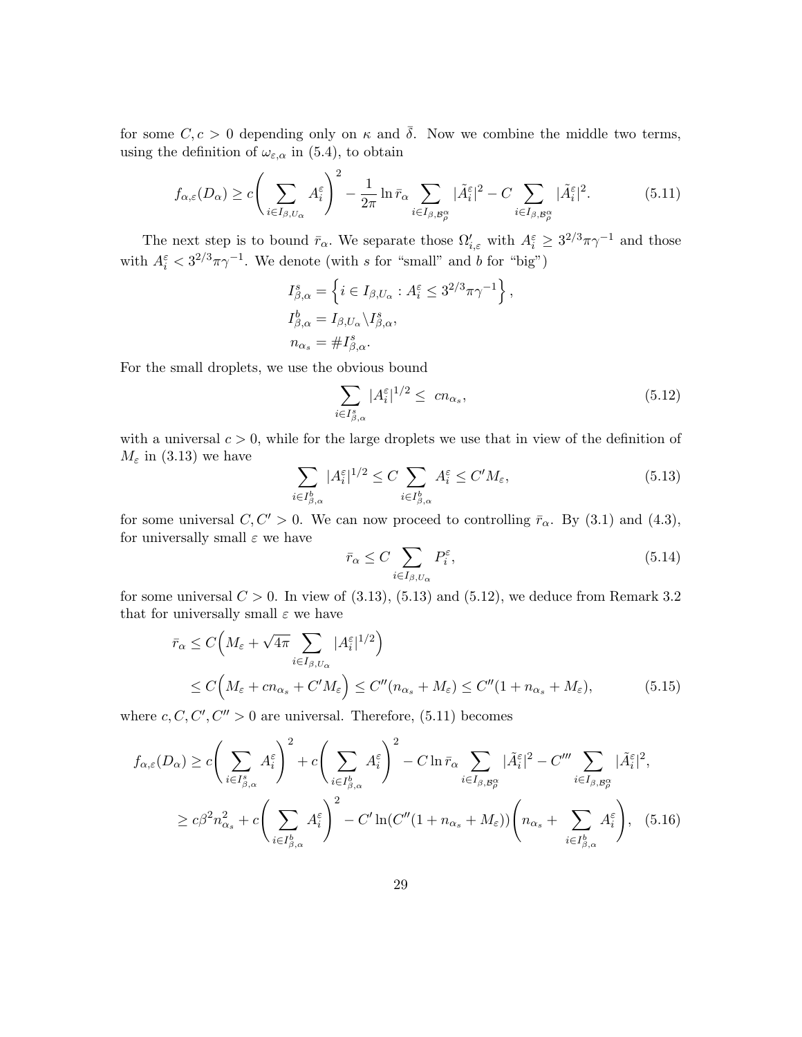for some $C, c > 0$ depending only on $\kappa$ and $\bar{\bar{\delta}}$. Now we combine the middle two terms, using the definition of $\omega_{\varepsilon,\alpha}$ in (5.4), to obtain

$$f_{\alpha,\varepsilon}(D_\alpha) \geq c\Bigg(\sum_{i\in I_{\beta,U_\alpha}} A_i^\varepsilon\Bigg)^2 - \frac{1}{2\pi}\ln \bar{r}_\alpha \sum_{i\in I_{\beta,\mathcal{B}_\rho^\alpha}} |\tilde{A}_i^\varepsilon|^2 - C\sum_{i\in I_{\beta,\mathcal{B}_\rho^\alpha}} |\tilde{A}_i^\varepsilon|^2. \tag{5.11}$$

The next step is to bound $\bar{r}_\alpha$. We separate those $\Omega'_{i,\varepsilon}$ with $A_i^\varepsilon \geq 3^{2/3}\pi\gamma^{-1}$ and those with $A_i^\varepsilon < 3^{2/3}\pi\gamma^{-1}$. We denote (with $s$ for "small" and $b$ for "big")

$$\begin{aligned} I^s_{\beta,\alpha} &= \left\{ i \in I_{\beta,U_\alpha} : A_i^\varepsilon \leq 3^{2/3}\pi\gamma^{-1} \right\}, \\ I^b_{\beta,\alpha} &= I_{\beta,U_\alpha}\backslash I^s_{\beta,\alpha}, \\ n_{\alpha_s} &= \# I^s_{\beta,\alpha}. \end{aligned}$$

For the small droplets, we use the obvious bound

$$\sum_{i\in I^s_{\beta,\alpha}} |A_i^\varepsilon|^{1/2} \leq \; c n_{\alpha_s}, \tag{5.12}$$

with a universal $c > 0$, while for the large droplets we use that in view of the definition of $M_\varepsilon$ in (3.13) we have

$$\sum_{i\in I^b_{\beta,\alpha}} |A_i^\varepsilon|^{1/2} \leq C \sum_{i\in I^b_{\beta,\alpha}} A_i^\varepsilon \leq C' M_\varepsilon, \tag{5.13}$$

for some universal $C, C' > 0$. We can now proceed to controlling $\bar{r}_\alpha$. By (3.1) and (4.3), for universally small $\varepsilon$ we have

$$\bar{r}_\alpha \leq C \sum_{i\in I_{\beta,U_\alpha}} P_i^\varepsilon, \tag{5.14}$$

for some universal $C > 0$. In view of (3.13), (5.13) and (5.12), we deduce from Remark 3.2 that for universally small $\varepsilon$ we have

$$\begin{aligned} \bar{r}_\alpha &\leq C\Big(M_\varepsilon + \sqrt{4\pi}\sum_{i\in I_{\beta,U_\alpha}} |A_i^\varepsilon|^{1/2}\Big) \\ &\leq C\Big(M_\varepsilon + c n_{\alpha_s} + C' M_\varepsilon\Big) \leq C''(n_{\alpha_s} + M_\varepsilon) \leq C''(1 + n_{\alpha_s} + M_\varepsilon), \end{aligned} \tag{5.15}$$

where $c, C, C', C'' > 0$ are universal. Therefore, (5.11) becomes

$$\begin{aligned} f_{\alpha,\varepsilon}(D_\alpha) &\geq c\Bigg(\sum_{i\in I^s_{\beta,\alpha}} A_i^\varepsilon\Bigg)^2 + c\Bigg(\sum_{i\in I^b_{\beta,\alpha}} A_i^\varepsilon\Bigg)^2 - C\ln\bar{r}_\alpha \sum_{i\in I_{\beta,\mathcal{B}_\rho^\alpha}} |\tilde{A}_i^\varepsilon|^2 - C'''\sum_{i\in I_{\beta,\mathcal{B}_\rho^\alpha}} |\tilde{A}_i^\varepsilon|^2, \\ &\geq c\beta^2 n_{\alpha_s}^2 + c\Bigg(\sum_{i\in I^b_{\beta,\alpha}} A_i^\varepsilon\Bigg)^2 - C'\ln(C''(1 + n_{\alpha_s} + M_\varepsilon))\Bigg(n_{\alpha_s} + \sum_{i\in I^b_{\beta,\alpha}} A_i^\varepsilon\Bigg), \end{aligned} \tag{5.16}$$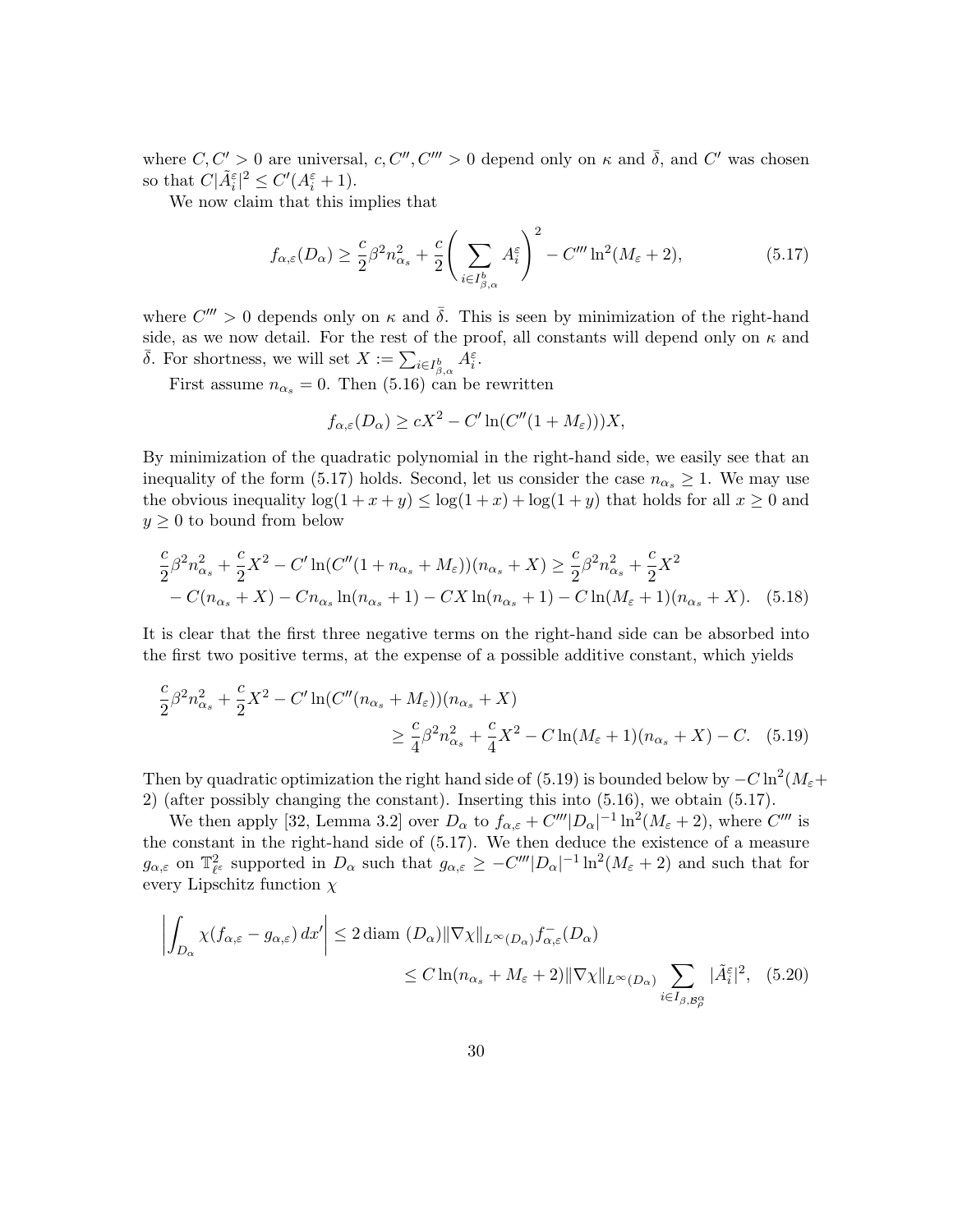where $C, C' > 0$ are universal, $c, C'', C''' > 0$ depend only on $\kappa$ and $\bar{\delta}$, and $C'$ was chosen so that $C|\tilde{A}_i^\varepsilon|^2 \leq C'(A_i^\varepsilon + 1)$.

We now claim that this implies that

$$f_{\alpha,\varepsilon}(D_\alpha) \geq \frac{c}{2}\beta^2 n_{\alpha_s}^2 + \frac{c}{2}\left(\sum_{i \in I_{\beta,\alpha}^b} A_i^\varepsilon\right)^2 - C'''\ln^2(M_\varepsilon + 2), \tag{5.17}$$

where $C''' > 0$ depends only on $\kappa$ and $\bar{\delta}$. This is seen by minimization of the right-hand side, as we now detail. For the rest of the proof, all constants will depend only on $\kappa$ and $\bar{\delta}$. For shortness, we will set $X := \sum_{i \in I_{\beta,\alpha}^b} A_i^\varepsilon$.

First assume $n_{\alpha_s} = 0$. Then (5.16) can be rewritten

$$f_{\alpha,\varepsilon}(D_\alpha) \geq cX^2 - C'\ln(C''(1 + M_\varepsilon)))X,$$

By minimization of the quadratic polynomial in the right-hand side, we easily see that an inequality of the form (5.17) holds. Second, let us consider the case $n_{\alpha_s} \geq 1$. We may use the obvious inequality $\log(1 + x + y) \leq \log(1 + x) + \log(1 + y)$ that holds for all $x \geq 0$ and $y \geq 0$ to bound from below

$$\begin{aligned}\frac{c}{2}\beta^2 n_{\alpha_s}^2 + \frac{c}{2}X^2 - C'\ln(C''(1 + n_{\alpha_s} + M_\varepsilon))(n_{\alpha_s} + X) \geq \frac{c}{2}\beta^2 n_{\alpha_s}^2 + \frac{c}{2}X^2 \\ - C(n_{\alpha_s} + X) - Cn_{\alpha_s}\ln(n_{\alpha_s} + 1) - CX\ln(n_{\alpha_s} + 1) - C\ln(M_\varepsilon + 1)(n_{\alpha_s} + X). \end{aligned} \tag{5.18}$$

It is clear that the first three negative terms on the right-hand side can be absorbed into the first two positive terms, at the expense of a possible additive constant, which yields

$$\begin{aligned}\frac{c}{2}\beta^2 n_{\alpha_s}^2 + \frac{c}{2}X^2 - C'\ln(C''(n_{\alpha_s} + M_\varepsilon))(n_{\alpha_s} + X) \\ \geq \frac{c}{4}\beta^2 n_{\alpha_s}^2 + \frac{c}{4}X^2 - C\ln(M_\varepsilon + 1)(n_{\alpha_s} + X) - C. \end{aligned} \tag{5.19}$$

Then by quadratic optimization the right hand side of (5.19) is bounded below by $-C\ln^2(M_\varepsilon + 2)$ (after possibly changing the constant). Inserting this into (5.16), we obtain (5.17).

We then apply [32, Lemma 3.2] over $D_\alpha$ to $f_{\alpha,\varepsilon} + C'''|D_\alpha|^{-1}\ln^2(M_\varepsilon + 2)$, where $C'''$ is the constant in the right-hand side of (5.17). We then deduce the existence of a measure $g_{\alpha,\varepsilon}$ on $\mathbb{T}_{\ell^\varepsilon}^2$ supported in $D_\alpha$ such that $g_{\alpha,\varepsilon} \geq -C'''|D_\alpha|^{-1}\ln^2(M_\varepsilon + 2)$ and such that for every Lipschitz function $\chi$

$$\begin{aligned}\left|\int_{D_\alpha} \chi(f_{\alpha,\varepsilon} - g_{\alpha,\varepsilon})\,dx'\right| &\leq 2\,\mathrm{diam}\,(D_\alpha)\|\nabla\chi\|_{L^\infty(D_\alpha)} f_{\alpha,\varepsilon}^-(D_\alpha) \\ &\leq C\ln(n_{\alpha_s} + M_\varepsilon + 2)\|\nabla\chi\|_{L^\infty(D_\alpha)} \sum_{i \in I_{\beta,\mathcal{B}_\rho^\alpha}} |\tilde{A}_i^\varepsilon|^2, \end{aligned} \tag{5.20}$$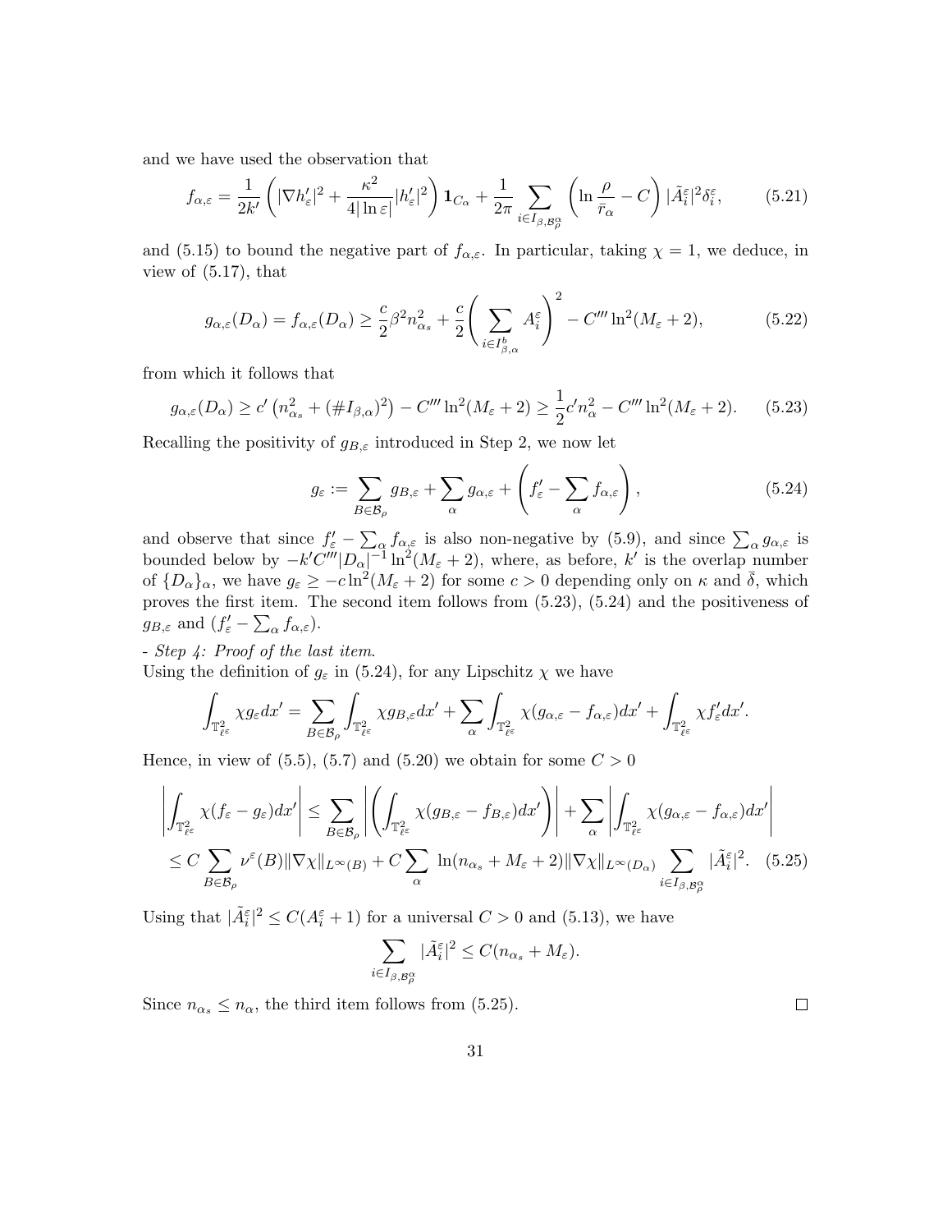and we have used the observation that

$$f_{\alpha,\varepsilon} = \frac{1}{2k'}\left(|\nabla h'_\varepsilon|^2 + \frac{\kappa^2}{4|\ln\varepsilon|}|h'_\varepsilon|^2\right)\mathbf{1}_{C_\alpha} + \frac{1}{2\pi}\sum_{i\in I_{\beta,\mathcal{B}_\rho^\alpha}}\left(\ln\frac{\rho}{\bar r_\alpha} - C\right)|\tilde A_i^\varepsilon|^2\delta_i^\varepsilon, \tag{5.21}$$

and (5.15) to bound the negative part of $f_{\alpha,\varepsilon}$. In particular, taking $\chi = 1$, we deduce, in view of (5.17), that

$$g_{\alpha,\varepsilon}(D_\alpha) = f_{\alpha,\varepsilon}(D_\alpha) \geq \frac{c}{2}\beta^2 n_{\alpha_s}^2 + \frac{c}{2}\left(\sum_{i\in I^b_{\beta,\alpha}} A_i^\varepsilon\right)^2 - C''' \ln^2(M_\varepsilon+2), \tag{5.22}$$

from which it follows that

$$g_{\alpha,\varepsilon}(D_\alpha) \geq c'\left(n_{\alpha_s}^2 + (\#I_{\beta,\alpha})^2\right) - C'''\ln^2(M_\varepsilon+2) \geq \frac{1}{2}c'n_\alpha^2 - C'''\ln^2(M_\varepsilon+2). \tag{5.23}$$

Recalling the positivity of $g_{B,\varepsilon}$ introduced in Step 2, we now let

$$g_\varepsilon := \sum_{B\in\mathcal{B}_\rho} g_{B,\varepsilon} + \sum_\alpha g_{\alpha,\varepsilon} + \left(f'_\varepsilon - \sum_\alpha f_{\alpha,\varepsilon}\right), \tag{5.24}$$

and observe that since $f'_\varepsilon - \sum_\alpha f_{\alpha,\varepsilon}$ is also non-negative by (5.9), and since $\sum_\alpha g_{\alpha,\varepsilon}$ is bounded below by $-k'C'''|D_\alpha|^{-1}\ln^2(M_\varepsilon+2)$, where, as before, $k'$ is the overlap number of $\{D_\alpha\}_\alpha$, we have $g_\varepsilon \geq -c\ln^2(M_\varepsilon+2)$ for some $c>0$ depending only on $\kappa$ and $\bar\delta$, which proves the first item. The second item follows from (5.23), (5.24) and the positiveness of $g_{B,\varepsilon}$ and $(f'_\varepsilon - \sum_\alpha f_{\alpha,\varepsilon})$.

*- Step 4: Proof of the last item.*
Using the definition of $g_\varepsilon$ in (5.24), for any Lipschitz $\chi$ we have

$$\int_{\mathbb{T}^2_{\ell^\varepsilon}} \chi g_\varepsilon dx' = \sum_{B\in\mathcal{B}_\rho}\int_{\mathbb{T}^2_{\ell^\varepsilon}} \chi g_{B,\varepsilon}dx' + \sum_\alpha \int_{\mathbb{T}^2_{\ell^\varepsilon}} \chi(g_{\alpha,\varepsilon} - f_{\alpha,\varepsilon})dx' + \int_{\mathbb{T}^2_{\ell^\varepsilon}} \chi f'_\varepsilon dx'.$$

Hence, in view of (5.5), (5.7) and (5.20) we obtain for some $C>0$

$$\begin{aligned}\left|\int_{\mathbb{T}^2_{\ell^\varepsilon}} \chi(f_\varepsilon - g_\varepsilon)dx'\right| &\leq \sum_{B\in\mathcal{B}_\rho}\left|\left(\int_{\mathbb{T}^2_{\ell^\varepsilon}}\chi(g_{B,\varepsilon} - f_{B,\varepsilon})dx'\right)\right| + \sum_\alpha\left|\int_{\mathbb{T}^2_{\ell^\varepsilon}}\chi(g_{\alpha,\varepsilon} - f_{\alpha,\varepsilon})dx'\right| \\ &\leq C\sum_{B\in\mathcal{B}_\rho}\nu^\varepsilon(B)\|\nabla\chi\|_{L^\infty(B)} + C\sum_\alpha \ln(n_{\alpha_s} + M_\varepsilon + 2)\|\nabla\chi\|_{L^\infty(D_\alpha)}\sum_{i\in I_{\beta,\mathcal{B}_\rho^\alpha}}|\tilde A_i^\varepsilon|^2. \end{aligned} \tag{5.25}$$

Using that $|\tilde A_i^\varepsilon|^2 \leq C(A_i^\varepsilon + 1)$ for a universal $C>0$ and (5.13), we have

$$\sum_{i\in I_{\beta,\mathcal{B}_\rho^\alpha}} |\tilde A_i^\varepsilon|^2 \leq C(n_{\alpha_s} + M_\varepsilon).$$

Since $n_{\alpha_s} \leq n_\alpha$, the third item follows from (5.25). ☐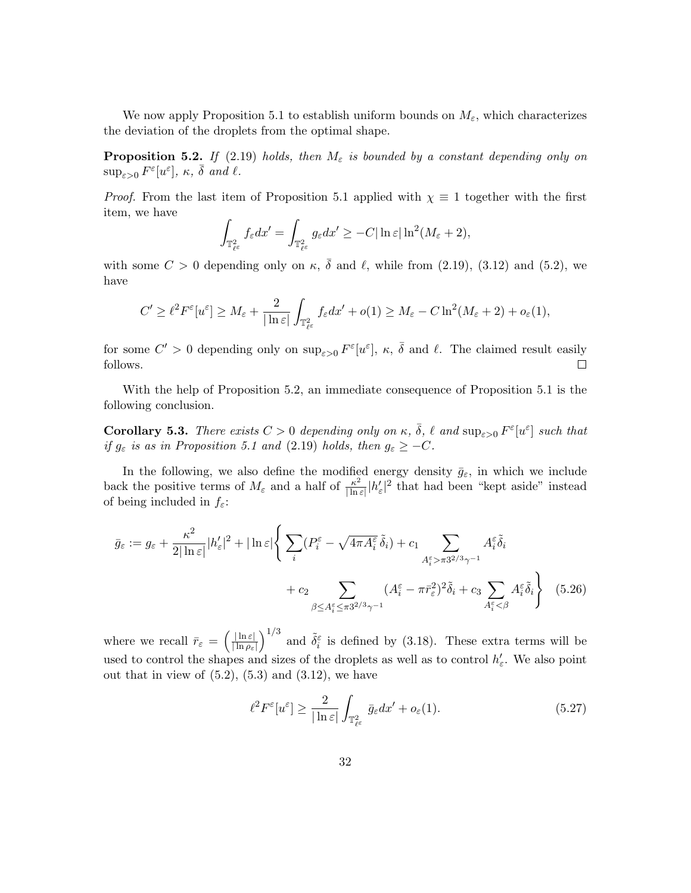We now apply Proposition 5.1 to establish uniform bounds on $M_\varepsilon$, which characterizes the deviation of the droplets from the optimal shape.

**Proposition 5.2.** *If (2.19) holds, then $M_\varepsilon$ is bounded by a constant depending only on $\sup_{\varepsilon>0} F^\varepsilon[u^\varepsilon]$, $\kappa$, $\bar{\delta}$ and $\ell$.*

*Proof.* From the last item of Proposition 5.1 applied with $\chi \equiv 1$ together with the first item, we have

$$\int_{\mathbb{T}^2_{\ell^\varepsilon}} f_\varepsilon dx' = \int_{\mathbb{T}^2_{\ell^\varepsilon}} g_\varepsilon dx' \geq -C|\ln \varepsilon| \ln^2(M_\varepsilon + 2),$$

with some $C > 0$ depending only on $\kappa$, $\bar{\delta}$ and $\ell$, while from (2.19), (3.12) and (5.2), we have

$$C' \geq \ell^2 F^\varepsilon[u^\varepsilon] \geq M_\varepsilon + \frac{2}{|\ln \varepsilon|} \int_{\mathbb{T}^2_{\ell^\varepsilon}} f_\varepsilon dx' + o(1) \geq M_\varepsilon - C \ln^2(M_\varepsilon + 2) + o_\varepsilon(1),$$

for some $C' > 0$ depending only on $\sup_{\varepsilon>0} F^\varepsilon[u^\varepsilon]$, $\kappa$, $\bar{\delta}$ and $\ell$. The claimed result easily follows. $\square$

With the help of Proposition 5.2, an immediate consequence of Proposition 5.1 is the following conclusion.

**Corollary 5.3.** *There exists $C > 0$ depending only on $\kappa$, $\bar{\delta}$, $\ell$ and $\sup_{\varepsilon>0} F^\varepsilon[u^\varepsilon]$ such that if $g_\varepsilon$ is as in Proposition 5.1 and (2.19) holds, then $g_\varepsilon \geq -C$.*

In the following, we also define the modified energy density $\bar{g}_\varepsilon$, in which we include back the positive terms of $M_\varepsilon$ and a half of $\frac{\kappa^2}{|\ln \varepsilon|}|h'_\varepsilon|^2$ that had been "kept aside" instead of being included in $f_\varepsilon$:

$$\begin{aligned}\bar{g}_\varepsilon := g_\varepsilon + \frac{\kappa^2}{2|\ln \varepsilon|}|h'_\varepsilon|^2 + |\ln \varepsilon| \Bigg\{ \sum_i (P_i^\varepsilon - \sqrt{4\pi A_i^\varepsilon}\, \tilde{\delta}_i) + c_1 \sum_{A_i^\varepsilon > \pi 3^{2/3}\gamma^{-1}} A_i^\varepsilon \tilde{\delta}_i \\ + c_2 \sum_{\beta \leq A_i^\varepsilon \leq \pi 3^{2/3}\gamma^{-1}} (A_i^\varepsilon - \pi \bar{r}_\varepsilon^2)^2 \tilde{\delta}_i + c_3 \sum_{A_i^\varepsilon < \beta} A_i^\varepsilon \tilde{\delta}_i \Bigg\} \quad (5.26)\end{aligned}$$

where we recall $\bar{r}_\varepsilon = \left(\frac{|\ln \varepsilon|}{|\ln \rho_\varepsilon|}\right)^{1/3}$ and $\tilde{\delta}_i^\varepsilon$ is defined by (3.18). These extra terms will be used to control the shapes and sizes of the droplets as well as to control $h'_\varepsilon$. We also point out that in view of (5.2), (5.3) and (3.12), we have

$$\ell^2 F^\varepsilon[u^\varepsilon] \geq \frac{2}{|\ln \varepsilon|} \int_{\mathbb{T}^2_{\ell^\varepsilon}} \bar{g}_\varepsilon dx' + o_\varepsilon(1). \quad (5.27)$$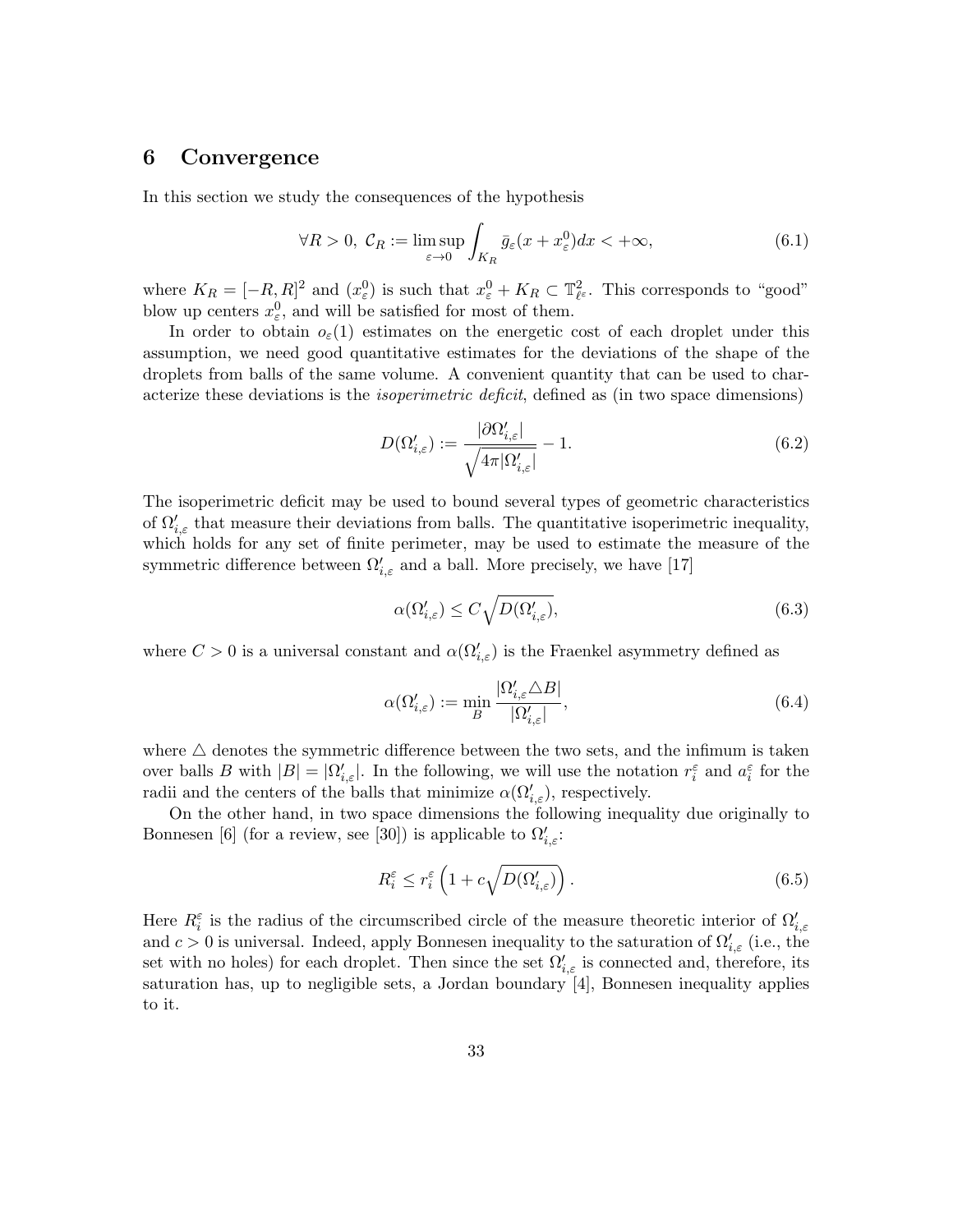## 6 Convergence

In this section we study the consequences of the hypothesis

$$\forall R > 0, \ \mathcal{C}_R := \limsup_{\varepsilon \to 0} \int_{K_R} \bar{g}_\varepsilon(x + x_\varepsilon^0) dx < +\infty, \tag{6.1}$$

where $K_R = [-R, R]^2$ and $(x_\varepsilon^0)$ is such that $x_\varepsilon^0 + K_R \subset \mathbb{T}^2_{\ell^\varepsilon}$. This corresponds to "good" blow up centers $x_\varepsilon^0$, and will be satisfied for most of them.

In order to obtain $o_\varepsilon(1)$ estimates on the energetic cost of each droplet under this assumption, we need good quantitative estimates for the deviations of the shape of the droplets from balls of the same volume. A convenient quantity that can be used to characterize these deviations is the *isoperimetric deficit*, defined as (in two space dimensions)

$$D(\Omega'_{i,\varepsilon}) := \frac{|\partial \Omega'_{i,\varepsilon}|}{\sqrt{4\pi |\Omega'_{i,\varepsilon}|}} - 1. \tag{6.2}$$

The isoperimetric deficit may be used to bound several types of geometric characteristics of $\Omega'_{i,\varepsilon}$ that measure their deviations from balls. The quantitative isoperimetric inequality, which holds for any set of finite perimeter, may be used to estimate the measure of the symmetric difference between $\Omega'_{i,\varepsilon}$ and a ball. More precisely, we have [17]

$$\alpha(\Omega'_{i,\varepsilon}) \leq C \sqrt{D(\Omega'_{i,\varepsilon})}, \tag{6.3}$$

where $C > 0$ is a universal constant and $\alpha(\Omega'_{i,\varepsilon})$ is the Fraenkel asymmetry defined as

$$\alpha(\Omega'_{i,\varepsilon}) := \min_B \frac{|\Omega'_{i,\varepsilon} \triangle B|}{|\Omega'_{i,\varepsilon}|}, \tag{6.4}$$

where $\triangle$ denotes the symmetric difference between the two sets, and the infimum is taken over balls $B$ with $|B| = |\Omega'_{i,\varepsilon}|$. In the following, we will use the notation $r_i^\varepsilon$ and $a_i^\varepsilon$ for the radii and the centers of the balls that minimize $\alpha(\Omega'_{i,\varepsilon})$, respectively.

On the other hand, in two space dimensions the following inequality due originally to Bonnesen [6] (for a review, see [30]) is applicable to $\Omega'_{i,\varepsilon}$:

$$R_i^\varepsilon \leq r_i^\varepsilon \left(1 + c\sqrt{D(\Omega'_{i,\varepsilon})}\right). \tag{6.5}$$

Here $R_i^\varepsilon$ is the radius of the circumscribed circle of the measure theoretic interior of $\Omega'_{i,\varepsilon}$ and $c > 0$ is universal. Indeed, apply Bonnesen inequality to the saturation of $\Omega'_{i,\varepsilon}$ (i.e., the set with no holes) for each droplet. Then since the set $\Omega'_{i,\varepsilon}$ is connected and, therefore, its saturation has, up to negligible sets, a Jordan boundary [4], Bonnesen inequality applies to it.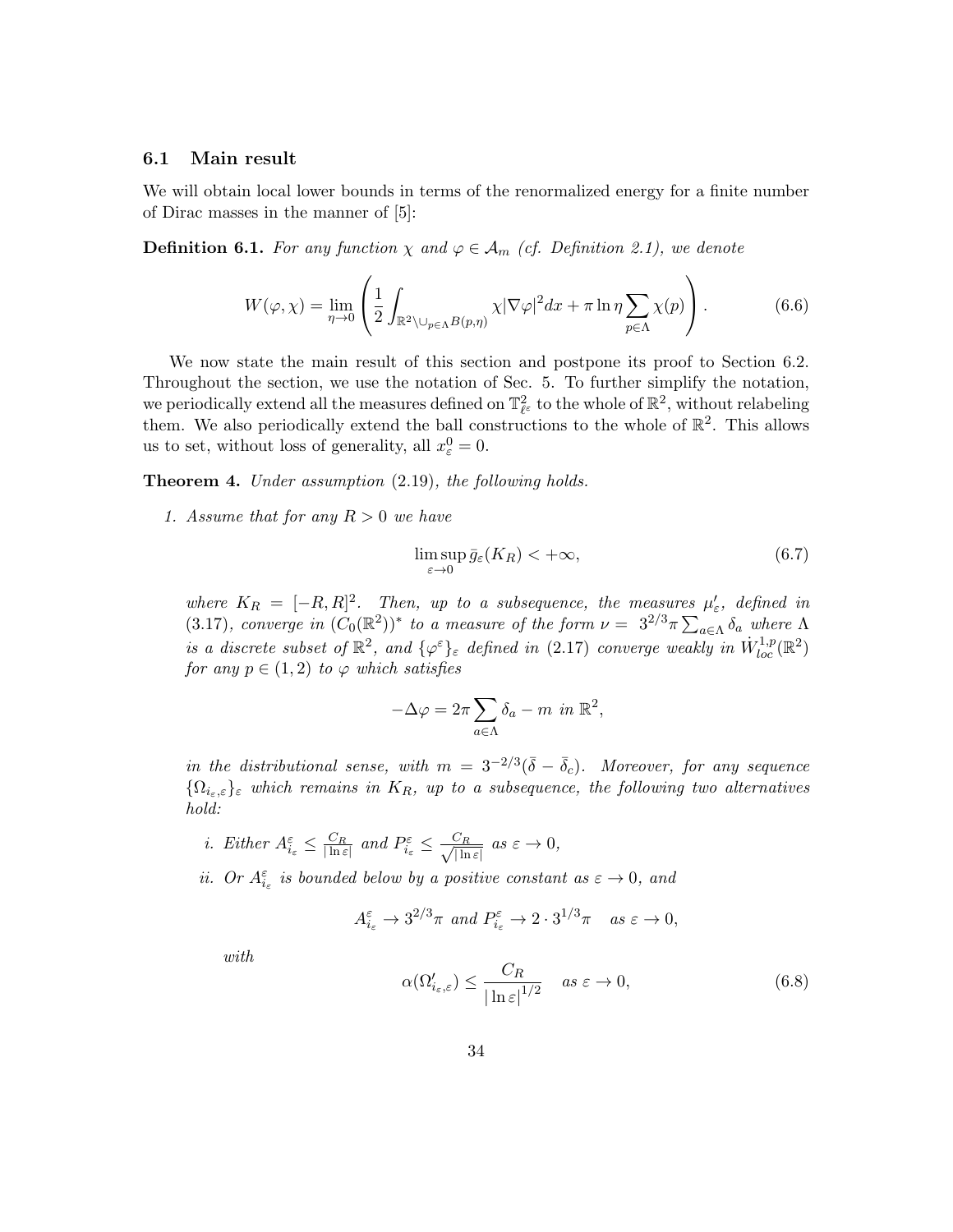### 6.1 Main result

We will obtain local lower bounds in terms of the renormalized energy for a finite number of Dirac masses in the manner of [5]:

**Definition 6.1.** *For any function $\chi$ and $\varphi \in \mathcal{A}_m$ (cf. Definition 2.1), we denote*

$$W(\varphi, \chi) = \lim_{\eta \to 0} \left( \frac{1}{2} \int_{\mathbb{R}^2 \setminus \cup_{p \in \Lambda} B(p,\eta)} \chi |\nabla \varphi|^2 dx + \pi \ln \eta \sum_{p \in \Lambda} \chi(p) \right). \tag{6.6}$$

We now state the main result of this section and postpone its proof to Section 6.2. Throughout the section, we use the notation of Sec. 5. To further simplify the notation, we periodically extend all the measures defined on $\mathbb{T}^2_{\ell^\varepsilon}$ to the whole of $\mathbb{R}^2$, without relabeling them. We also periodically extend the ball constructions to the whole of $\mathbb{R}^2$. This allows us to set, without loss of generality, all $x^0_\varepsilon = 0$.

**Theorem 4.** *Under assumption (2.19), the following holds.*

1. *Assume that for any $R > 0$ we have*

$$\limsup_{\varepsilon \to 0} \bar{g}_\varepsilon(K_R) < +\infty, \tag{6.7}$$

*where $K_R = [-R, R]^2$. Then, up to a subsequence, the measures $\mu'_\varepsilon$, defined in (3.17), converge in $(C_0(\mathbb{R}^2))^*$ to a measure of the form $\nu = 3^{2/3}\pi \sum_{a \in \Lambda} \delta_a$ where $\Lambda$ is a discrete subset of $\mathbb{R}^2$, and $\{\varphi^\varepsilon\}_\varepsilon$ defined in (2.17) converge weakly in $\dot{W}^{1,p}_{loc}(\mathbb{R}^2)$ for any $p \in (1,2)$ to $\varphi$ which satisfies*

$$-\Delta \varphi = 2\pi \sum_{a \in \Lambda} \delta_a - m \text{ in } \mathbb{R}^2,$$

*in the distributional sense, with $m = 3^{-2/3}(\bar{\delta} - \bar{\delta}_c)$. Moreover, for any sequence $\{\Omega_{i_\varepsilon,\varepsilon}\}_\varepsilon$ which remains in $K_R$, up to a subsequence, the following two alternatives hold:*

   i. *Either $A^\varepsilon_{i_\varepsilon} \leq \frac{C_R}{|\ln \varepsilon|}$ and $P^\varepsilon_{i_\varepsilon} \leq \frac{C_R}{\sqrt{|\ln \varepsilon|}}$ as $\varepsilon \to 0$,*

   ii. *Or $A^\varepsilon_{i_\varepsilon}$ is bounded below by a positive constant as $\varepsilon \to 0$, and*

$$A^\varepsilon_{i_\varepsilon} \to 3^{2/3}\pi \text{ and } P^\varepsilon_{i_\varepsilon} \to 2 \cdot 3^{1/3}\pi \quad \text{as } \varepsilon \to 0,$$

   *with*

$$\alpha(\Omega'_{i_\varepsilon,\varepsilon}) \leq \frac{C_R}{|\ln \varepsilon|^{1/2}} \quad \text{as } \varepsilon \to 0, \tag{6.8}$$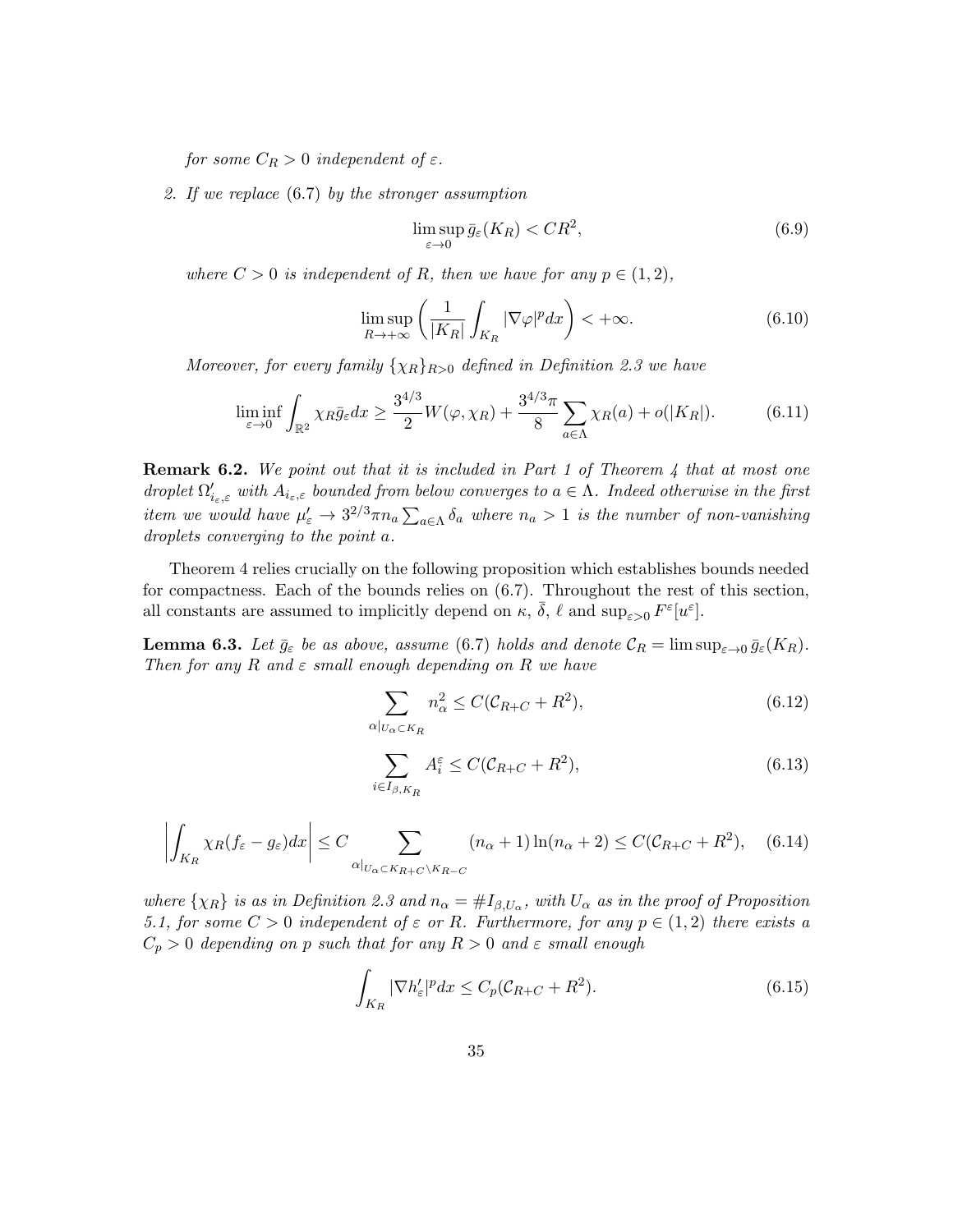*for some $C_R > 0$ independent of $\varepsilon$.*

2. *If we replace (6.7) by the stronger assumption*

$$\limsup_{\varepsilon \to 0} \bar{g}_\varepsilon(K_R) < CR^2, \tag{6.9}$$

*where $C > 0$ is independent of $R$, then we have for any $p \in (1, 2)$,*

$$\limsup_{R \to +\infty} \left( \frac{1}{|K_R|} \int_{K_R} |\nabla \varphi|^p dx \right) < +\infty. \tag{6.10}$$

*Moreover, for every family $\{\chi_R\}_{R>0}$ defined in Definition 2.3 we have*

$$\liminf_{\varepsilon \to 0} \int_{\mathbb{R}^2} \chi_R \bar{g}_\varepsilon dx \geq \frac{3^{4/3}}{2} W(\varphi, \chi_R) + \frac{3^{4/3}\pi}{8} \sum_{a \in \Lambda} \chi_R(a) + o(|K_R|). \tag{6.11}$$

**Remark 6.2.** *We point out that it is included in Part 1 of Theorem 4 that at most one droplet $\Omega'_{i_\varepsilon,\varepsilon}$ with $A_{i_\varepsilon,\varepsilon}$ bounded from below converges to $a \in \Lambda$. Indeed otherwise in the first item we would have $\mu'_\varepsilon \to 3^{2/3}\pi n_a \sum_{a\in\Lambda} \delta_a$ where $n_a > 1$ is the number of non-vanishing droplets converging to the point $a$.*

Theorem 4 relies crucially on the following proposition which establishes bounds needed for compactness. Each of the bounds relies on (6.7). Throughout the rest of this section, all constants are assumed to implicitly depend on $\kappa$, $\bar{\bar{\delta}}$, $\ell$ and $\sup_{\varepsilon>0} F^\varepsilon[u^\varepsilon]$.

**Lemma 6.3.** *Let $\bar{g}_\varepsilon$ be as above, assume (6.7) holds and denote $\mathcal{C}_R = \limsup_{\varepsilon\to 0} \bar{g}_\varepsilon(K_R)$. Then for any $R$ and $\varepsilon$ small enough depending on $R$ we have*

$$\sum_{\alpha|_{U_\alpha \subset K_R}} n_\alpha^2 \leq C(\mathcal{C}_{R+C} + R^2), \tag{6.12}$$

$$\sum_{i \in I_{\beta,K_R}} A_i^\varepsilon \leq C(\mathcal{C}_{R+C} + R^2), \tag{6.13}$$

$$\left| \int_{K_R} \chi_R(f_\varepsilon - g_\varepsilon) dx \right| \leq C \sum_{\alpha|_{U_\alpha \subset K_{R+C} \setminus K_{R-C}}} (n_\alpha + 1) \ln(n_\alpha + 2) \leq C(\mathcal{C}_{R+C} + R^2), \tag{6.14}$$

*where $\{\chi_R\}$ is as in Definition 2.3 and $n_\alpha = \# I_{\beta,U_\alpha}$, with $U_\alpha$ as in the proof of Proposition 5.1, for some $C > 0$ independent of $\varepsilon$ or $R$. Furthermore, for any $p \in (1, 2)$ there exists a $C_p > 0$ depending on $p$ such that for any $R > 0$ and $\varepsilon$ small enough*

$$\int_{K_R} |\nabla h'_\varepsilon|^p dx \leq C_p(\mathcal{C}_{R+C} + R^2). \tag{6.15}$$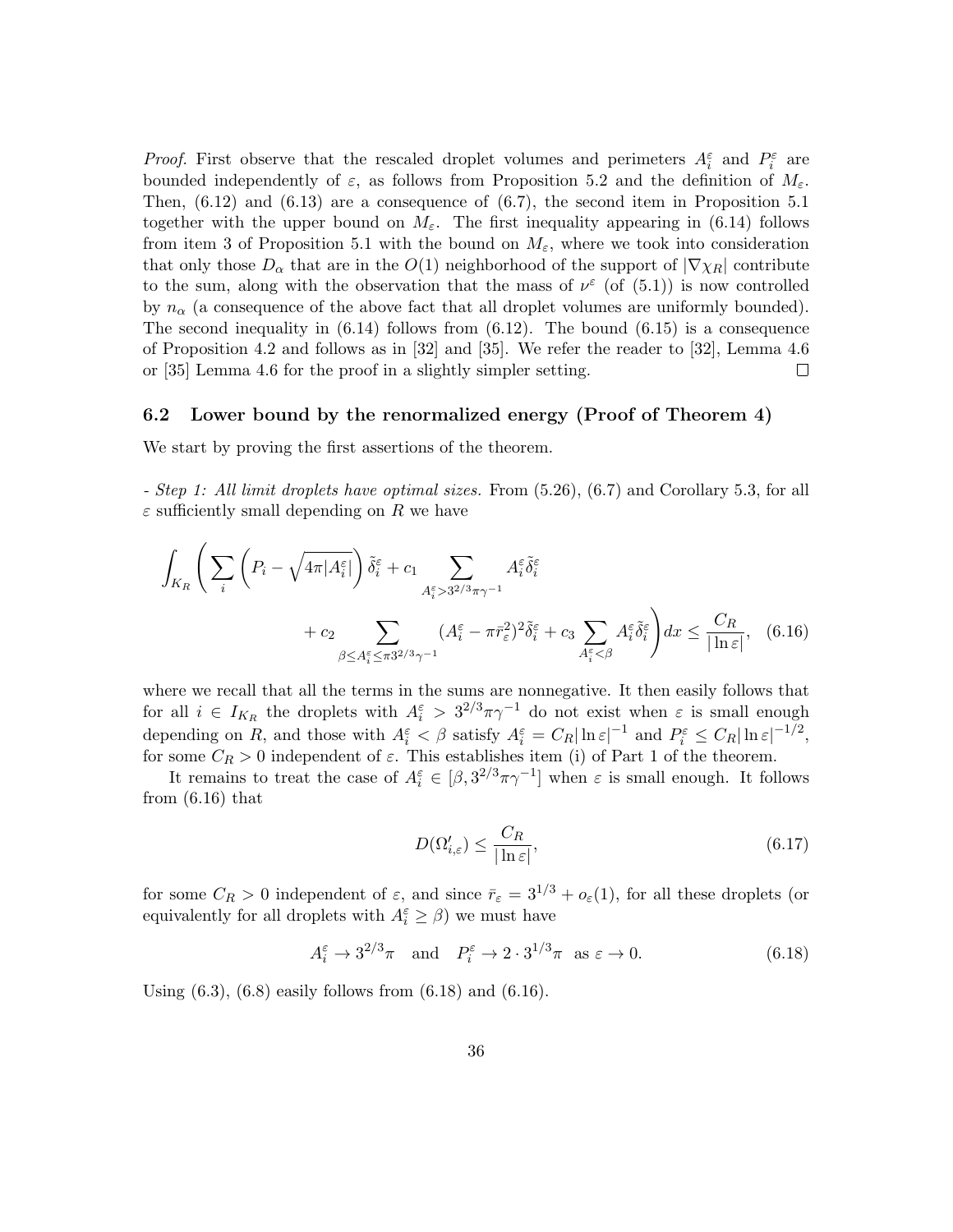*Proof.* First observe that the rescaled droplet volumes and perimeters $A_i^\varepsilon$ and $P_i^\varepsilon$ are bounded independently of $\varepsilon$, as follows from Proposition 5.2 and the definition of $M_\varepsilon$. Then, (6.12) and (6.13) are a consequence of (6.7), the second item in Proposition 5.1 together with the upper bound on $M_\varepsilon$. The first inequality appearing in (6.14) follows from item 3 of Proposition 5.1 with the bound on $M_\varepsilon$, where we took into consideration that only those $D_\alpha$ that are in the $O(1)$ neighborhood of the support of $|\nabla \chi_R|$ contribute to the sum, along with the observation that the mass of $\nu^\varepsilon$ (of (5.1)) is now controlled by $n_\alpha$ (a consequence of the above fact that all droplet volumes are uniformly bounded). The second inequality in (6.14) follows from (6.12). The bound (6.15) is a consequence of Proposition 4.2 and follows as in [32] and [35]. We refer the reader to [32], Lemma 4.6 or [35] Lemma 4.6 for the proof in a slightly simpler setting. $\square$

## 6.2 Lower bound by the renormalized energy (Proof of Theorem 4)

We start by proving the first assertions of the theorem.

*- Step 1: All limit droplets have optimal sizes.* From (5.26), (6.7) and Corollary 5.3, for all $\varepsilon$ sufficiently small depending on $R$ we have

$$\int_{K_R} \Bigg( \sum_i \left( P_i - \sqrt{4\pi |A_i^\varepsilon|} \right) \tilde{\delta}_i^\varepsilon + c_1 \sum_{A_i^\varepsilon > 3^{2/3}\pi\gamma^{-1}} A_i^\varepsilon \tilde{\delta}_i^\varepsilon \\ + c_2 \sum_{\beta \le A_i^\varepsilon \le \pi 3^{2/3}\gamma^{-1}} (A_i^\varepsilon - \pi \bar{r}_\varepsilon^2)^2 \tilde{\delta}_i^\varepsilon + c_3 \sum_{A_i^\varepsilon < \beta} A_i^\varepsilon \tilde{\delta}_i^\varepsilon \Bigg) dx \le \frac{C_R}{|\ln \varepsilon|}, \quad (6.16)$$

where we recall that all the terms in the sums are nonnegative. It then easily follows that for all $i \in I_{K_R}$ the droplets with $A_i^\varepsilon > 3^{2/3}\pi\gamma^{-1}$ do not exist when $\varepsilon$ is small enough depending on $R$, and those with $A_i^\varepsilon < \beta$ satisfy $A_i^\varepsilon = C_R |\ln \varepsilon|^{-1}$ and $P_i^\varepsilon \le C_R |\ln \varepsilon|^{-1/2}$, for some $C_R > 0$ independent of $\varepsilon$. This establishes item (i) of Part 1 of the theorem.

It remains to treat the case of $A_i^\varepsilon \in [\beta, 3^{2/3}\pi\gamma^{-1}]$ when $\varepsilon$ is small enough. It follows from (6.16) that

$$D(\Omega'_{i,\varepsilon}) \le \frac{C_R}{|\ln \varepsilon|}, \quad (6.17)$$

for some $C_R > 0$ independent of $\varepsilon$, and since $\bar{r}_\varepsilon = 3^{1/3} + o_\varepsilon(1)$, for all these droplets (or equivalently for all droplets with $A_i^\varepsilon \ge \beta$) we must have

$$A_i^\varepsilon \to 3^{2/3}\pi \quad \text{and} \quad P_i^\varepsilon \to 2 \cdot 3^{1/3}\pi \ \text{ as } \varepsilon \to 0. \quad (6.18)$$

Using (6.3), (6.8) easily follows from (6.18) and (6.16).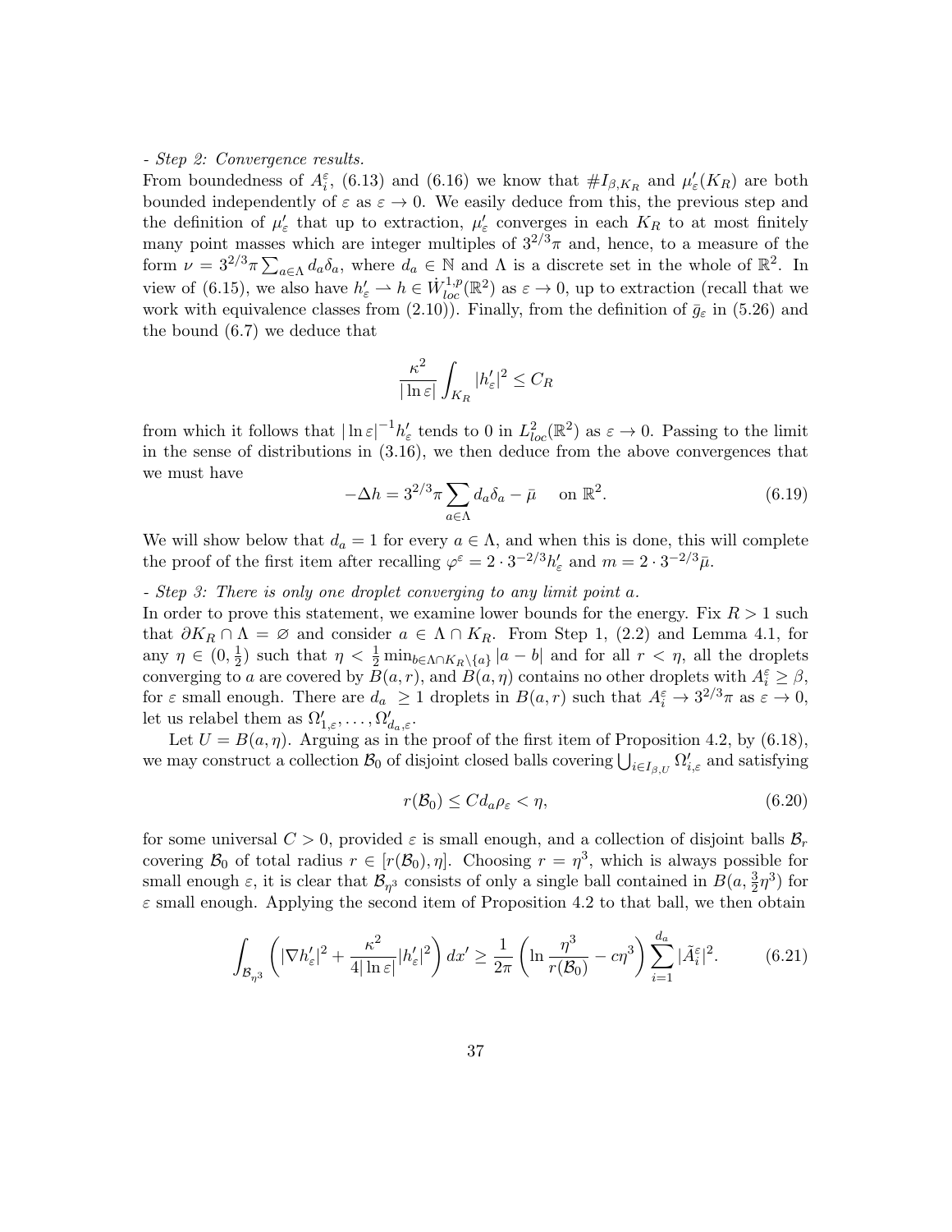*- Step 2: Convergence results.*

From boundedness of $A_i^\varepsilon$, (6.13) and (6.16) we know that $\# I_{\beta,K_R}$ and $\mu'_\varepsilon(K_R)$ are both bounded independently of $\varepsilon$ as $\varepsilon \to 0$. We easily deduce from this, the previous step and the definition of $\mu'_\varepsilon$ that up to extraction, $\mu'_\varepsilon$ converges in each $K_R$ to at most finitely many point masses which are integer multiples of $3^{2/3}\pi$ and, hence, to a measure of the form $\nu = 3^{2/3}\pi \sum_{a \in \Lambda} d_a \delta_a$, where $d_a \in \mathbb{N}$ and $\Lambda$ is a discrete set in the whole of $\mathbb{R}^2$. In view of (6.15), we also have $h'_\varepsilon \rightharpoonup h \in \dot{W}^{1,p}_{loc}(\mathbb{R}^2)$ as $\varepsilon \to 0$, up to extraction (recall that we work with equivalence classes from (2.10)). Finally, from the definition of $\bar{g}_\varepsilon$ in (5.26) and the bound (6.7) we deduce that

$$\frac{\kappa^2}{|\ln \varepsilon|} \int_{K_R} |h'_\varepsilon|^2 \leq C_R$$

from which it follows that $|\ln \varepsilon|^{-1} h'_\varepsilon$ tends to 0 in $L^2_{loc}(\mathbb{R}^2)$ as $\varepsilon \to 0$. Passing to the limit in the sense of distributions in (3.16), we then deduce from the above convergences that we must have

$$-\Delta h = 3^{2/3}\pi \sum_{a \in \Lambda} d_a \delta_a - \bar{\mu} \quad \text{ on } \mathbb{R}^2. \tag{6.19}$$

We will show below that $d_a = 1$ for every $a \in \Lambda$, and when this is done, this will complete the proof of the first item after recalling $\varphi^\varepsilon = 2 \cdot 3^{-2/3} h'_\varepsilon$ and $m = 2 \cdot 3^{-2/3} \bar{\mu}$.

*- Step 3: There is only one droplet converging to any limit point a.*

In order to prove this statement, we examine lower bounds for the energy. Fix $R > 1$ such that $\partial K_R \cap \Lambda = \varnothing$ and consider $a \in \Lambda \cap K_R$. From Step 1, (2.2) and Lemma 4.1, for any $\eta \in (0, \frac{1}{2})$ such that $\eta < \frac{1}{2} \min_{b \in \Lambda \cap K_R \setminus \{a\}} |a - b|$ and for all $r < \eta$, all the droplets converging to $a$ are covered by $B(a, r)$, and $B(a, \eta)$ contains no other droplets with $A_i^\varepsilon \geq \beta$, for $\varepsilon$ small enough. There are $d_a \geq 1$ droplets in $B(a, r)$ such that $A_i^\varepsilon \to 3^{2/3}\pi$ as $\varepsilon \to 0$, let us relabel them as $\Omega'_{1,\varepsilon}, \ldots, \Omega'_{d_a,\varepsilon}$.

Let $U = B(a, \eta)$. Arguing as in the proof of the first item of Proposition 4.2, by (6.18), we may construct a collection $\mathcal{B}_0$ of disjoint closed balls covering $\bigcup_{i \in I_{\beta,U}} \Omega'_{i,\varepsilon}$ and satisfying

$$r(\mathcal{B}_0) \leq C d_a \rho_\varepsilon < \eta, \tag{6.20}$$

for some universal $C > 0$, provided $\varepsilon$ is small enough, and a collection of disjoint balls $\mathcal{B}_r$ covering $\mathcal{B}_0$ of total radius $r \in [r(\mathcal{B}_0), \eta]$. Choosing $r = \eta^3$, which is always possible for small enough $\varepsilon$, it is clear that $\mathcal{B}_{\eta^3}$ consists of only a single ball contained in $B(a, \frac{3}{2}\eta^3)$ for $\varepsilon$ small enough. Applying the second item of Proposition 4.2 to that ball, we then obtain

$$\int_{\mathcal{B}_{\eta^3}} \left( |\nabla h'_\varepsilon|^2 + \frac{\kappa^2}{4|\ln \varepsilon|} |h'_\varepsilon|^2 \right) dx' \geq \frac{1}{2\pi} \left( \ln \frac{\eta^3}{r(\mathcal{B}_0)} - c\eta^3 \right) \sum_{i=1}^{d_a} |\tilde{A}_i^\varepsilon|^2. \tag{6.21}$$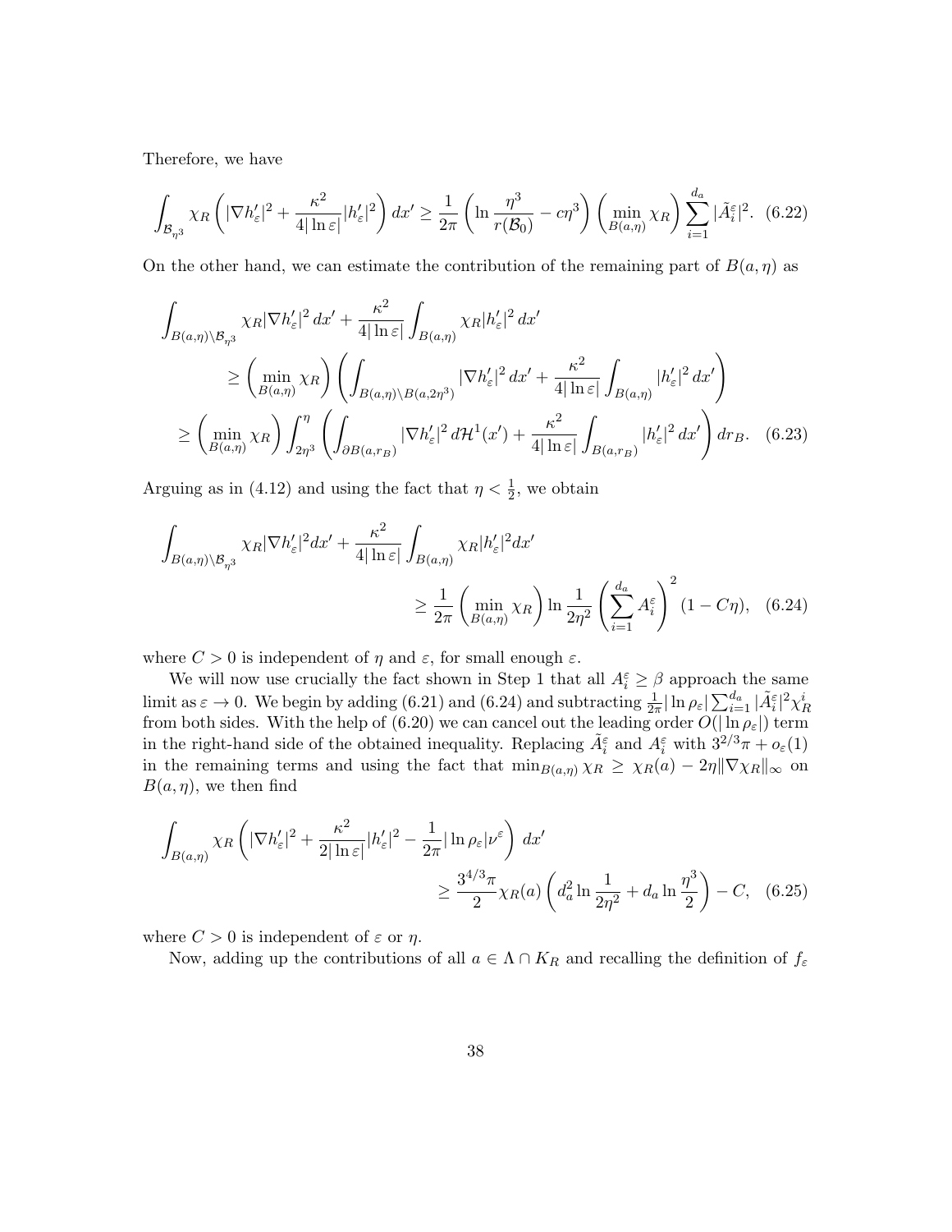Therefore, we have

$$\int_{\mathcal{B}_{\eta^3}} \chi_R \left( |\nabla h'_\varepsilon|^2 + \frac{\kappa^2}{4|\ln\varepsilon|} |h'_\varepsilon|^2 \right) dx' \geq \frac{1}{2\pi} \left( \ln \frac{\eta^3}{r(\mathcal{B}_0)} - c\eta^3 \right) \left( \min_{B(a,\eta)} \chi_R \right) \sum_{i=1}^{d_a} |\tilde{A}_i^\varepsilon|^2. \quad (6.22)$$

On the other hand, we can estimate the contribution of the remaining part of $B(a,\eta)$ as

$$\begin{aligned} \int_{B(a,\eta)\setminus\mathcal{B}_{\eta^3}} \chi_R |\nabla h'_\varepsilon|^2 \, dx' &+ \frac{\kappa^2}{4|\ln\varepsilon|} \int_{B(a,\eta)} \chi_R |h'_\varepsilon|^2 \, dx' \\ &\geq \left( \min_{B(a,\eta)} \chi_R \right) \left( \int_{B(a,\eta)\setminus B(a,2\eta^3)} |\nabla h'_\varepsilon|^2 \, dx' + \frac{\kappa^2}{4|\ln\varepsilon|} \int_{B(a,\eta)} |h'_\varepsilon|^2 \, dx' \right) \\ &\geq \left( \min_{B(a,\eta)} \chi_R \right) \int_{2\eta^3}^{\eta} \left( \int_{\partial B(a,r_B)} |\nabla h'_\varepsilon|^2 \, d\mathcal{H}^1(x') + \frac{\kappa^2}{4|\ln\varepsilon|} \int_{B(a,r_B)} |h'_\varepsilon|^2 \, dx' \right) dr_B. \quad (6.23) \end{aligned}$$

Arguing as in (4.12) and using the fact that $\eta < \frac{1}{2}$, we obtain

$$\begin{aligned} \int_{B(a,\eta)\setminus\mathcal{B}_{\eta^3}} \chi_R |\nabla h'_\varepsilon|^2 dx' &+ \frac{\kappa^2}{4|\ln\varepsilon|} \int_{B(a,\eta)} \chi_R |h'_\varepsilon|^2 dx' \\ &\geq \frac{1}{2\pi} \left( \min_{B(a,\eta)} \chi_R \right) \ln \frac{1}{2\eta^2} \left( \sum_{i=1}^{d_a} A_i^\varepsilon \right)^2 (1 - C\eta), \quad (6.24) \end{aligned}$$

where $C > 0$ is independent of $\eta$ and $\varepsilon$, for small enough $\varepsilon$.

We will now use crucially the fact shown in Step 1 that all $A_i^\varepsilon \geq \beta$ approach the same limit as $\varepsilon \to 0$. We begin by adding (6.21) and (6.24) and subtracting $\frac{1}{2\pi}|\ln\rho_\varepsilon| \sum_{i=1}^{d_a} |\tilde{A}_i^\varepsilon|^2 \chi_R^i$ from both sides. With the help of (6.20) we can cancel out the leading order $O(|\ln\rho_\varepsilon|)$ term in the right-hand side of the obtained inequality. Replacing $\tilde{A}_i^\varepsilon$ and $A_i^\varepsilon$ with $3^{2/3}\pi + o_\varepsilon(1)$ in the remaining terms and using the fact that $\min_{B(a,\eta)} \chi_R \geq \chi_R(a) - 2\eta \|\nabla\chi_R\|_\infty$ on $B(a,\eta)$, we then find

$$\begin{aligned} \int_{B(a,\eta)} \chi_R \left( |\nabla h'_\varepsilon|^2 + \frac{\kappa^2}{2|\ln\varepsilon|} |h'_\varepsilon|^2 - \frac{1}{2\pi} |\ln\rho_\varepsilon| \nu^\varepsilon \right) dx' \\ \geq \frac{3^{4/3}\pi}{2} \chi_R(a) \left( d_a^2 \ln \frac{1}{2\eta^2} + d_a \ln \frac{\eta^3}{2} \right) - C, \quad (6.25) \end{aligned}$$

where $C > 0$ is independent of $\varepsilon$ or $\eta$.

Now, adding up the contributions of all $a \in \Lambda \cap K_R$ and recalling the definition of $f_\varepsilon$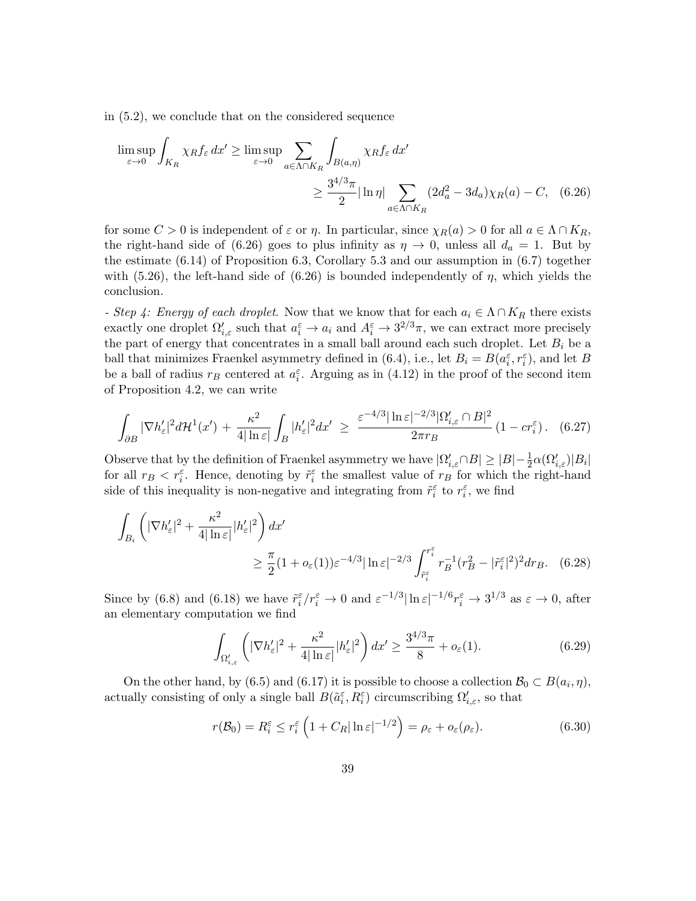in (5.2), we conclude that on the considered sequence

$$\limsup_{\varepsilon\to 0}\int_{K_R}\chi_R f_\varepsilon\,dx' \geq \limsup_{\varepsilon\to 0}\sum_{a\in\Lambda\cap K_R}\int_{B(a,\eta)}\chi_R f_\varepsilon\,dx' \\ \geq \frac{3^{4/3}\pi}{2}|\ln\eta|\sum_{a\in\Lambda\cap K_R}(2d_a^2-3d_a)\chi_R(a) - C, \quad (6.26)$$

for some $C>0$ is independent of $\varepsilon$ or $\eta$. In particular, since $\chi_R(a)>0$ for all $a\in\Lambda\cap K_R$, the right-hand side of (6.26) goes to plus infinity as $\eta\to 0$, unless all $d_a=1$. But by the estimate (6.14) of Proposition 6.3, Corollary 5.3 and our assumption in (6.7) together with (5.26), the left-hand side of (6.26) is bounded independently of $\eta$, which yields the conclusion.

*- Step 4: Energy of each droplet.* Now that we know that for each $a_i\in\Lambda\cap K_R$ there exists exactly one droplet $\Omega'_{i,\varepsilon}$ such that $a_i^\varepsilon\to a_i$ and $A_i^\varepsilon\to 3^{2/3}\pi$, we can extract more precisely the part of energy that concentrates in a small ball around each such droplet. Let $B_i$ be a ball that minimizes Fraenkel asymmetry defined in (6.4), i.e., let $B_i=B(a_i^\varepsilon,r_i^\varepsilon)$, and let $B$ be a ball of radius $r_B$ centered at $a_i^\varepsilon$. Arguing as in (4.12) in the proof of the second item of Proposition 4.2, we can write

$$\int_{\partial B}|\nabla h'_\varepsilon|^2 d\mathcal{H}^1(x') + \frac{\kappa^2}{4|\ln\varepsilon|}\int_B |h'_\varepsilon|^2 dx' \;\geq\; \frac{\varepsilon^{-4/3}|\ln\varepsilon|^{-2/3}|\Omega'_{i,\varepsilon}\cap B|^2}{2\pi r_B}\left(1-cr_i^\varepsilon\right). \quad (6.27)$$

Observe that by the definition of Fraenkel asymmetry we have $|\Omega'_{i,\varepsilon}\cap B|\geq|B|-\frac{1}{2}\alpha(\Omega'_{i,\varepsilon})|B_i|$ for all $r_B<r_i^\varepsilon$. Hence, denoting by $\tilde r_i^\varepsilon$ the smallest value of $r_B$ for which the right-hand side of this inequality is non-negative and integrating from $\tilde r_i^\varepsilon$ to $r_i^\varepsilon$, we find

$$\int_{B_i}\left(|\nabla h'_\varepsilon|^2+\frac{\kappa^2}{4|\ln\varepsilon|}|h'_\varepsilon|^2\right)dx' \\ \geq \frac{\pi}{2}(1+o_\varepsilon(1))\varepsilon^{-4/3}|\ln\varepsilon|^{-2/3}\int_{\tilde r_i^\varepsilon}^{r_i^\varepsilon} r_B^{-1}(r_B^2-|\tilde r_i^\varepsilon|^2)^2 dr_B. \quad (6.28)$$

Since by (6.8) and (6.18) we have $\tilde r_i^\varepsilon/r_i^\varepsilon\to 0$ and $\varepsilon^{-1/3}|\ln\varepsilon|^{-1/6}r_i^\varepsilon\to 3^{1/3}$ as $\varepsilon\to 0$, after an elementary computation we find

$$\int_{\Omega'_{i,\varepsilon}}\left(|\nabla h'_\varepsilon|^2+\frac{\kappa^2}{4|\ln\varepsilon|}|h'_\varepsilon|^2\right)dx' \geq \frac{3^{4/3}\pi}{8}+o_\varepsilon(1). \quad (6.29)$$

On the other hand, by (6.5) and (6.17) it is possible to choose a collection $\mathcal{B}_0\subset B(a_i,\eta)$, actually consisting of only a single ball $B(\tilde a_i^\varepsilon,R_i^\varepsilon)$ circumscribing $\Omega'_{i,\varepsilon}$, so that

$$r(\mathcal{B}_0)=R_i^\varepsilon\leq r_i^\varepsilon\left(1+C_R|\ln\varepsilon|^{-1/2}\right)=\rho_\varepsilon+o_\varepsilon(\rho_\varepsilon). \quad (6.30)$$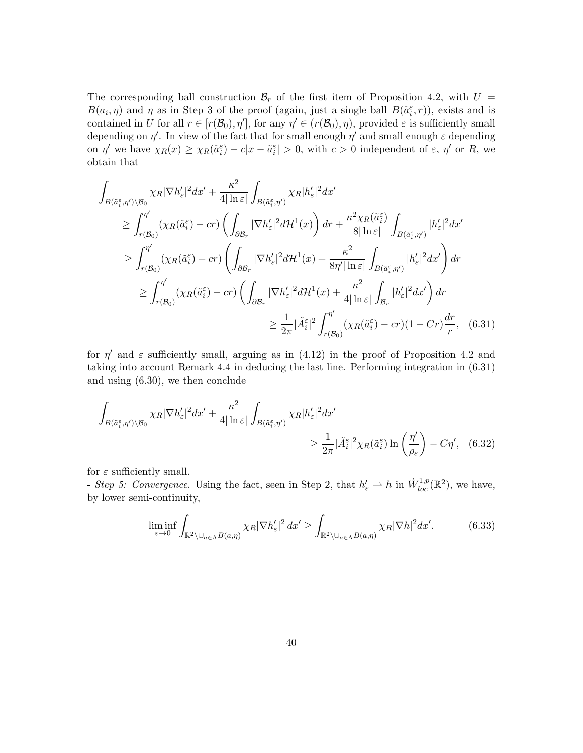The corresponding ball construction $\mathcal{B}_r$ of the first item of Proposition 4.2, with $U = B(a_i, \eta)$ and $\eta$ as in Step 3 of the proof (again, just a single ball $B(\tilde{a}_i^\varepsilon, r)$), exists and is contained in $U$ for all $r \in [r(\mathcal{B}_0), \eta']$, for any $\eta' \in (r(\mathcal{B}_0), \eta)$, provided $\varepsilon$ is sufficiently small depending on $\eta'$. In view of the fact that for small enough $\eta'$ and small enough $\varepsilon$ depending on $\eta'$ we have $\chi_R(x) \geq \chi_R(\tilde{a}_i^\varepsilon) - c|x - \tilde{a}_i^\varepsilon| > 0$, with $c > 0$ independent of $\varepsilon$, $\eta'$ or $R$, we obtain that

$$
\begin{aligned}
&\int_{B(\tilde{a}_i^\varepsilon, \eta') \setminus \mathcal{B}_0} \chi_R |\nabla h'_\varepsilon|^2 dx' + \frac{\kappa^2}{4|\ln \varepsilon|} \int_{B(\tilde{a}_i^\varepsilon, \eta')} \chi_R |h'_\varepsilon|^2 dx' \\
&\quad \geq \int_{r(\mathcal{B}_0)}^{\eta'} (\chi_R(\tilde{a}_i^\varepsilon) - cr) \left( \int_{\partial \mathcal{B}_r} |\nabla h'_\varepsilon|^2 d\mathcal{H}^1(x) \right) dr + \frac{\kappa^2 \chi_R(\tilde{a}_i^\varepsilon)}{8|\ln \varepsilon|} \int_{B(\tilde{a}_i^\varepsilon, \eta')} |h'_\varepsilon|^2 dx' \\
&\quad \geq \int_{r(\mathcal{B}_0)}^{\eta'} (\chi_R(\tilde{a}_i^\varepsilon) - cr) \left( \int_{\partial \mathcal{B}_r} |\nabla h'_\varepsilon|^2 d\mathcal{H}^1(x) + \frac{\kappa^2}{8\eta' |\ln \varepsilon|} \int_{B(\tilde{a}_i^\varepsilon, \eta')} |h'_\varepsilon|^2 dx' \right) dr \\
&\quad \geq \int_{r(\mathcal{B}_0)}^{\eta'} (\chi_R(\tilde{a}_i^\varepsilon) - cr) \left( \int_{\partial \mathcal{B}_r} |\nabla h'_\varepsilon|^2 d\mathcal{H}^1(x) + \frac{\kappa^2}{4|\ln \varepsilon|} \int_{\mathcal{B}_r} |h'_\varepsilon|^2 dx' \right) dr \\
&\quad \geq \frac{1}{2\pi} |\tilde{A}_i^\varepsilon|^2 \int_{r(\mathcal{B}_0)}^{\eta'} (\chi_R(\tilde{a}_i^\varepsilon) - cr)(1 - Cr) \frac{dr}{r}, \quad (6.31)
\end{aligned}
$$

for $\eta'$ and $\varepsilon$ sufficiently small, arguing as in (4.12) in the proof of Proposition 4.2 and taking into account Remark 4.4 in deducing the last line. Performing integration in (6.31) and using (6.30), we then conclude

$$
\begin{aligned}
&\int_{B(\tilde{a}_i^\varepsilon, \eta') \setminus \mathcal{B}_0} \chi_R |\nabla h'_\varepsilon|^2 dx' + \frac{\kappa^2}{4|\ln \varepsilon|} \int_{B(\tilde{a}_i^\varepsilon, \eta')} \chi_R |h'_\varepsilon|^2 dx' \\
&\qquad \geq \frac{1}{2\pi} |\tilde{A}_i^\varepsilon|^2 \chi_R(\tilde{a}_i^\varepsilon) \ln \left( \frac{\eta'}{\rho_\varepsilon} \right) - C\eta', \quad (6.32)
\end{aligned}
$$

for $\varepsilon$ sufficiently small.

- *Step 5: Convergence.* Using the fact, seen in Step 2, that $h'_\varepsilon \rightharpoonup h$ in $\dot{W}^{1,p}_{loc}(\mathbb{R}^2)$, we have, by lower semi-continuity,

$$
\liminf_{\varepsilon \to 0} \int_{\mathbb{R}^2 \setminus \cup_{a \in \Lambda} B(a, \eta)} \chi_R |\nabla h'_\varepsilon|^2 \, dx' \geq \int_{\mathbb{R}^2 \setminus \cup_{a \in \Lambda} B(a, \eta)} \chi_R |\nabla h|^2 dx'. \quad (6.33)
$$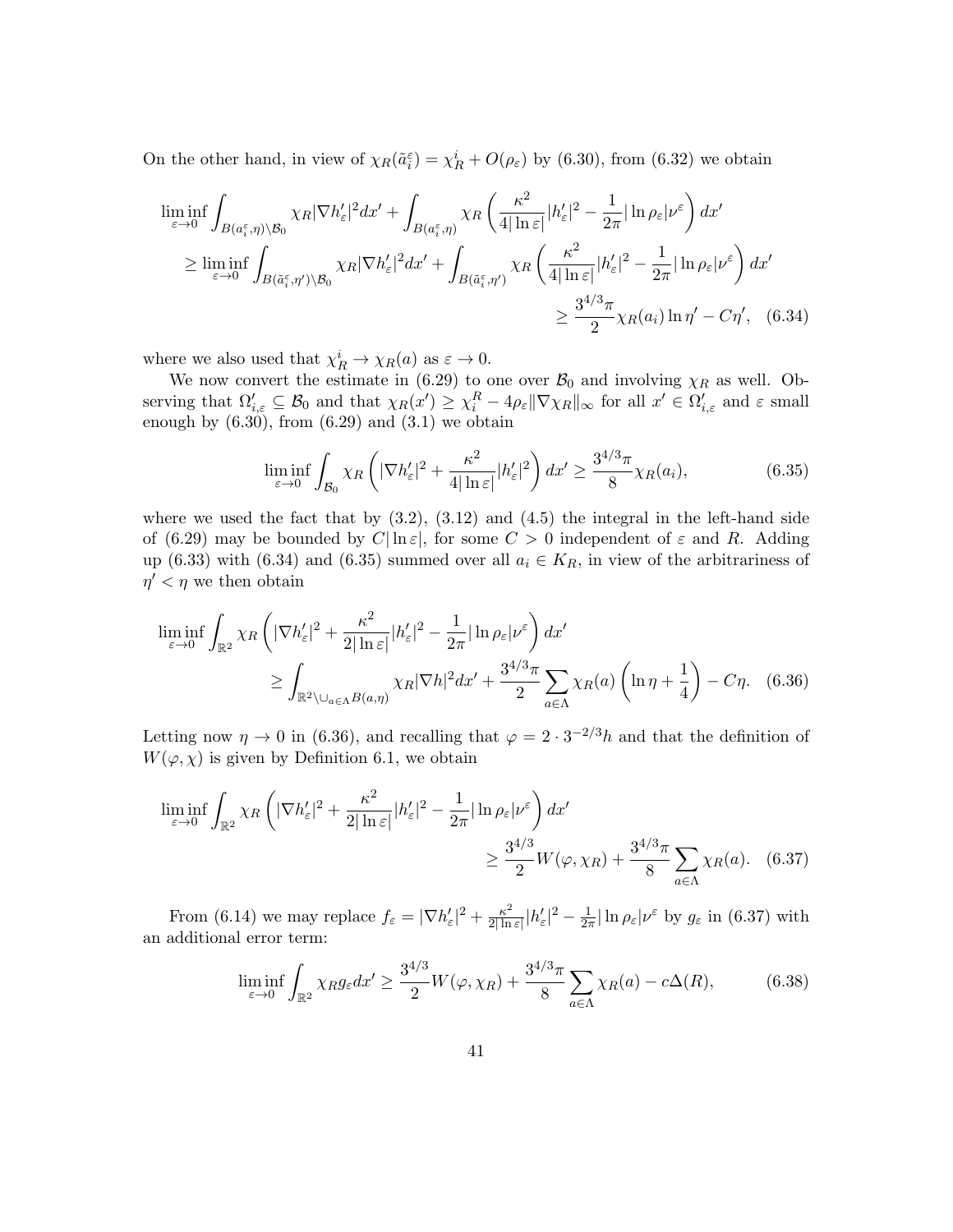On the other hand, in view of $\chi_R(\tilde{a}_i^\varepsilon) = \chi_R^i + O(\rho_\varepsilon)$ by (6.30), from (6.32) we obtain

$$
\begin{aligned}
\liminf_{\varepsilon \to 0} \int_{B(a_i^\varepsilon,\eta)\setminus \mathcal{B}_0} \chi_R |\nabla h_\varepsilon'|^2 dx' + \int_{B(a_i^\varepsilon,\eta)} \chi_R \left( \frac{\kappa^2}{4|\ln \varepsilon|} |h_\varepsilon'|^2 - \frac{1}{2\pi} |\ln \rho_\varepsilon| \nu^\varepsilon \right) dx' \\
\geq \liminf_{\varepsilon \to 0} \int_{B(\tilde{a}_i^\varepsilon,\eta')\setminus \mathcal{B}_0} \chi_R |\nabla h_\varepsilon'|^2 dx' + \int_{B(\tilde{a}_i^\varepsilon,\eta')} \chi_R \left( \frac{\kappa^2}{4|\ln \varepsilon|} |h_\varepsilon'|^2 - \frac{1}{2\pi} |\ln \rho_\varepsilon| \nu^\varepsilon \right) dx' \\
\geq \frac{3^{4/3}\pi}{2} \chi_R(a_i) \ln \eta' - C\eta', \quad (6.34)
\end{aligned}
$$

where we also used that $\chi_R^i \to \chi_R(a)$ as $\varepsilon \to 0$.

We now convert the estimate in (6.29) to one over $\mathcal{B}_0$ and involving $\chi_R$ as well. Observing that $\Omega_{i,\varepsilon}' \subseteq \mathcal{B}_0$ and that $\chi_R(x') \geq \chi_i^R - 4\rho_\varepsilon \|\nabla \chi_R\|_\infty$ for all $x' \in \Omega_{i,\varepsilon}'$ and $\varepsilon$ small enough by (6.30), from (6.29) and (3.1) we obtain

$$
\liminf_{\varepsilon \to 0} \int_{\mathcal{B}_0} \chi_R \left( |\nabla h_\varepsilon'|^2 + \frac{\kappa^2}{4|\ln \varepsilon|} |h_\varepsilon'|^2 \right) dx' \geq \frac{3^{4/3}\pi}{8} \chi_R(a_i), \quad (6.35)
$$

where we used the fact that by (3.2), (3.12) and (4.5) the integral in the left-hand side of (6.29) may be bounded by $C|\ln \varepsilon|$, for some $C > 0$ independent of $\varepsilon$ and $R$. Adding up (6.33) with (6.34) and (6.35) summed over all $a_i \in K_R$, in view of the arbitrariness of $\eta' < \eta$ we then obtain

$$
\begin{aligned}
\liminf_{\varepsilon \to 0} \int_{\mathbb{R}^2} \chi_R \left( |\nabla h_\varepsilon'|^2 + \frac{\kappa^2}{2|\ln \varepsilon|} |h_\varepsilon'|^2 - \frac{1}{2\pi} |\ln \rho_\varepsilon| \nu^\varepsilon \right) dx' \\
\geq \int_{\mathbb{R}^2 \setminus \cup_{a\in\Lambda} B(a,\eta)} \chi_R |\nabla h|^2 dx' + \frac{3^{4/3}\pi}{2} \sum_{a\in\Lambda} \chi_R(a) \left( \ln \eta + \frac{1}{4} \right) - C\eta. \quad (6.36)
\end{aligned}
$$

Letting now $\eta \to 0$ in (6.36), and recalling that $\varphi = 2 \cdot 3^{-2/3} h$ and that the definition of $W(\varphi, \chi)$ is given by Definition 6.1, we obtain

$$
\begin{aligned}
\liminf_{\varepsilon \to 0} \int_{\mathbb{R}^2} \chi_R \left( |\nabla h_\varepsilon'|^2 + \frac{\kappa^2}{2|\ln \varepsilon|} |h_\varepsilon'|^2 - \frac{1}{2\pi} |\ln \rho_\varepsilon| \nu^\varepsilon \right) dx' \\
\geq \frac{3^{4/3}}{2} W(\varphi, \chi_R) + \frac{3^{4/3}\pi}{8} \sum_{a\in\Lambda} \chi_R(a). \quad (6.37)
\end{aligned}
$$

From (6.14) we may replace $f_\varepsilon = |\nabla h_\varepsilon'|^2 + \frac{\kappa^2}{2|\ln \varepsilon|} |h_\varepsilon'|^2 - \frac{1}{2\pi} |\ln \rho_\varepsilon| \nu^\varepsilon$ by $g_\varepsilon$ in (6.37) with an additional error term:

$$
\liminf_{\varepsilon \to 0} \int_{\mathbb{R}^2} \chi_R g_\varepsilon dx' \geq \frac{3^{4/3}}{2} W(\varphi, \chi_R) + \frac{3^{4/3}\pi}{8} \sum_{a\in\Lambda} \chi_R(a) - c\Delta(R), \quad (6.38)
$$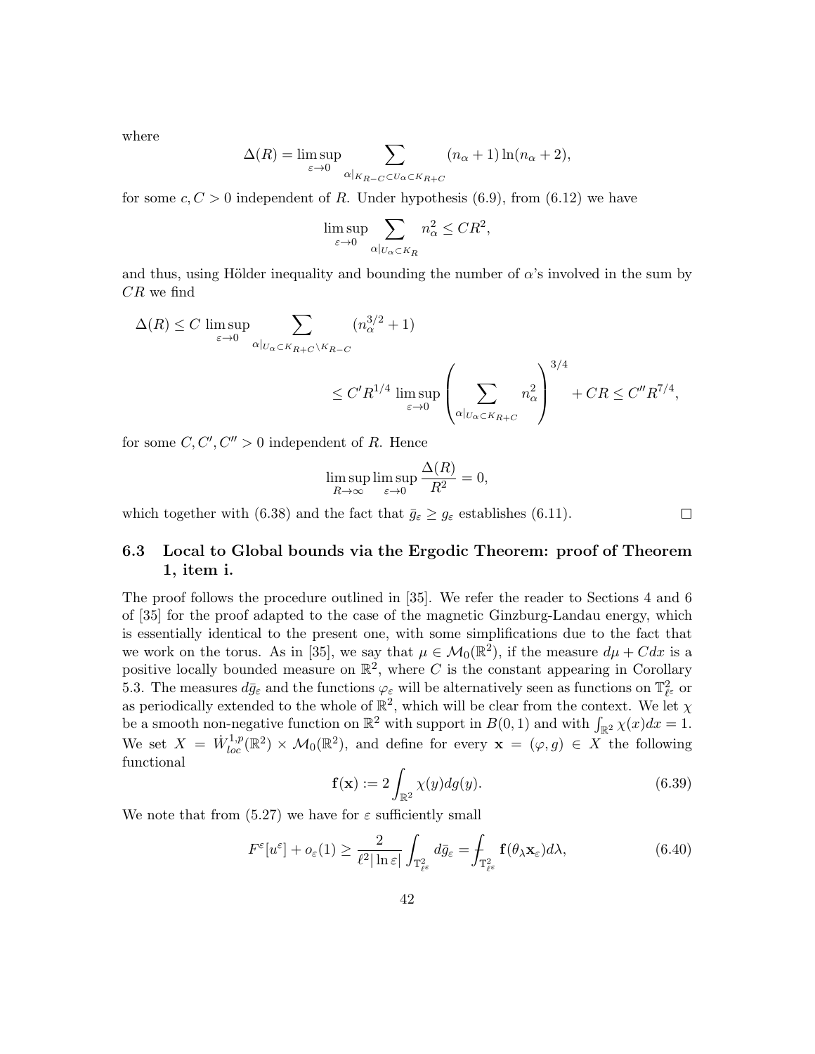where

$$\Delta(R) = \limsup_{\varepsilon \to 0} \sum_{\alpha|_{K_{R-C} \subset U_\alpha \subset K_{R+C}}} (n_\alpha + 1) \ln(n_\alpha + 2),$$

for some $c, C > 0$ independent of $R$. Under hypothesis (6.9), from (6.12) we have

$$\limsup_{\varepsilon \to 0} \sum_{\alpha|_{U_\alpha \subset K_R}} n_\alpha^2 \leq CR^2,$$

and thus, using Hölder inequality and bounding the number of $\alpha$'s involved in the sum by $CR$ we find

$$\Delta(R) \leq C \limsup_{\varepsilon \to 0} \sum_{\alpha|_{U_\alpha \subset K_{R+C} \setminus K_{R-C}}} (n_\alpha^{3/2} + 1)$$

$$\leq C' R^{1/4} \limsup_{\varepsilon \to 0} \left( \sum_{\alpha|_{U_\alpha \subset K_{R+C}}} n_\alpha^2 \right)^{3/4} + CR \leq C'' R^{7/4},$$

for some $C, C', C'' > 0$ independent of $R$. Hence

$$\limsup_{R \to \infty} \limsup_{\varepsilon \to 0} \frac{\Delta(R)}{R^2} = 0,$$

which together with (6.38) and the fact that $\bar{g}_\varepsilon \geq g_\varepsilon$ establishes (6.11). $\square$

### 6.3 Local to Global bounds via the Ergodic Theorem: proof of Theorem 1, item i.

The proof follows the procedure outlined in [35]. We refer the reader to Sections 4 and 6 of [35] for the proof adapted to the case of the magnetic Ginzburg-Landau energy, which is essentially identical to the present one, with some simplifications due to the fact that we work on the torus. As in [35], we say that $\mu \in \mathcal{M}_0(\mathbb{R}^2)$, if the measure $d\mu + Cdx$ is a positive locally bounded measure on $\mathbb{R}^2$, where $C$ is the constant appearing in Corollary 5.3. The measures $d\bar{g}_\varepsilon$ and the functions $\varphi_\varepsilon$ will be alternatively seen as functions on $\mathbb{T}^2_{\ell^\varepsilon}$ or as periodically extended to the whole of $\mathbb{R}^2$, which will be clear from the context. We let $\chi$ be a smooth non-negative function on $\mathbb{R}^2$ with support in $B(0,1)$ and with $\int_{\mathbb{R}^2} \chi(x)dx = 1$. We set $X = \dot{W}^{1,p}_{loc}(\mathbb{R}^2) \times \mathcal{M}_0(\mathbb{R}^2)$, and define for every $\mathbf{x} = (\varphi, g) \in X$ the following functional

$$\mathbf{f}(\mathbf{x}) := 2 \int_{\mathbb{R}^2} \chi(y) dg(y). \tag{6.39}$$

We note that from (5.27) we have for $\varepsilon$ sufficiently small

$$F^\varepsilon[u^\varepsilon] + o_\varepsilon(1) \geq \frac{2}{\ell^2 |\ln \varepsilon|} \int_{\mathbb{T}^2_{\ell^\varepsilon}} d\bar{g}_\varepsilon = \fint_{\mathbb{T}^2_{\ell^\varepsilon}} \mathbf{f}(\theta_\lambda \mathbf{x}_\varepsilon) d\lambda, \tag{6.40}$$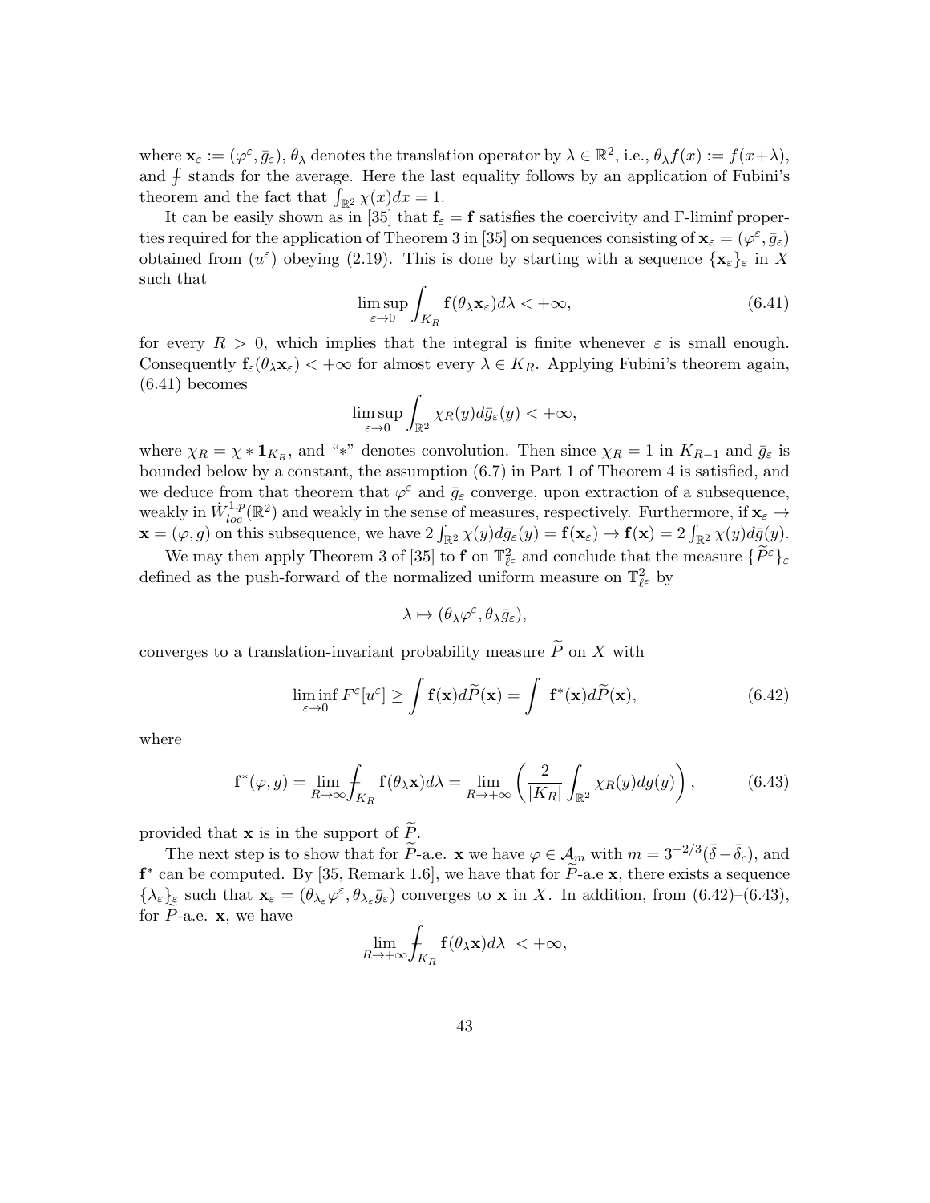where $\mathbf{x}_\varepsilon := (\varphi^\varepsilon, \bar{g}_\varepsilon)$, $\theta_\lambda$ denotes the translation operator by $\lambda \in \mathbb{R}^2$, i.e., $\theta_\lambda f(x) := f(x+\lambda)$, and $\fint$ stands for the average. Here the last equality follows by an application of Fubini's theorem and the fact that $\int_{\mathbb{R}^2} \chi(x)dx = 1$.

It can be easily shown as in [35] that $\mathbf{f}_\varepsilon = \mathbf{f}$ satisfies the coercivity and $\Gamma$-liminf properties required for the application of Theorem 3 in [35] on sequences consisting of $\mathbf{x}_\varepsilon = (\varphi^\varepsilon, \bar{g}_\varepsilon)$ obtained from $(u^\varepsilon)$ obeying (2.19). This is done by starting with a sequence $\{\mathbf{x}_\varepsilon\}_\varepsilon$ in $X$ such that

$$\limsup_{\varepsilon\to 0} \int_{K_R} \mathbf{f}(\theta_\lambda \mathbf{x}_\varepsilon) d\lambda < +\infty, \tag{6.41}$$

for every $R > 0$, which implies that the integral is finite whenever $\varepsilon$ is small enough. Consequently $\mathbf{f}_\varepsilon(\theta_\lambda \mathbf{x}_\varepsilon) < +\infty$ for almost every $\lambda \in K_R$. Applying Fubini's theorem again, (6.41) becomes

$$\limsup_{\varepsilon\to 0} \int_{\mathbb{R}^2} \chi_R(y) d\bar{g}_\varepsilon(y) < +\infty,$$

where $\chi_R = \chi * \mathbf{1}_{K_R}$, and "$*$" denotes convolution. Then since $\chi_R = 1$ in $K_{R-1}$ and $\bar{g}_\varepsilon$ is bounded below by a constant, the assumption (6.7) in Part 1 of Theorem 4 is satisfied, and we deduce from that theorem that $\varphi^\varepsilon$ and $\bar{g}_\varepsilon$ converge, upon extraction of a subsequence, weakly in $\dot{W}^{1,p}_{loc}(\mathbb{R}^2)$ and weakly in the sense of measures, respectively. Furthermore, if $\mathbf{x}_\varepsilon \to \mathbf{x} = (\varphi, g)$ on this subsequence, we have $2\int_{\mathbb{R}^2} \chi(y) d\bar{g}_\varepsilon(y) = \mathbf{f}(\mathbf{x}_\varepsilon) \to \mathbf{f}(\mathbf{x}) = 2\int_{\mathbb{R}^2} \chi(y) d\bar{g}(y)$.

We may then apply Theorem 3 of [35] to $\mathbf{f}$ on $\mathbb{T}^2_{\ell^\varepsilon}$ and conclude that the measure $\{\widetilde{P}^\varepsilon\}_\varepsilon$ defined as the push-forward of the normalized uniform measure on $\mathbb{T}^2_{\ell^\varepsilon}$ by

$$\lambda \mapsto (\theta_\lambda \varphi^\varepsilon, \theta_\lambda \bar{g}_\varepsilon),$$

converges to a translation-invariant probability measure $\widetilde{P}$ on $X$ with

$$\liminf_{\varepsilon\to 0} F^\varepsilon[u^\varepsilon] \geq \int \mathbf{f}(\mathbf{x}) d\widetilde{P}(\mathbf{x}) = \int \mathbf{f}^*(\mathbf{x}) d\widetilde{P}(\mathbf{x}), \tag{6.42}$$

where

$$\mathbf{f}^*(\varphi, g) = \lim_{R\to\infty} \fint_{K_R} \mathbf{f}(\theta_\lambda \mathbf{x}) d\lambda = \lim_{R\to+\infty} \left( \frac{2}{|K_R|} \int_{\mathbb{R}^2} \chi_R(y) dg(y) \right), \tag{6.43}$$

provided that $\mathbf{x}$ is in the support of $\widetilde{P}$.

The next step is to show that for $\widetilde{P}$-a.e. $\mathbf{x}$ we have $\varphi \in \mathcal{A}_m$ with $m = 3^{-2/3}(\bar{\delta} - \bar{\delta}_c)$, and $\mathbf{f}^*$ can be computed. By [35, Remark 1.6], we have that for $\widetilde{P}$-a.e $\mathbf{x}$, there exists a sequence $\{\lambda_\varepsilon\}_\varepsilon$ such that $\mathbf{x}_\varepsilon = (\theta_{\lambda_\varepsilon} \varphi^\varepsilon, \theta_{\lambda_\varepsilon} \bar{g}_\varepsilon)$ converges to $\mathbf{x}$ in $X$. In addition, from (6.42)–(6.43), for $\widetilde{P}$-a.e. $\mathbf{x}$, we have

$$\lim_{R\to+\infty} \fint_{K_R} \mathbf{f}(\theta_\lambda \mathbf{x}) d\lambda \ < +\infty,$$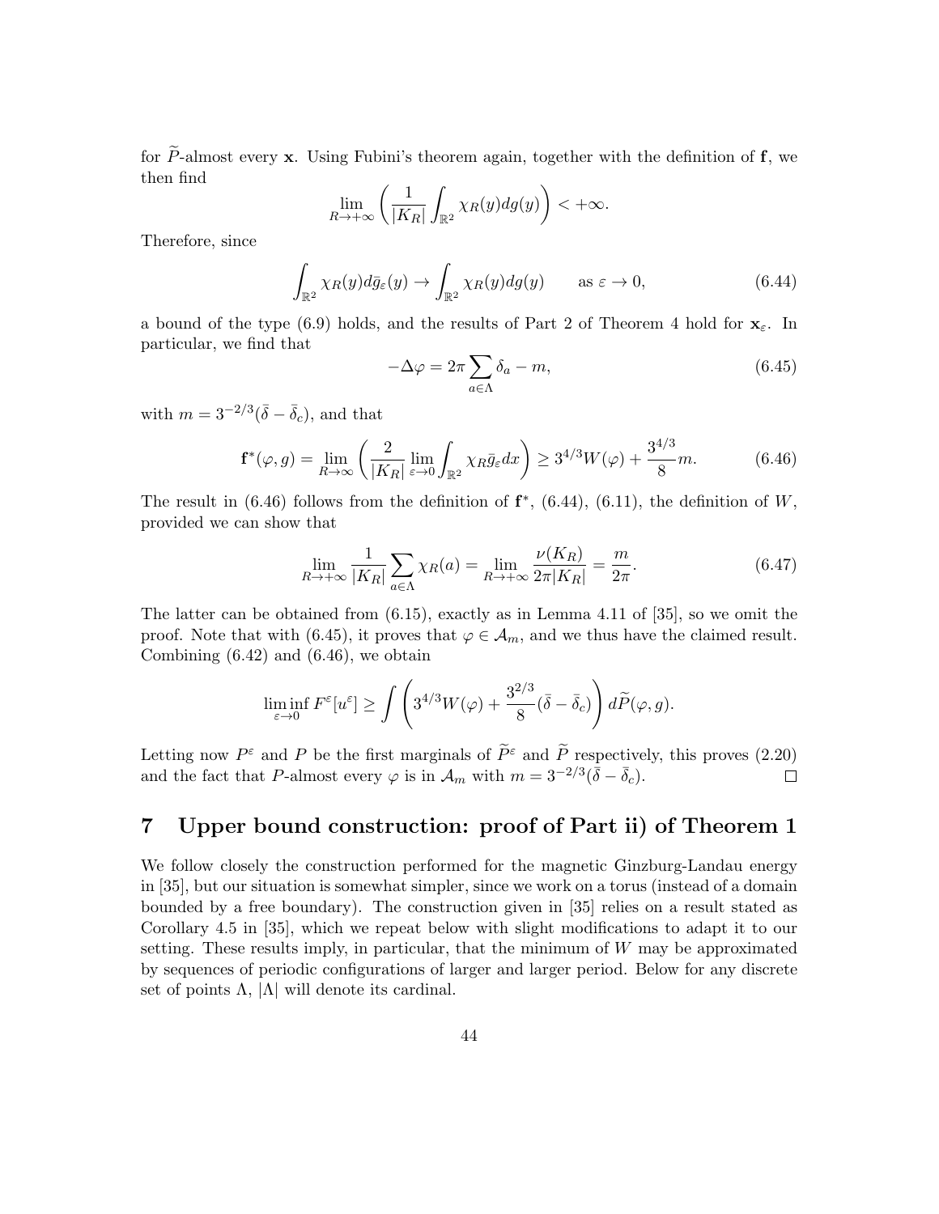for $\widetilde{P}$-almost every $\mathbf{x}$. Using Fubini's theorem again, together with the definition of $\mathbf{f}$, we then find

$$\lim_{R\to+\infty}\left(\frac{1}{|K_R|}\int_{\mathbb{R}^2}\chi_R(y)dg(y)\right)<+\infty.$$

Therefore, since

$$\int_{\mathbb{R}^2}\chi_R(y)d\bar{g}_\varepsilon(y)\to\int_{\mathbb{R}^2}\chi_R(y)dg(y)\qquad\text{as }\varepsilon\to 0,\tag{6.44}$$

a bound of the type (6.9) holds, and the results of Part 2 of Theorem 4 hold for $\mathbf{x}_\varepsilon$. In particular, we find that

$$-\Delta\varphi=2\pi\sum_{a\in\Lambda}\delta_a-m,\tag{6.45}$$

with $m=3^{-2/3}(\bar{\delta}-\bar{\delta}_c)$, and that

$$\mathbf{f}^*(\varphi,g)=\lim_{R\to\infty}\left(\frac{2}{|K_R|}\lim_{\varepsilon\to 0}\int_{\mathbb{R}^2}\chi_R\bar{g}_\varepsilon dx\right)\geq 3^{4/3}W(\varphi)+\frac{3^{4/3}}{8}m.\tag{6.46}$$

The result in (6.46) follows from the definition of $\mathbf{f}^*$, (6.44), (6.11), the definition of $W$, provided we can show that

$$\lim_{R\to+\infty}\frac{1}{|K_R|}\sum_{a\in\Lambda}\chi_R(a)=\lim_{R\to+\infty}\frac{\nu(K_R)}{2\pi|K_R|}=\frac{m}{2\pi}.\tag{6.47}$$

The latter can be obtained from (6.15), exactly as in Lemma 4.11 of [35], so we omit the proof. Note that with (6.45), it proves that $\varphi\in\mathcal{A}_m$, and we thus have the claimed result. Combining (6.42) and (6.46), we obtain

$$\liminf_{\varepsilon\to 0}F^\varepsilon[u^\varepsilon]\geq\int\left(3^{4/3}W(\varphi)+\frac{3^{2/3}}{8}(\bar{\delta}-\bar{\delta}_c)\right)d\widetilde{P}(\varphi,g).$$

Letting now $P^\varepsilon$ and $P$ be the first marginals of $\widetilde{P}^\varepsilon$ and $\widetilde{P}$ respectively, this proves (2.20) and the fact that $P$-almost every $\varphi$ is in $\mathcal{A}_m$ with $m=3^{-2/3}(\bar{\delta}-\bar{\delta}_c)$. $\square$

# 7 Upper bound construction: proof of Part ii) of Theorem 1

We follow closely the construction performed for the magnetic Ginzburg-Landau energy in [35], but our situation is somewhat simpler, since we work on a torus (instead of a domain bounded by a free boundary). The construction given in [35] relies on a result stated as Corollary 4.5 in [35], which we repeat below with slight modifications to adapt it to our setting. These results imply, in particular, that the minimum of $W$ may be approximated by sequences of periodic configurations of larger and larger period. Below for any discrete set of points $\Lambda$, $|\Lambda|$ will denote its cardinal.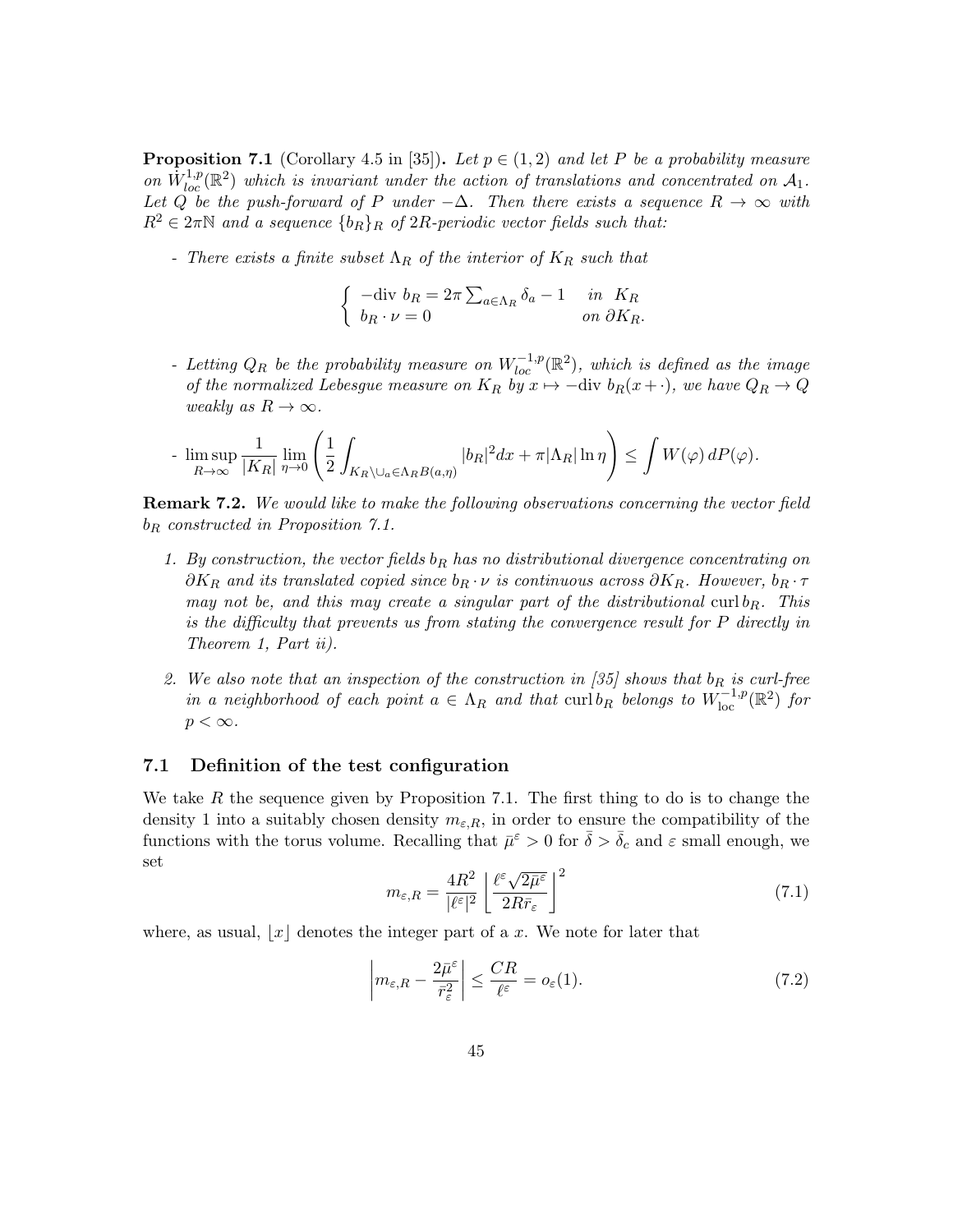**Proposition 7.1** (Corollary 4.5 in [35]). *Let $p \in (1,2)$ and let $P$ be a probability measure on $\dot{W}^{1,p}_{loc}(\mathbb{R}^2)$ which is invariant under the action of translations and concentrated on $\mathcal{A}_1$. Let $Q$ be the push-forward of $P$ under $-\Delta$. Then there exists a sequence $R \to \infty$ with $R^2 \in 2\pi\mathbb{N}$ and a sequence $\{b_R\}_R$ of $2R$-periodic vector fields such that:*

- *There exists a finite subset $\Lambda_R$ of the interior of $K_R$ such that*

$$\begin{cases} -\text{div } b_R = 2\pi \sum_{a\in\Lambda_R} \delta_a - 1 & \text{in } K_R \\ b_R \cdot \nu = 0 & \text{on } \partial K_R. \end{cases}$$

- *Letting $Q_R$ be the probability measure on $W^{-1,p}_{loc}(\mathbb{R}^2)$, which is defined as the image of the normalized Lebesgue measure on $K_R$ by $x \mapsto -\text{div } b_R(x+\cdot)$, we have $Q_R \to Q$ weakly as $R \to \infty$.*

- $\displaystyle \limsup_{R\to\infty} \frac{1}{|K_R|} \lim_{\eta\to 0} \left( \frac{1}{2} \int_{K_R \setminus \cup_{a\in\Lambda_R} B(a,\eta)} |b_R|^2 dx + \pi |\Lambda_R| \ln \eta \right) \le \int W(\varphi)\, dP(\varphi).$

**Remark 7.2.** *We would like to make the following observations concerning the vector field $b_R$ constructed in Proposition 7.1.*

1. *By construction, the vector fields $b_R$ has no distributional divergence concentrating on $\partial K_R$ and its translated copied since $b_R \cdot \nu$ is continuous across $\partial K_R$. However, $b_R \cdot \tau$ may not be, and this may create a singular part of the distributional $\operatorname{curl} b_R$. This is the difficulty that prevents us from stating the convergence result for $P$ directly in Theorem 1, Part ii).*

2. *We also note that an inspection of the construction in [35] shows that $b_R$ is curl-free in a neighborhood of each point $a \in \Lambda_R$ and that $\operatorname{curl} b_R$ belongs to $W^{-1,p}_{\text{loc}}(\mathbb{R}^2)$ for $p < \infty$.*

## 7.1 Definition of the test configuration

We take $R$ the sequence given by Proposition 7.1. The first thing to do is to change the density 1 into a suitably chosen density $m_{\varepsilon,R}$, in order to ensure the compatibility of the functions with the torus volume. Recalling that $\bar{\mu}^\varepsilon > 0$ for $\bar{\delta} > \bar{\delta}_c$ and $\varepsilon$ small enough, we set

$$m_{\varepsilon,R} = \frac{4R^2}{|\ell^\varepsilon|^2} \left\lfloor \frac{\ell^\varepsilon \sqrt{2\bar{\mu}^\varepsilon}}{2R\bar{r}_\varepsilon} \right\rfloor^2 \tag{7.1}$$

where, as usual, $\lfloor x \rfloor$ denotes the integer part of a $x$. We note for later that

$$\left| m_{\varepsilon,R} - \frac{2\bar{\mu}^\varepsilon}{\bar{r}_\varepsilon^2} \right| \le \frac{CR}{\ell^\varepsilon} = o_\varepsilon(1). \tag{7.2}$$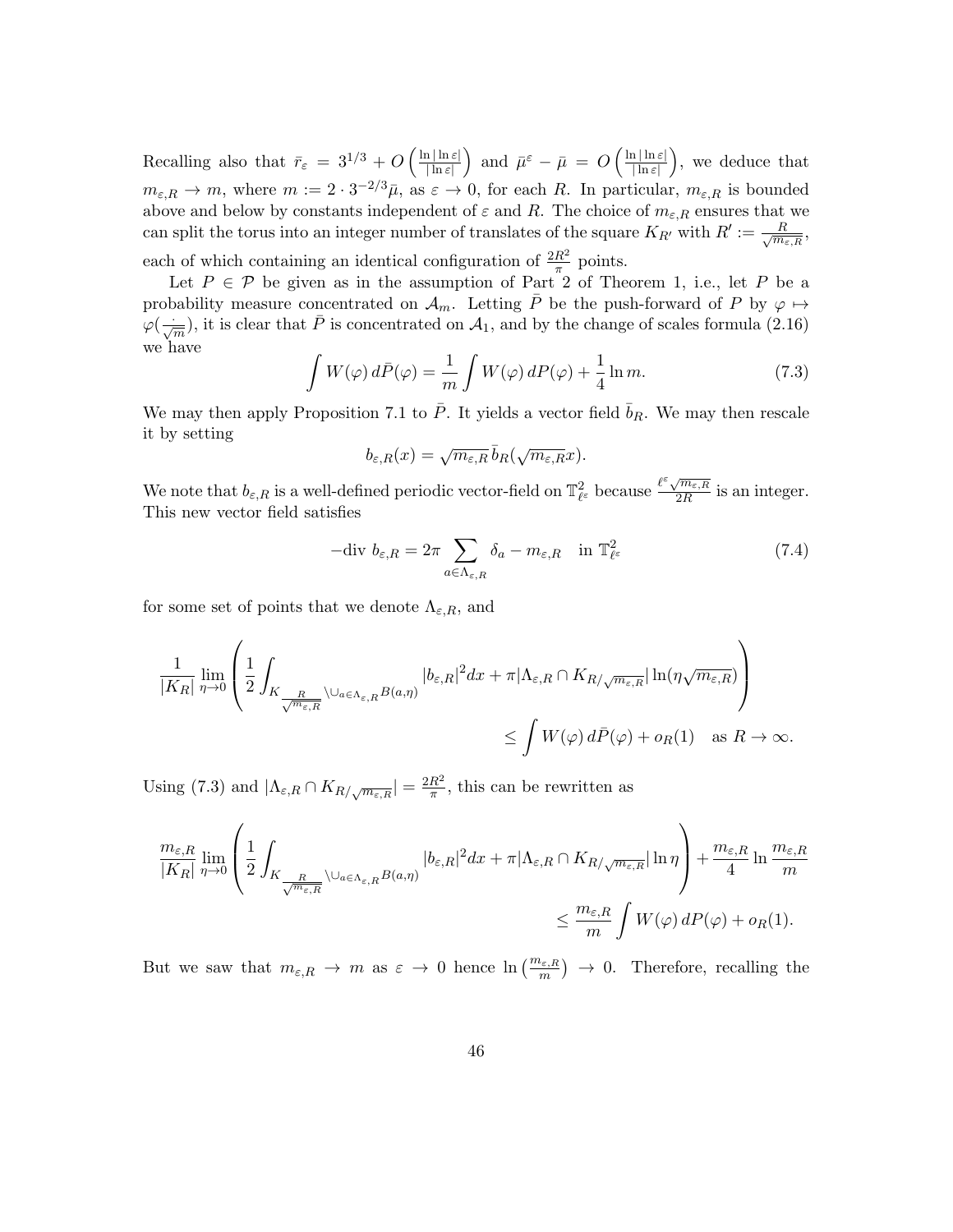Recalling also that $\bar{r}_\varepsilon = 3^{1/3} + O\left(\frac{\ln|\ln\varepsilon|}{|\ln\varepsilon|}\right)$ and $\bar{\mu}^\varepsilon - \bar{\mu} = O\left(\frac{\ln|\ln\varepsilon|}{|\ln\varepsilon|}\right)$, we deduce that $m_{\varepsilon,R} \to m$, where $m := 2\cdot 3^{-2/3}\bar{\mu}$, as $\varepsilon \to 0$, for each $R$. In particular, $m_{\varepsilon,R}$ is bounded above and below by constants independent of $\varepsilon$ and $R$. The choice of $m_{\varepsilon,R}$ ensures that we can split the torus into an integer number of translates of the square $K_{R'}$ with $R' := \frac{R}{\sqrt{m_{\varepsilon,R}}}$, each of which containing an identical configuration of $\frac{2R^2}{\pi}$ points.

Let $P \in \mathcal{P}$ be given as in the assumption of Part 2 of Theorem 1, i.e., let $P$ be a probability measure concentrated on $\mathcal{A}_m$. Letting $\bar{P}$ be the push-forward of $P$ by $\varphi \mapsto \varphi(\frac{\cdot}{\sqrt{m}})$, it is clear that $\bar{P}$ is concentrated on $\mathcal{A}_1$, and by the change of scales formula (2.16) we have

$$\int W(\varphi)\, d\bar{P}(\varphi) = \frac{1}{m}\int W(\varphi)\, dP(\varphi) + \frac{1}{4}\ln m. \tag{7.3}$$

We may then apply Proposition 7.1 to $\bar{P}$. It yields a vector field $\bar{b}_R$. We may then rescale it by setting

$$b_{\varepsilon,R}(x) = \sqrt{m_{\varepsilon,R}}\,\bar{b}_R(\sqrt{m_{\varepsilon,R}}x).$$

We note that $b_{\varepsilon,R}$ is a well-defined periodic vector-field on $\mathbb{T}^2_{\ell^\varepsilon}$ because $\frac{\ell^\varepsilon\sqrt{m_{\varepsilon,R}}}{2R}$ is an integer. This new vector field satisfies

$$-\mathrm{div}\ b_{\varepsilon,R} = 2\pi\sum_{a\in\Lambda_{\varepsilon,R}}\delta_a - m_{\varepsilon,R} \quad \text{in } \mathbb{T}^2_{\ell^\varepsilon} \tag{7.4}$$

for some set of points that we denote $\Lambda_{\varepsilon,R}$, and

$$\frac{1}{|K_R|}\lim_{\eta\to 0}\left(\frac{1}{2}\int_{K_{\frac{R}{\sqrt{m_{\varepsilon,R}}}}\setminus\cup_{a\in\Lambda_{\varepsilon,R}}B(a,\eta)}|b_{\varepsilon,R}|^2dx + \pi|\Lambda_{\varepsilon,R}\cap K_{R/\sqrt{m_{\varepsilon,R}}}|\ln(\eta\sqrt{m_{\varepsilon,R}})\right)$$
$$\leq \int W(\varphi)\, d\bar{P}(\varphi) + o_R(1) \quad \text{as } R\to\infty.$$

Using (7.3) and $|\Lambda_{\varepsilon,R}\cap K_{R/\sqrt{m_{\varepsilon,R}}}| = \frac{2R^2}{\pi}$, this can be rewritten as

$$\frac{m_{\varepsilon,R}}{|K_R|}\lim_{\eta\to 0}\left(\frac{1}{2}\int_{K_{\frac{R}{\sqrt{m_{\varepsilon,R}}}}\setminus\cup_{a\in\Lambda_{\varepsilon,R}}B(a,\eta)}|b_{\varepsilon,R}|^2dx + \pi|\Lambda_{\varepsilon,R}\cap K_{R/\sqrt{m_{\varepsilon,R}}}|\ln\eta\right) + \frac{m_{\varepsilon,R}}{4}\ln\frac{m_{\varepsilon,R}}{m}$$
$$\leq \frac{m_{\varepsilon,R}}{m}\int W(\varphi)\, dP(\varphi) + o_R(1).$$

But we saw that $m_{\varepsilon,R} \to m$ as $\varepsilon \to 0$ hence $\ln\left(\frac{m_{\varepsilon,R}}{m}\right) \to 0$. Therefore, recalling the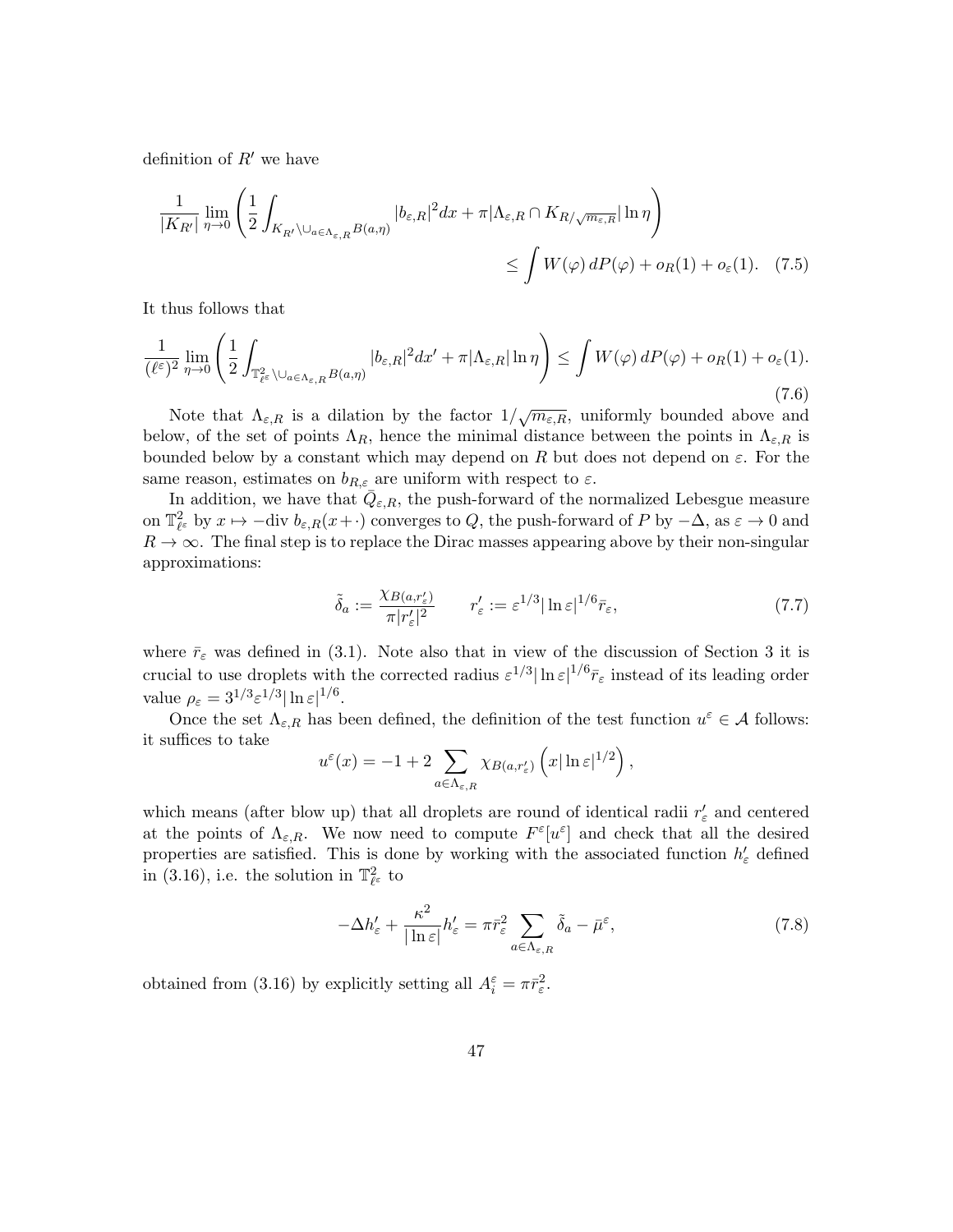definition of $R'$ we have

$$\frac{1}{|K_{R'}|}\lim_{\eta\to 0}\left(\frac{1}{2}\int_{K_{R'}\setminus\cup_{a\in\Lambda_{\varepsilon,R}}B(a,\eta)}|b_{\varepsilon,R}|^2dx+\pi|\Lambda_{\varepsilon,R}\cap K_{R/\sqrt{m_{\varepsilon,R}}}|\ln\eta\right)$$
$$\leq\int W(\varphi)\,dP(\varphi)+o_R(1)+o_\varepsilon(1). \quad (7.5)$$

It thus follows that

$$\frac{1}{(\ell^\varepsilon)^2}\lim_{\eta\to 0}\left(\frac{1}{2}\int_{\mathbb{T}^2_{\ell^\varepsilon}\setminus\cup_{a\in\Lambda_{\varepsilon,R}}B(a,\eta)}|b_{\varepsilon,R}|^2dx'+\pi|\Lambda_{\varepsilon,R}|\ln\eta\right)\leq\int W(\varphi)\,dP(\varphi)+o_R(1)+o_\varepsilon(1). \tag{7.6}$$

Note that $\Lambda_{\varepsilon,R}$ is a dilation by the factor $1/\sqrt{m_{\varepsilon,R}}$, uniformly bounded above and below, of the set of points $\Lambda_R$, hence the minimal distance between the points in $\Lambda_{\varepsilon,R}$ is bounded below by a constant which may depend on $R$ but does not depend on $\varepsilon$. For the same reason, estimates on $b_{R,\varepsilon}$ are uniform with respect to $\varepsilon$.

In addition, we have that $\bar{Q}_{\varepsilon,R}$, the push-forward of the normalized Lebesgue measure on $\mathbb{T}^2_{\ell^\varepsilon}$ by $x\mapsto -\text{div }b_{\varepsilon,R}(x+\cdot)$ converges to $Q$, the push-forward of $P$ by $-\Delta$, as $\varepsilon\to 0$ and $R\to\infty$. The final step is to replace the Dirac masses appearing above by their non-singular approximations:

$$\tilde{\delta}_a:=\frac{\chi_{B(a,r'_\varepsilon)}}{\pi|r'_\varepsilon|^2}\qquad r'_\varepsilon:=\varepsilon^{1/3}|\ln\varepsilon|^{1/6}\bar{r}_\varepsilon, \tag{7.7}$$

where $\bar{r}_\varepsilon$ was defined in (3.1). Note also that in view of the discussion of Section 3 it is crucial to use droplets with the corrected radius $\varepsilon^{1/3}|\ln\varepsilon|^{1/6}\bar{r}_\varepsilon$ instead of its leading order value $\rho_\varepsilon=3^{1/3}\varepsilon^{1/3}|\ln\varepsilon|^{1/6}$.

Once the set $\Lambda_{\varepsilon,R}$ has been defined, the definition of the test function $u^\varepsilon\in\mathcal{A}$ follows: it suffices to take

$$u^\varepsilon(x)=-1+2\sum_{a\in\Lambda_{\varepsilon,R}}\chi_{B(a,r'_\varepsilon)}\left(x|\ln\varepsilon|^{1/2}\right),$$

which means (after blow up) that all droplets are round of identical radii $r'_\varepsilon$ and centered at the points of $\Lambda_{\varepsilon,R}$. We now need to compute $F^\varepsilon[u^\varepsilon]$ and check that all the desired properties are satisfied. This is done by working with the associated function $h'_\varepsilon$ defined in (3.16), i.e. the solution in $\mathbb{T}^2_{\ell^\varepsilon}$ to

$$-\Delta h'_\varepsilon+\frac{\kappa^2}{|\ln\varepsilon|}h'_\varepsilon=\pi\bar{r}^2_\varepsilon\sum_{a\in\Lambda_{\varepsilon,R}}\tilde{\delta}_a-\bar{\mu}^\varepsilon, \tag{7.8}$$

obtained from (3.16) by explicitly setting all $A^\varepsilon_i=\pi\bar{r}^2_\varepsilon$.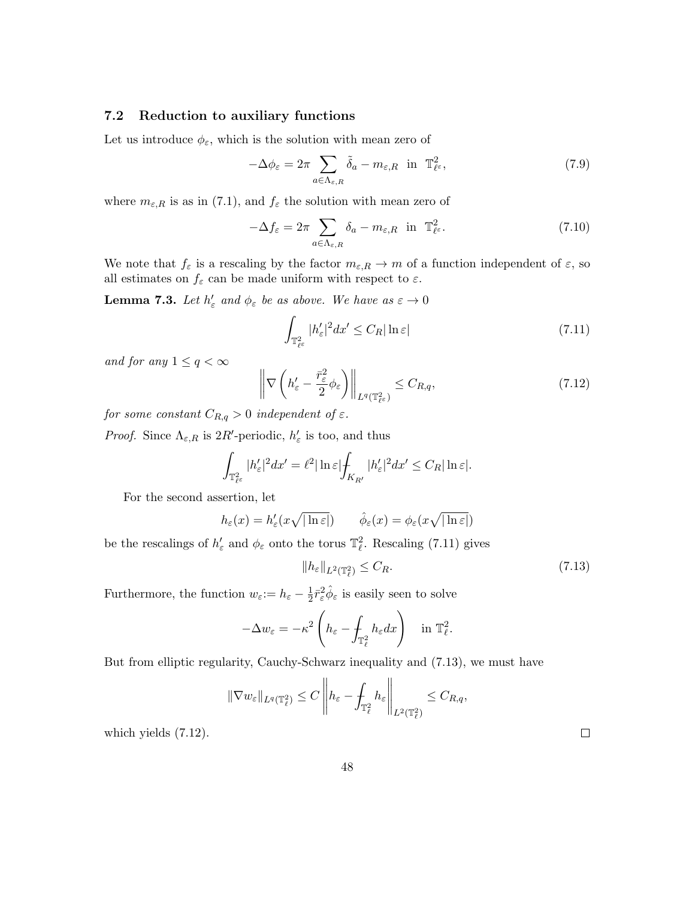### 7.2 Reduction to auxiliary functions

Let us introduce $\phi_\varepsilon$, which is the solution with mean zero of

$$-\Delta \phi_\varepsilon = 2\pi \sum_{a\in\Lambda_{\varepsilon,R}} \tilde{\delta}_a - m_{\varepsilon,R} \ \text{ in } \ \mathbb{T}^2_{\ell^\varepsilon}, \tag{7.9}$$

where $m_{\varepsilon,R}$ is as in (7.1), and $f_\varepsilon$ the solution with mean zero of

$$-\Delta f_\varepsilon = 2\pi \sum_{a\in\Lambda_{\varepsilon,R}} \delta_a - m_{\varepsilon,R} \ \text{ in } \ \mathbb{T}^2_{\ell^\varepsilon}. \tag{7.10}$$

We note that $f_\varepsilon$ is a rescaling by the factor $m_{\varepsilon,R} \to m$ of a function independent of $\varepsilon$, so all estimates on $f_\varepsilon$ can be made uniform with respect to $\varepsilon$.

**Lemma 7.3.** *Let $h'_\varepsilon$ and $\phi_\varepsilon$ be as above. We have as $\varepsilon \to 0$*

$$\int_{\mathbb{T}^2_{\ell^\varepsilon}} |h'_\varepsilon|^2 dx' \leq C_R |\ln \varepsilon| \tag{7.11}$$

*and for any $1 \leq q < \infty$*

$$\left\| \nabla \left( h'_\varepsilon - \frac{\bar{r}_\varepsilon^2}{2} \phi_\varepsilon \right) \right\|_{L^q(\mathbb{T}^2_{\ell^\varepsilon})} \leq C_{R,q}, \tag{7.12}$$

*for some constant $C_{R,q} > 0$ independent of $\varepsilon$.*

*Proof.* Since $\Lambda_{\varepsilon,R}$ is $2R'$-periodic, $h'_\varepsilon$ is too, and thus

$$\int_{\mathbb{T}^2_{\ell^\varepsilon}} |h'_\varepsilon|^2 dx' = \ell^2 |\ln \varepsilon| \fint_{K_{R'}} |h'_\varepsilon|^2 dx' \leq C_R |\ln \varepsilon|.$$

For the second assertion, let

$$h_\varepsilon(x) = h'_\varepsilon(x\sqrt{|\ln \varepsilon|}) \qquad \hat{\phi}_\varepsilon(x) = \phi_\varepsilon(x\sqrt{|\ln \varepsilon|})$$

be the rescalings of $h'_\varepsilon$ and $\phi_\varepsilon$ onto the torus $\mathbb{T}^2_\ell$. Rescaling (7.11) gives

$$\|h_\varepsilon\|_{L^2(\mathbb{T}^2_\ell)} \leq C_R. \tag{7.13}$$

Furthermore, the function $w_\varepsilon := h_\varepsilon - \frac{1}{2}\bar{r}_\varepsilon^2 \hat{\phi}_\varepsilon$ is easily seen to solve

$$-\Delta w_\varepsilon = -\kappa^2 \left( h_\varepsilon - \fint_{\mathbb{T}^2_\ell} h_\varepsilon dx \right) \quad \text{in } \mathbb{T}^2_\ell.$$

But from elliptic regularity, Cauchy-Schwarz inequality and (7.13), we must have

$$\|\nabla w_\varepsilon\|_{L^q(\mathbb{T}^2_\ell)} \leq C \left\| h_\varepsilon - \fint_{\mathbb{T}^2_\ell} h_\varepsilon \right\|_{L^2(\mathbb{T}^2_\ell)} \leq C_{R,q},$$

which yields (7.12). $\square$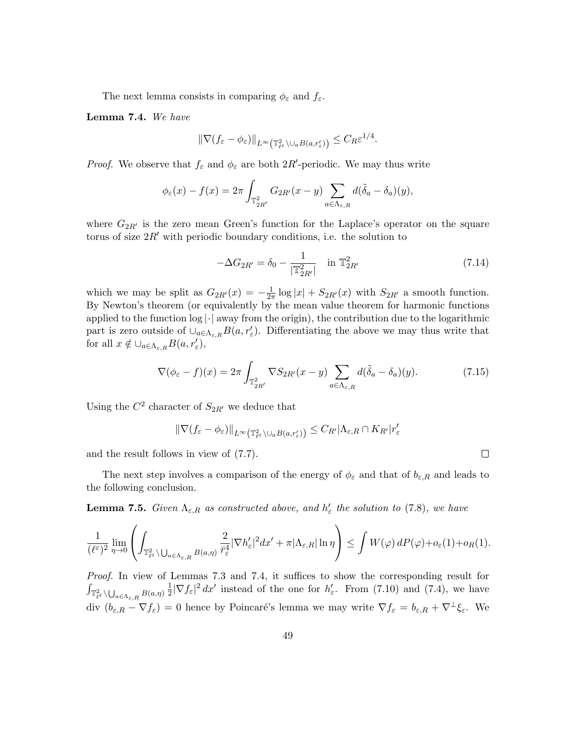The next lemma consists in comparing $\phi_\varepsilon$ and $f_\varepsilon$.

**Lemma 7.4.** *We have*

$$\|\nabla(f_\varepsilon - \phi_\varepsilon)\|_{L^\infty\left(\mathbb{T}^2_{\ell^\varepsilon}\setminus \cup_a B(a,r'_\varepsilon)\right)} \leq C_R \varepsilon^{1/4}.$$

*Proof.* We observe that $f_\varepsilon$ and $\phi_\varepsilon$ are both $2R'$-periodic. We may thus write

$$\phi_\varepsilon(x) - f(x) = 2\pi \int_{\mathbb{T}^2_{2R'}} G_{2R'}(x-y) \sum_{a\in\Lambda_{\varepsilon,R}} d(\tilde{\delta}_a - \delta_a)(y),$$

where $G_{2R'}$ is the zero mean Green's function for the Laplace's operator on the square torus of size $2R'$ with periodic boundary conditions, i.e. the solution to

$$-\Delta G_{2R'} = \delta_0 - \frac{1}{|\mathbb{T}^2_{2R'}|} \quad \text{in } \mathbb{T}^2_{2R'} \tag{7.14}$$

which we may be split as $G_{2R'}(x) = -\frac{1}{2\pi}\log|x| + S_{2R'}(x)$ with $S_{2R'}$ a smooth function. By Newton's theorem (or equivalently by the mean value theorem for harmonic functions applied to the function $\log|\cdot|$ away from the origin), the contribution due to the logarithmic part is zero outside of $\cup_{a\in\Lambda_{\varepsilon,R}} B(a, r'_\varepsilon)$. Differentiating the above we may thus write that for all $x \notin \cup_{a\in\Lambda_{\varepsilon,R}} B(a, r'_\varepsilon)$,

$$\nabla(\phi_\varepsilon - f)(x) = 2\pi \int_{\mathbb{T}^2_{2R'}} \nabla S_{2R'}(x-y) \sum_{a\in\Lambda_{\varepsilon,R}} d(\tilde{\delta}_a - \delta_a)(y). \tag{7.15}$$

Using the $C^2$ character of $S_{2R'}$ we deduce that

$$\|\nabla(f_\varepsilon - \phi_\varepsilon)\|_{L^\infty\left(\mathbb{T}^2_{\ell^\varepsilon}\setminus \cup_a B(a,r'_\varepsilon)\right)} \leq C_{R'} |\Lambda_{\varepsilon,R}\cap K_{R'}| r'_\varepsilon$$

and the result follows in view of (7.7). $\square$

The next step involves a comparison of the energy of $\phi_\varepsilon$ and that of $b_{\varepsilon,R}$ and leads to the following conclusion.

**Lemma 7.5.** *Given $\Lambda_{\varepsilon,R}$ as constructed above, and $h'_\varepsilon$ the solution to* (7.8)*, we have*

$$\frac{1}{(\ell^\varepsilon)^2} \lim_{\eta\to 0} \left( \int_{\mathbb{T}^2_{\ell^\varepsilon}\setminus \bigcup_{a\in\Lambda_{\varepsilon,R}} B(a,\eta)} \frac{2}{\tilde{r}^4_\varepsilon} |\nabla h'_\varepsilon|^2 dx' + \pi |\Lambda_{\varepsilon,R}| \ln\eta \right) \leq \int W(\varphi)\, dP(\varphi) + o_\varepsilon(1) + o_R(1).$$

*Proof.* In view of Lemmas 7.3 and 7.4, it suffices to show the corresponding result for $\int_{\mathbb{T}^2_{\ell^\varepsilon}\setminus \bigcup_{a\in\Lambda_{\varepsilon,R}} B(a,\eta)} \frac{1}{2}|\nabla f_\varepsilon|^2\, dx'$ instead of the one for $h'_\varepsilon$. From (7.10) and (7.4), we have $\operatorname{div}\,(b_{\varepsilon,R} - \nabla f_\varepsilon) = 0$ hence by Poincaré's lemma we may write $\nabla f_\varepsilon = b_{\varepsilon,R} + \nabla^\perp \xi_\varepsilon$. We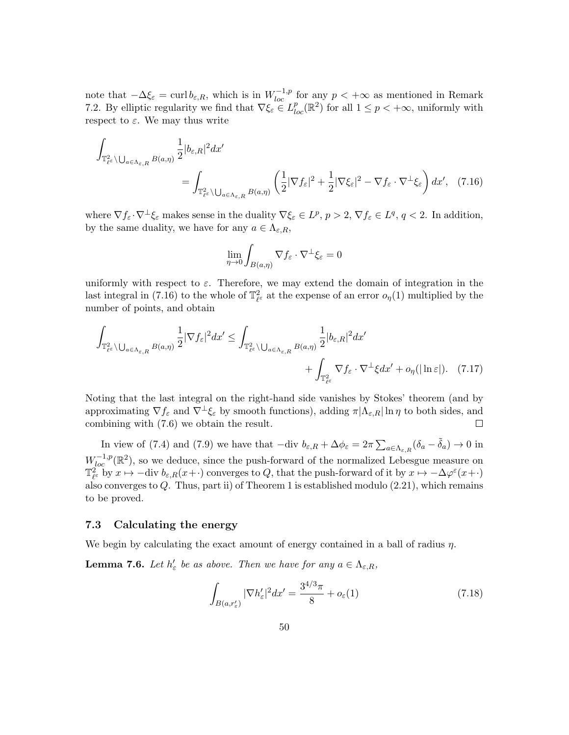note that $-\Delta \xi_\varepsilon = \operatorname{curl} b_{\varepsilon,R}$, which is in $W^{-1,p}_{loc}$ for any $p < +\infty$ as mentioned in Remark 7.2. By elliptic regularity we find that $\nabla \xi_\varepsilon \in L^p_{loc}(\mathbb{R}^2)$ for all $1 \le p < +\infty$, uniformly with respect to $\varepsilon$. We may thus write

$$\int_{\mathbb{T}^2_{\ell^\varepsilon} \setminus \bigcup_{a\in\Lambda_{\varepsilon,R}} B(a,\eta)} \frac{1}{2}|b_{\varepsilon,R}|^2 dx' \\ = \int_{\mathbb{T}^2_{\ell^\varepsilon} \setminus \bigcup_{a\in\Lambda_{\varepsilon,R}} B(a,\eta)} \left( \frac{1}{2}|\nabla f_\varepsilon|^2 + \frac{1}{2}|\nabla \xi_\varepsilon|^2 - \nabla f_\varepsilon \cdot \nabla^\perp \xi_\varepsilon \right) dx', \quad (7.16)$$

where $\nabla f_\varepsilon \cdot \nabla^\perp \xi_\varepsilon$ makes sense in the duality $\nabla \xi_\varepsilon \in L^p$, $p > 2$, $\nabla f_\varepsilon \in L^q$, $q < 2$. In addition, by the same duality, we have for any $a \in \Lambda_{\varepsilon,R}$,

$$\lim_{\eta\to 0} \int_{B(a,\eta)} \nabla f_\varepsilon \cdot \nabla^\perp \xi_\varepsilon = 0$$

uniformly with respect to $\varepsilon$. Therefore, we may extend the domain of integration in the last integral in (7.16) to the whole of $\mathbb{T}^2_{\ell^\varepsilon}$ at the expense of an error $o_\eta(1)$ multiplied by the number of points, and obtain

$$\int_{\mathbb{T}^2_{\ell^\varepsilon} \setminus \bigcup_{a\in\Lambda_{\varepsilon,R}} B(a,\eta)} \frac{1}{2}|\nabla f_\varepsilon|^2 dx' \le \int_{\mathbb{T}^2_{\ell^\varepsilon} \setminus \bigcup_{a\in\Lambda_{\varepsilon,R}} B(a,\eta)} \frac{1}{2}|b_{\varepsilon,R}|^2 dx' \\ + \int_{\mathbb{T}^2_{\ell^\varepsilon}} \nabla f_\varepsilon \cdot \nabla^\perp \xi dx' + o_\eta(|\ln \varepsilon|). \quad (7.17)$$

Noting that the last integral on the right-hand side vanishes by Stokes' theorem (and by approximating $\nabla f_\varepsilon$ and $\nabla^\perp \xi_\varepsilon$ by smooth functions), adding $\pi|\Lambda_{\varepsilon,R}|\ln \eta$ to both sides, and combining with (7.6) we obtain the result. $\square$

In view of (7.4) and (7.9) we have that $-\operatorname{div} b_{\varepsilon,R} + \Delta \phi_\varepsilon = 2\pi \sum_{a\in\Lambda_{\varepsilon,R}} (\delta_a - \tilde{\delta}_a) \to 0$ in $W^{-1,p}_{loc}(\mathbb{R}^2)$, so we deduce, since the push-forward of the normalized Lebesgue measure on $\mathbb{T}^2_{\ell^\varepsilon}$ by $x \mapsto -\operatorname{div} b_{\varepsilon,R}(x+\cdot)$ converges to $Q$, that the push-forward of it by $x \mapsto -\Delta\varphi^\varepsilon(x+\cdot)$ also converges to $Q$. Thus, part ii) of Theorem 1 is established modulo (2.21), which remains to be proved.

### 7.3 Calculating the energy

We begin by calculating the exact amount of energy contained in a ball of radius $\eta$.

**Lemma 7.6.** *Let $h'_\varepsilon$ be as above. Then we have for any $a \in \Lambda_{\varepsilon,R}$,*

$$\int_{B(a,r'_\varepsilon)} |\nabla h'_\varepsilon|^2 dx' = \frac{3^{4/3}\pi}{8} + o_\varepsilon(1) \quad (7.18)$$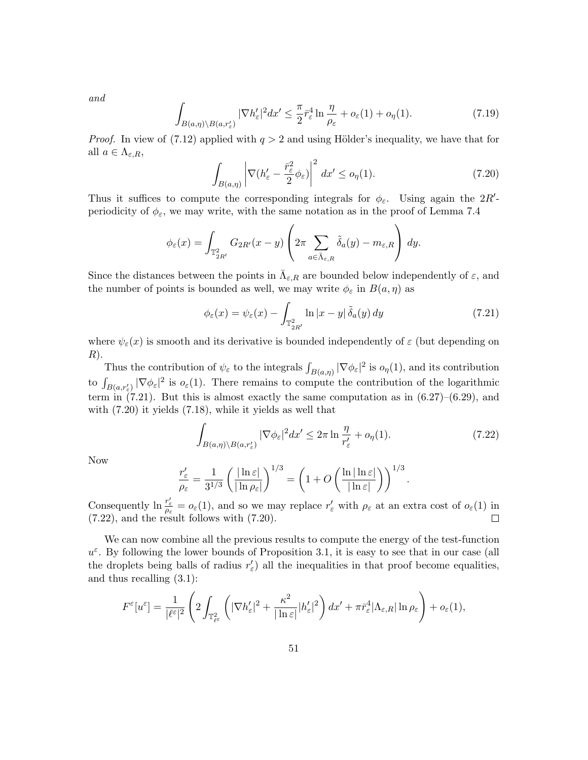*and*

$$\int_{B(a,\eta)\setminus B(a,r'_\varepsilon)} |\nabla h'_\varepsilon|^2 dx' \le \frac{\pi}{2}\bar r_\varepsilon^4 \ln\frac{\eta}{\rho_\varepsilon} + o_\varepsilon(1) + o_\eta(1). \tag{7.19}$$

*Proof.* In view of (7.12) applied with $q > 2$ and using Hölder's inequality, we have that for all $a \in \Lambda_{\varepsilon,R}$,

$$\int_{B(a,\eta)} \left|\nabla (h'_\varepsilon - \frac{\bar r_\varepsilon^2}{2}\phi_\varepsilon)\right|^2 dx' \le o_\eta(1). \tag{7.20}$$

Thus it suffices to compute the corresponding integrals for $\phi_\varepsilon$. Using again the $2R'$-periodicity of $\phi_\varepsilon$, we may write, with the same notation as in the proof of Lemma 7.4

$$\phi_\varepsilon(x) = \int_{\mathbb{T}^2_{2R'}} G_{2R'}(x-y)\left(2\pi \sum_{a\in\bar\Lambda_{\varepsilon,R}} \tilde\delta_a(y) - m_{\varepsilon,R}\right) dy.$$

Since the distances between the points in $\bar\Lambda_{\varepsilon,R}$ are bounded below independently of $\varepsilon$, and the number of points is bounded as well, we may write $\phi_\varepsilon$ in $B(a,\eta)$ as

$$\phi_\varepsilon(x) = \psi_\varepsilon(x) - \int_{\mathbb{T}^2_{2R'}} \ln|x-y|\,\tilde\delta_a(y)\,dy \tag{7.21}$$

where $\psi_\varepsilon(x)$ is smooth and its derivative is bounded independently of $\varepsilon$ (but depending on $R$).

Thus the contribution of $\psi_\varepsilon$ to the integrals $\int_{B(a,\eta)} |\nabla\phi_\varepsilon|^2$ is $o_\eta(1)$, and its contribution to $\int_{B(a,r'_\varepsilon)} |\nabla\phi_\varepsilon|^2$ is $o_\varepsilon(1)$. There remains to compute the contribution of the logarithmic term in (7.21). But this is almost exactly the same computation as in (6.27)–(6.29), and with (7.20) it yields (7.18), while it yields as well that

$$\int_{B(a,\eta)\setminus B(a,r'_\varepsilon)} |\nabla\phi_\varepsilon|^2 dx' \le 2\pi \ln\frac{\eta}{r'_\varepsilon} + o_\eta(1). \tag{7.22}$$

Now

$$\frac{r'_\varepsilon}{\rho_\varepsilon} = \frac{1}{3^{1/3}}\left(\frac{|\ln\varepsilon|}{|\ln\rho_\varepsilon|}\right)^{1/3} = \left(1 + O\left(\frac{\ln|\ln\varepsilon|}{|\ln\varepsilon|}\right)\right)^{1/3}.$$

Consequently $\ln\frac{r'_\varepsilon}{\rho_\varepsilon} = o_\varepsilon(1)$, and so we may replace $r'_\varepsilon$ with $\rho_\varepsilon$ at an extra cost of $o_\varepsilon(1)$ in (7.22), and the result follows with (7.20). $\square$

We can now combine all the previous results to compute the energy of the test-function $u^\varepsilon$. By following the lower bounds of Proposition 3.1, it is easy to see that in our case (all the droplets being balls of radius $r'_\varepsilon$) all the inequalities in that proof become equalities, and thus recalling (3.1):

$$F^\varepsilon[u^\varepsilon] = \frac{1}{|\ell^\varepsilon|^2}\left(2\int_{\mathbb{T}^2_{\ell^\varepsilon}} \left(|\nabla h'_\varepsilon|^2 + \frac{\kappa^2}{|\ln\varepsilon|}|h'_\varepsilon|^2\right) dx' + \pi\bar r_\varepsilon^4 |\Lambda_{\varepsilon,R}|\ln\rho_\varepsilon\right) + o_\varepsilon(1),$$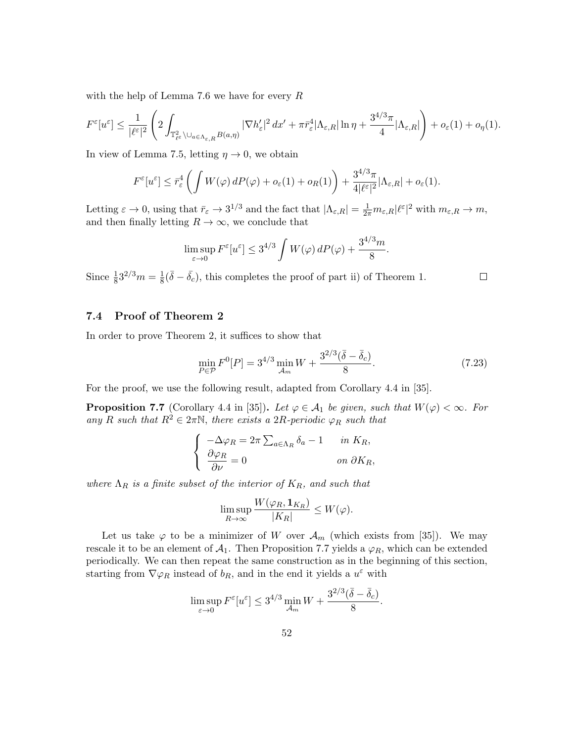with the help of Lemma 7.6 we have for every $R$

$$F^\varepsilon[u^\varepsilon] \leq \frac{1}{|\ell^\varepsilon|^2}\left(2\int_{\mathbb{T}^2_{\ell^\varepsilon}\setminus\cup_{a\in\Lambda_{\varepsilon,R}}B(a,\eta)} |\nabla h'_\varepsilon|^2\,dx' + \pi\bar{r}_\varepsilon^4|\Lambda_{\varepsilon,R}|\ln\eta + \frac{3^{4/3}\pi}{4}|\Lambda_{\varepsilon,R}|\right) + o_\varepsilon(1) + o_\eta(1).$$

In view of Lemma 7.5, letting $\eta \to 0$, we obtain

$$F^\varepsilon[u^\varepsilon] \leq \bar{r}_\varepsilon^4\left(\int W(\varphi)\,dP(\varphi) + o_\varepsilon(1) + o_R(1)\right) + \frac{3^{4/3}\pi}{4|\ell^\varepsilon|^2}|\Lambda_{\varepsilon,R}| + o_\varepsilon(1).$$

Letting $\varepsilon \to 0$, using that $\bar{r}_\varepsilon \to 3^{1/3}$ and the fact that $|\Lambda_{\varepsilon,R}| = \frac{1}{2\pi}m_{\varepsilon,R}|\ell^\varepsilon|^2$ with $m_{\varepsilon,R} \to m$, and then finally letting $R \to \infty$, we conclude that

$$\limsup_{\varepsilon\to 0} F^\varepsilon[u^\varepsilon] \leq 3^{4/3}\int W(\varphi)\,dP(\varphi) + \frac{3^{4/3}m}{8}.$$

Since $\frac{1}{8}3^{2/3}m = \frac{1}{8}(\bar{\delta} - \bar{\delta}_c)$, this completes the proof of part ii) of Theorem 1. $\square$

### 7.4 Proof of Theorem 2

In order to prove Theorem 2, it suffices to show that

$$\min_{P\in\mathcal{P}} F^0[P] = 3^{4/3}\min_{\mathcal{A}_m} W + \frac{3^{2/3}(\bar{\delta} - \bar{\delta}_c)}{8}. \tag{7.23}$$

For the proof, we use the following result, adapted from Corollary 4.4 in [35].

**Proposition 7.7** (Corollary 4.4 in [35])**.** *Let $\varphi \in \mathcal{A}_1$ be given, such that $W(\varphi) < \infty$. For any $R$ such that $R^2 \in 2\pi\mathbb{N}$, there exists a $2R$-periodic $\varphi_R$ such that*

$$\begin{cases} -\Delta\varphi_R = 2\pi\sum_{a\in\Lambda_R}\delta_a - 1 & \text{in } K_R, \\ \dfrac{\partial\varphi_R}{\partial\nu} = 0 & \text{on } \partial K_R, \end{cases}$$

*where $\Lambda_R$ is a finite subset of the interior of $K_R$, and such that*

$$\limsup_{R\to\infty}\frac{W(\varphi_R, \mathbf{1}_{K_R})}{|K_R|} \leq W(\varphi).$$

Let us take $\varphi$ to be a minimizer of $W$ over $\mathcal{A}_m$ (which exists from [35]). We may rescale it to be an element of $\mathcal{A}_1$. Then Proposition 7.7 yields a $\varphi_R$, which can be extended periodically. We can then repeat the same construction as in the beginning of this section, starting from $\nabla\varphi_R$ instead of $b_R$, and in the end it yields a $u^\varepsilon$ with

$$\limsup_{\varepsilon\to 0} F^\varepsilon[u^\varepsilon] \leq 3^{4/3}\min_{\mathcal{A}_m} W + \frac{3^{2/3}(\bar{\delta} - \bar{\delta}_c)}{8}.$$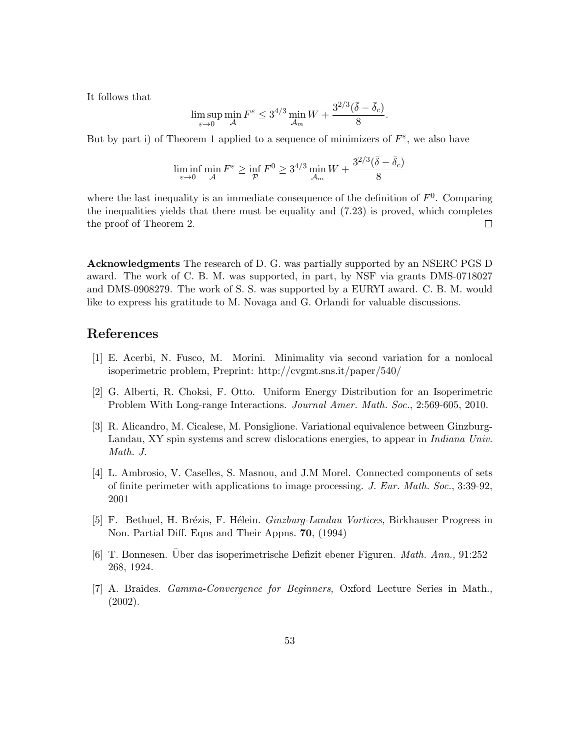It follows that

$$\limsup_{\varepsilon \to 0} \min_{\mathcal{A}} F^\varepsilon \leq 3^{4/3} \min_{\mathcal{A}_m} W + \frac{3^{2/3}(\bar{\delta} - \bar{\delta}_c)}{8}.$$

But by part i) of Theorem 1 applied to a sequence of minimizers of $F^\varepsilon$, we also have

$$\liminf_{\varepsilon \to 0} \min_{\mathcal{A}} F^\varepsilon \geq \inf_{\mathcal{P}} F^0 \geq 3^{4/3} \min_{\mathcal{A}_m} W + \frac{3^{2/3}(\bar{\delta} - \bar{\delta}_c)}{8}$$

where the last inequality is an immediate consequence of the definition of $F^0$. Comparing the inequalities yields that there must be equality and (7.23) is proved, which completes the proof of Theorem 2. $\square$

**Acknowledgments** The research of D. G. was partially supported by an NSERC PGS D award. The work of C. B. M. was supported, in part, by NSF via grants DMS-0718027 and DMS-0908279. The work of S. S. was supported by a EURYI award. C. B. M. would like to express his gratitude to M. Novaga and G. Orlandi for valuable discussions.

# References

[1] E. Acerbi, N. Fusco, M. Morini. Minimality via second variation for a nonlocal isoperimetric problem, Preprint: http://cvgmt.sns.it/paper/540/

[2] G. Alberti, R. Choksi, F. Otto. Uniform Energy Distribution for an Isoperimetric Problem With Long-range Interactions. *Journal Amer. Math. Soc.*, 2:569-605, 2010.

[3] R. Alicandro, M. Cicalese, M. Ponsiglione. Variational equivalence between Ginzburg-Landau, XY spin systems and screw dislocations energies, to appear in *Indiana Univ. Math. J.*

[4] L. Ambrosio, V. Caselles, S. Masnou, and J.M Morel. Connected components of sets of finite perimeter with applications to image processing. *J. Eur. Math. Soc.*, 3:39-92, 2001

[5] F. Bethuel, H. Brézis, F. Hélein. *Ginzburg-Landau Vortices*, Birkhauser Progress in Non. Partial Diff. Eqns and Their Appns. **70**, (1994)

[6] T. Bonnesen. Über das isoperimetrische Defizit ebener Figuren. *Math. Ann.*, 91:252–268, 1924.

[7] A. Braides. *Gamma-Convergence for Beginners*, Oxford Lecture Series in Math., (2002).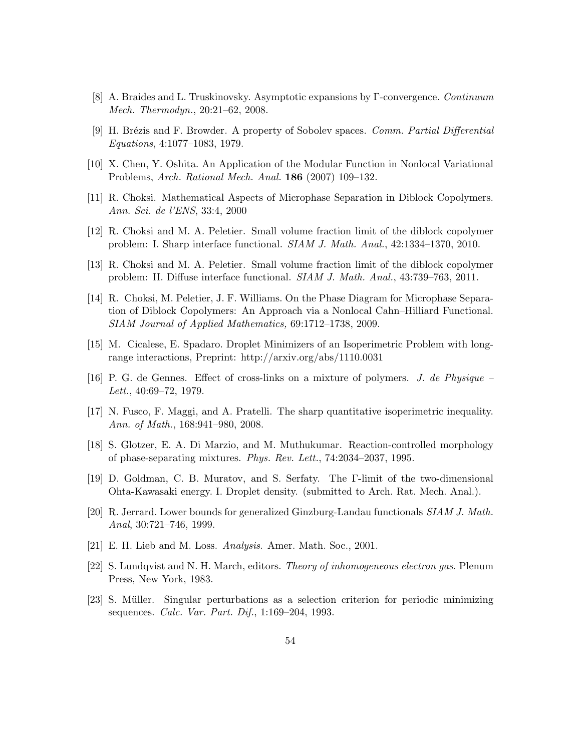[8] A. Braides and L. Truskinovsky. Asymptotic expansions by Γ-convergence. *Continuum Mech. Thermodyn.*, 20:21–62, 2008.

[9] H. Brézis and F. Browder. A property of Sobolev spaces. *Comm. Partial Differential Equations*, 4:1077–1083, 1979.

[10] X. Chen, Y. Oshita. An Application of the Modular Function in Nonlocal Variational Problems, *Arch. Rational Mech. Anal.* **186** (2007) 109–132.

[11] R. Choksi. Mathematical Aspects of Microphase Separation in Diblock Copolymers. *Ann. Sci. de l'ENS*, 33:4, 2000

[12] R. Choksi and M. A. Peletier. Small volume fraction limit of the diblock copolymer problem: I. Sharp interface functional. *SIAM J. Math. Anal.*, 42:1334–1370, 2010.

[13] R. Choksi and M. A. Peletier. Small volume fraction limit of the diblock copolymer problem: II. Diffuse interface functional. *SIAM J. Math. Anal.*, 43:739–763, 2011.

[14] R. Choksi, M. Peletier, J. F. Williams. On the Phase Diagram for Microphase Separation of Diblock Copolymers: An Approach via a Nonlocal Cahn–Hilliard Functional. *SIAM Journal of Applied Mathematics,* 69:1712–1738, 2009.

[15] M. Cicalese, E. Spadaro. Droplet Minimizers of an Isoperimetric Problem with long-range interactions, Preprint: http://arxiv.org/abs/1110.0031

[16] P. G. de Gennes. Effect of cross-links on a mixture of polymers. *J. de Physique – Lett.*, 40:69–72, 1979.

[17] N. Fusco, F. Maggi, and A. Pratelli. The sharp quantitative isoperimetric inequality. *Ann. of Math.*, 168:941–980, 2008.

[18] S. Glotzer, E. A. Di Marzio, and M. Muthukumar. Reaction-controlled morphology of phase-separating mixtures. *Phys. Rev. Lett.*, 74:2034–2037, 1995.

[19] D. Goldman, C. B. Muratov, and S. Serfaty. The Γ-limit of the two-dimensional Ohta-Kawasaki energy. I. Droplet density. (submitted to Arch. Rat. Mech. Anal.).

[20] R. Jerrard. Lower bounds for generalized Ginzburg-Landau functionals *SIAM J. Math. Anal*, 30:721–746, 1999.

[21] E. H. Lieb and M. Loss. *Analysis.* Amer. Math. Soc., 2001.

[22] S. Lundqvist and N. H. March, editors. *Theory of inhomogeneous electron gas*. Plenum Press, New York, 1983.

[23] S. Müller. Singular perturbations as a selection criterion for periodic minimizing sequences. *Calc. Var. Part. Dif.*, 1:169–204, 1993.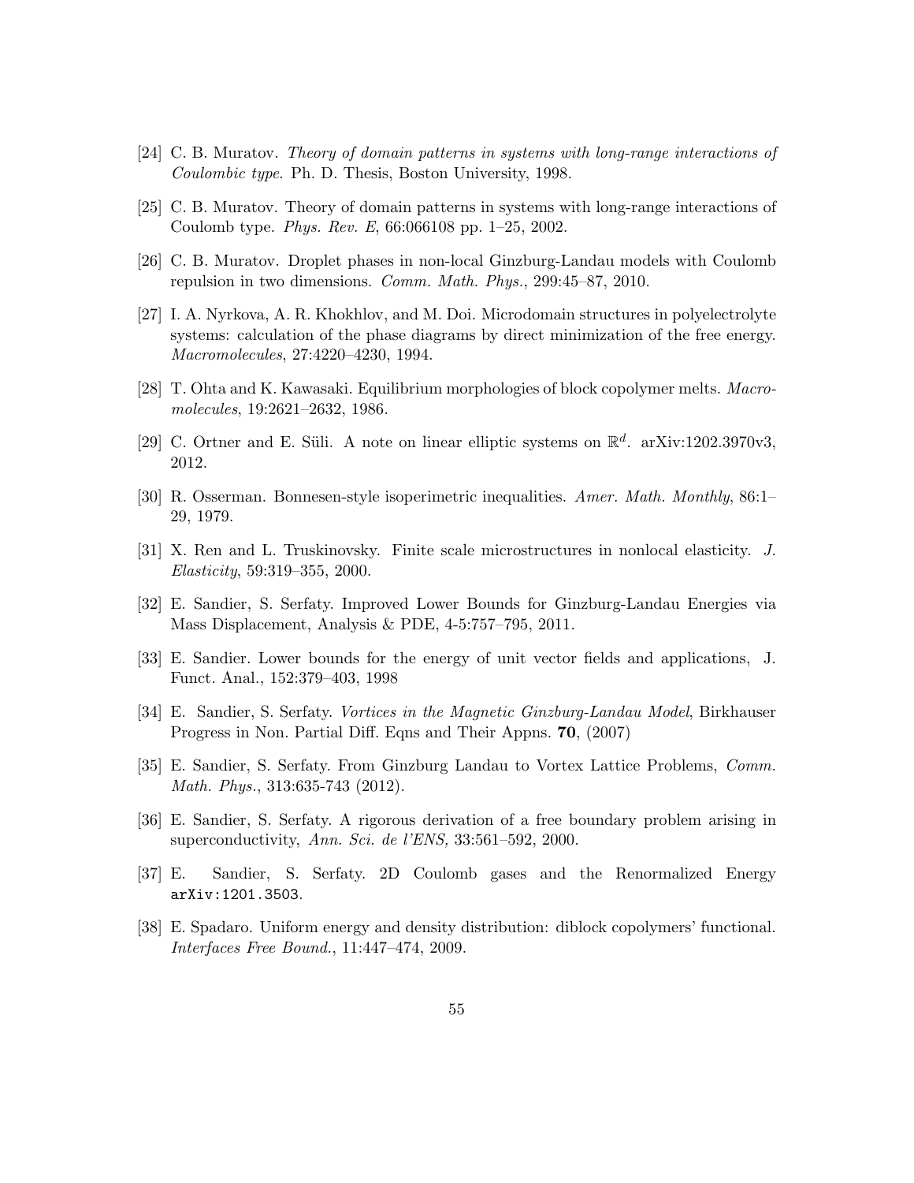[24] C. B. Muratov. *Theory of domain patterns in systems with long-range interactions of Coulombic type*. Ph. D. Thesis, Boston University, 1998.

[25] C. B. Muratov. Theory of domain patterns in systems with long-range interactions of Coulomb type. *Phys. Rev. E*, 66:066108 pp. 1–25, 2002.

[26] C. B. Muratov. Droplet phases in non-local Ginzburg-Landau models with Coulomb repulsion in two dimensions. *Comm. Math. Phys.*, 299:45–87, 2010.

[27] I. A. Nyrkova, A. R. Khokhlov, and M. Doi. Microdomain structures in polyelectrolyte systems: calculation of the phase diagrams by direct minimization of the free energy. *Macromolecules*, 27:4220–4230, 1994.

[28] T. Ohta and K. Kawasaki. Equilibrium morphologies of block copolymer melts. *Macromolecules*, 19:2621–2632, 1986.

[29] C. Ortner and E. Süli. A note on linear elliptic systems on $\mathbb{R}^d$. arXiv:1202.3970v3, 2012.

[30] R. Osserman. Bonnesen-style isoperimetric inequalities. *Amer. Math. Monthly*, 86:1–29, 1979.

[31] X. Ren and L. Truskinovsky. Finite scale microstructures in nonlocal elasticity. *J. Elasticity*, 59:319–355, 2000.

[32] E. Sandier, S. Serfaty. Improved Lower Bounds for Ginzburg-Landau Energies via Mass Displacement, Analysis & PDE, 4-5:757–795, 2011.

[33] E. Sandier. Lower bounds for the energy of unit vector fields and applications, J. Funct. Anal., 152:379–403, 1998

[34] E. Sandier, S. Serfaty. *Vortices in the Magnetic Ginzburg-Landau Model*, Birkhauser Progress in Non. Partial Diff. Eqns and Their Appns. **70**, (2007)

[35] E. Sandier, S. Serfaty. From Ginzburg Landau to Vortex Lattice Problems, *Comm. Math. Phys.*, 313:635-743 (2012).

[36] E. Sandier, S. Serfaty. A rigorous derivation of a free boundary problem arising in superconductivity, *Ann. Sci. de l'ENS*, 33:561–592, 2000.

[37] E. Sandier, S. Serfaty. 2D Coulomb gases and the Renormalized Energy `arXiv:1201.3503`.

[38] E. Spadaro. Uniform energy and density distribution: diblock copolymers' functional. *Interfaces Free Bound.*, 11:447–474, 2009.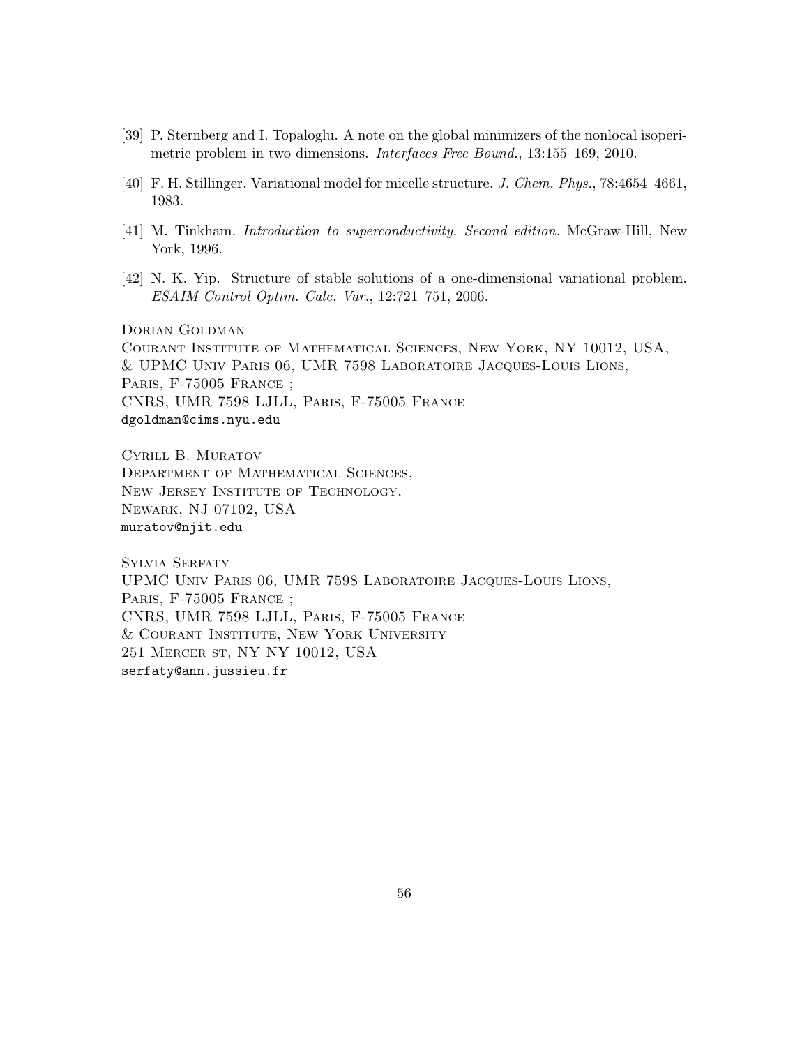[39] P. Sternberg and I. Topaloglu. A note on the global minimizers of the nonlocal isoperimetric problem in two dimensions. *Interfaces Free Bound.*, 13:155–169, 2010.

[40] F. H. Stillinger. Variational model for micelle structure. *J. Chem. Phys.*, 78:4654–4661, 1983.

[41] M. Tinkham. *Introduction to superconductivity. Second edition.* McGraw-Hill, New York, 1996.

[42] N. K. Yip. Structure of stable solutions of a one-dimensional variational problem. *ESAIM Control Optim. Calc. Var.*, 12:721–751, 2006.

Dorian Goldman
Courant Institute of Mathematical Sciences, New York, NY 10012, USA,
& UPMC Univ Paris 06, UMR 7598 Laboratoire Jacques-Louis Lions,
Paris, F-75005 France ;
CNRS, UMR 7598 LJLL, Paris, F-75005 France
dgoldman@cims.nyu.edu

Cyrill B. Muratov
Department of Mathematical Sciences,
New Jersey Institute of Technology,
Newark, NJ 07102, USA
muratov@njit.edu

Sylvia Serfaty
UPMC Univ Paris 06, UMR 7598 Laboratoire Jacques-Louis Lions,
Paris, F-75005 France ;
CNRS, UMR 7598 LJLL, Paris, F-75005 France
& Courant Institute, New York University
251 Mercer st, NY NY 10012, USA
serfaty@ann.jussieu.fr